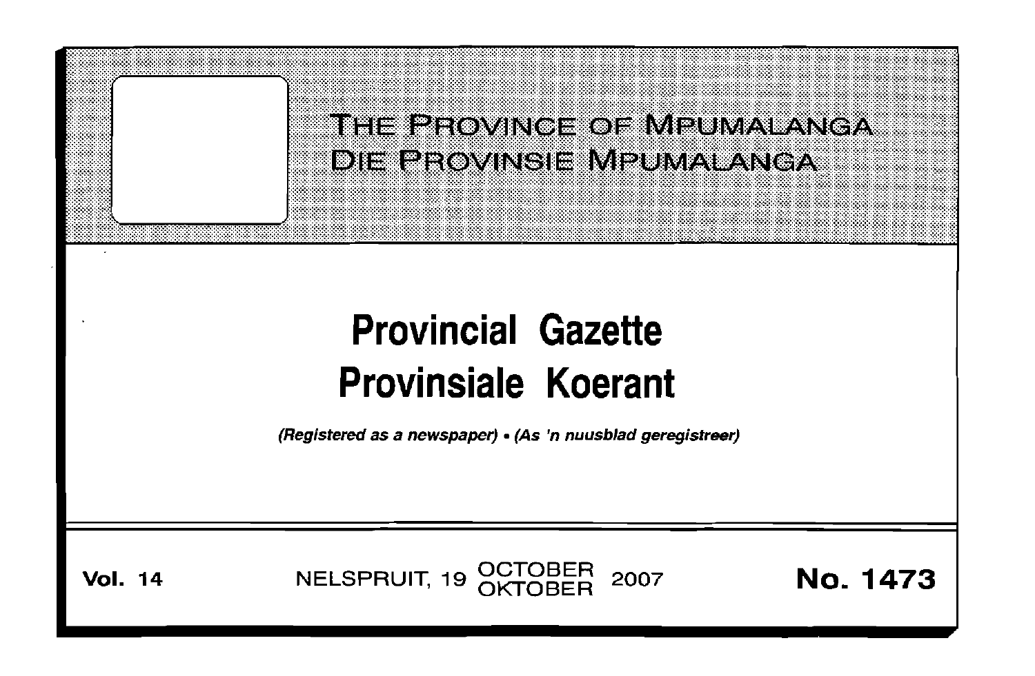# THE PROVINCE OF MPUMALANGA
# DIE PROVINSIE MPUMALANGA

# Provincial Gazette
# Provinsiale Koerant

*(Registered as a newspaper) • (As 'n nuusblad geregistreer)*

**Vol. 14** NELSPRUIT, 19 OCTOBER / OKTOBER 2007 **No. 1473**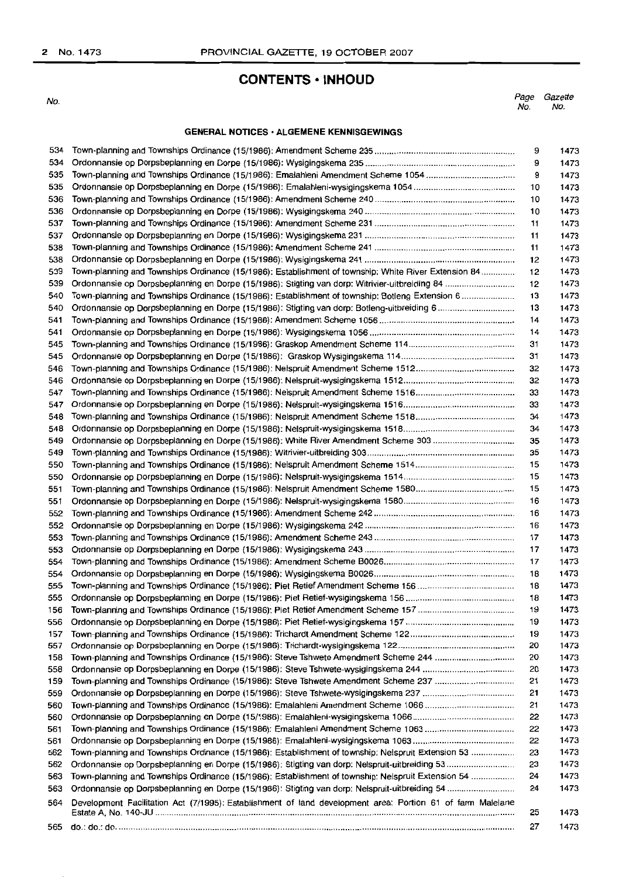## CONTENTS • INHOUD

| No. | | Page No. | Gazette No. |
|---|---|---|---|
| | **GENERAL NOTICES • ALGEMENE KENNISGEWINGS** | | |
| 534 | Town-planning and Townships Ordinance (15/1986): Amendment Scheme 235 | 9 | 1473 |
| 534 | Ordonnansie op Dorpsbeplanning en Dorpe (15/1986): Wysigingskema 235 | 9 | 1473 |
| 535 | Town-planning and Townships Ordinance (15/1986): Emalahleni Amendment Scheme 1054 | 9 | 1473 |
| 535 | Ordonnansie op Dorpsbeplanning en Dorpe (15/1986): Emalahleni-wysigingskema 1054 | 10 | 1473 |
| 536 | Town-planning and Townships Ordinance (15/1986): Amendment Scheme 240 | 10 | 1473 |
| 536 | Ordonnansie op Dorpsbeplanning en Dorpe (15/1986): Wysigingskema 240 | 10 | 1473 |
| 537 | Town-planning and Townships Ordinance (15/1986): Amendment Scheme 231 | 11 | 1473 |
| 537 | Ordonnansie op Dorpsbeplanning en Dorpe (15/1986): Wysigingskema 231 | 11 | 1473 |
| 538 | Town-planning and Townships Ordinance (15/1986): Amendment Scheme 241 | 11 | 1473 |
| 538 | Ordonnansie op Dorpsbeplanning en Dorpe (15/1986): Wysigingskema 241 | 12 | 1473 |
| 539 | Town-planning and Townships Ordinance (15/1986): Establishment of township: White River Extension 84 | 12 | 1473 |
| 539 | Ordonnansie op Dorpsbeplanning en Dorpe (15/1986): Stigting van dorp: Witrivier-uitbreiding 84 | 12 | 1473 |
| 540 | Town-planning and Townships Ordinance (15/1986): Establishment of township: Botleng Extension 6 | 13 | 1473 |
| 540 | Ordonnansie op Dorpsbeplanning en Dorpe (15/1986): Stigting van dorp: Botleng-uitbreiding 6 | 13 | 1473 |
| 541 | Town-planning and Townships Ordinance (15/1986): Amendment Scheme 1056 | 14 | 1473 |
| 541 | Ordonnansie op Dorpsbeplanning en Dorpe (15/1986): Wysigingskema 1056 | 14 | 1473 |
| 545 | Town-planning and Townships Ordinance (15/1986): Graskop Amendment Scheme 114 | 31 | 1473 |
| 545 | Ordonnansie op Dorpsbeplanning en Dorpe (15/1986): Graskop Wysigingskema 114 | 31 | 1473 |
| 546 | Town-planning and Townships Ordinance (15/1986): Nelspruit Amendment Scheme 1512 | 32 | 1473 |
| 546 | Ordonnansie op Dorpsbeplanning en Dorpe (15/1986): Nelspruit-wysigingskema 1512 | 32 | 1473 |
| 547 | Town-planning and Townships Ordinance (15/1986): Nelspruit Amendment Scheme 1516 | 33 | 1473 |
| 547 | Ordonnansie op Dorpsbeplanning en Dorpe (15/1986): Nelspruit-wysigingskema 1516 | 33 | 1473 |
| 548 | Town-planning and Townships Ordinance (15/1986): Nelspruit Amendment Scheme 1518 | 34 | 1473 |
| 548 | Ordonnansie op Dorpsbeplanning en Dorpe (15/1986): Nelspruit-wysigingskema 1518 | 34 | 1473 |
| 549 | Ordonnansie op Dorpsbeplanning en Dorpe (15/1986): White River Amendment Scheme 303 | 35 | 1473 |
| 549 | Town-planning and Townships Ordinance (15/1986): Witrivier-uitbreiding 303 | 35 | 1473 |
| 550 | Town-planning and Townships Ordinance (15/1986): Nelspruit Amendment Scheme 1514 | 15 | 1473 |
| 550 | Ordonnansie op Dorpsbeplanning en Dorpe (15/1986): Nelspruit-wysigingskema 1514 | 15 | 1473 |
| 551 | Town-planning and Townships Ordinance (15/1986): Nelspruit Amendment Scheme 1580 | 15 | 1473 |
| 551 | Ordonnansie op Dorpsbeplanning en Dorpe (15/1986): Nelspruit-wysigingskema 1580 | 16 | 1473 |
| 552 | Town-planning and Townships Ordinance (15/1986): Amendment Scheme 242 | 16 | 1473 |
| 552 | Ordonnansie op Dorpsbeplanning en Dorpe (15/1986): Wysigingskema 242 | 16 | 1473 |
| 553 | Town-planning and Townships Ordinance (15/1986): Amendment Scheme 243 | 17 | 1473 |
| 553 | Ordonnansie op Dorpsbeplanning en Dorpe (15/1986): Wysigingskema 243 | 17 | 1473 |
| 554 | Town-planning and Townships Ordinance (15/1986): Amendment Scheme B0026 | 17 | 1473 |
| 554 | Ordonnansie op Dorpsbeplanning en Dorpe (15/1986): Wysigingskema B0026 | 18 | 1473 |
| 555 | Town-planning and Townships Ordinance (15/1986): Piet Retief Amendment Scheme 156 | 18 | 1473 |
| 555 | Ordonnansie op Dorpsbeplanning en Dorpe (15/1986): Piet Retief-wysigingskema 156 | 18 | 1473 |
| 156 | Town-planning and Townships Ordinance (15/1986): Piet Retief Amendment Scheme 157 | 19 | 1473 |
| 556 | Ordonnansie op Dorpsbeplanning en Dorpe (15/1986): Piet Retief-wysigingskema 157 | 19 | 1473 |
| 157 | Town-planning and Townships Ordinance (15/1986): Trichardt Amendment Scheme 122 | 19 | 1473 |
| 557 | Ordonnansie op Dorpsbeplanning en Dorpe (15/1986): Trichardt-wysigingskema 122 | 20 | 1473 |
| 158 | Town-planning and Townships Ordinance (15/1986): Steve Tshwete Amendment Scheme 244 | 20 | 1473 |
| 558 | Ordonnansie op Dorpsbeplanning en Dorpe (15/1986): Steve Tshwete-wysigingskema 244 | 20 | 1473 |
| 159 | Town-planning and Townships Ordinance (15/1986): Steve Tshwete Amendment Scheme 237 | 21 | 1473 |
| 559 | Ordonnansie op Dorpsbeplanning en Dorpe (15/1986): Steve Tshwete-wysigingskema 237 | 21 | 1473 |
| 560 | Town-planning and Townships Ordinance (15/1986): Emalahleni Amendment Scheme 1066 | 21 | 1473 |
| 560 | Ordonnansie op Dorpsbeplanning en Dorpe (15/1986): Emalahleni-wysigingskema 1066 | 22 | 1473 |
| 561 | Town-planning and Townships Ordinance (15/1986): Emalahleni Amendment Scheme 1063 | 22 | 1473 |
| 561 | Ordonnansie op Dorpsbeplanning en Dorpe (15/1986): Emalahleni-wysigingskema 1063 | 22 | 1473 |
| 562 | Town-planning and Townships Ordinance (15/1986): Establishment of township: Nelspruit Extension 53 | 23 | 1473 |
| 562 | Ordonnansie op Dorpsbeplanning en Dorpe (15/1986): Stigting van dorp: Nelspruit-uitbreiding 53 | 23 | 1473 |
| 563 | Town-planning and Townships Ordinance (15/1986): Establishment of township: Nelspruit Extension 54 | 24 | 1473 |
| 563 | Ordonnansie op Dorpsbeplanning en Dorpe (15/1986): Stigting van dorp: Nelspruit-uitbreiding 54 | 24 | 1473 |
| 564 | Development Facilitation Act (7/1995): Establishment of land development area: Portion 61 of farm Malelane Estate A, No. 140-JU | 25 | 1473 |
| 565 | do.: do.: do. | 27 | 1473 |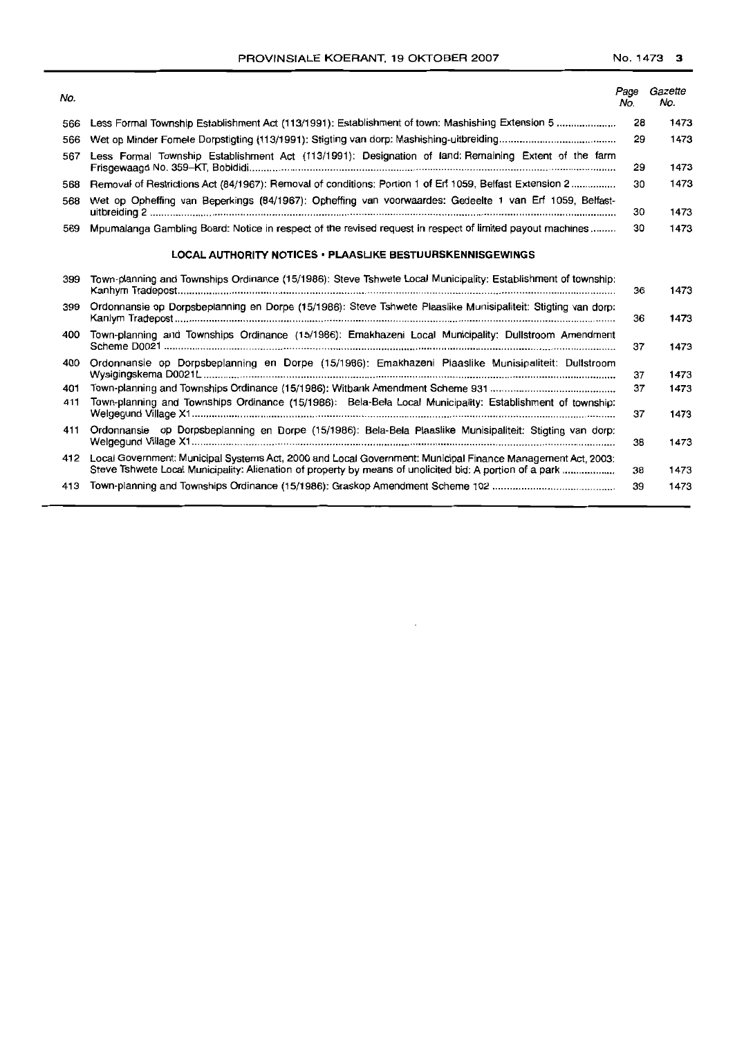| No. | | Page No. | Gazette No. |
|---|---|---|---|
| 566 | Less Formal Township Establishment Act (113/1991): Establishment of town: Mashishing Extension 5 | 28 | 1473 |
| 566 | Wet op Minder Fomele Dorpstigting (113/1991): Stigting van dorp: Mashishing-uitbreiding | 29 | 1473 |
| 567 | Less Formal Township Establishment Act (113/1991): Designation of land: Remaining Extent of the farm Frisgewaagd No. 359-KT, Bobididi | 29 | 1473 |
| 568 | Removal of Restrictions Act (84/1967): Removal of conditions: Portion 1 of Erf 1059, Belfast Extension 2 | 30 | 1473 |
| 568 | Wet op Opheffing van Beperkings (84/1967): Opheffing van voorwaardes: Gedeelte 1 van Erf 1059, Belfast-uitbreiding 2 | 30 | 1473 |
| 569 | Mpumalanga Gambling Board: Notice in respect of the revised request in respect of limited payout machines | 30 | 1473 |

## LOCAL AUTHORITY NOTICES • PLAASLIKE BESTUURSKENNISGEWINGS

| No. | | Page No. | Gazette No. |
|---|---|---|---|
| 399 | Town-planning and Townships Ordinance (15/1986): Steve Tshwete Local Municipality: Establishment of township: Kanhym Tradepost | 36 | 1473 |
| 399 | Ordonnansie op Dorpsbeplanning en Dorpe (15/1986): Steve Tshwete Plaaslike Munisipaliteit: Stigting van dorp: Kanlym Tradepost | 36 | 1473 |
| 400 | Town-planning and Townships Ordinance (15/1986): Emakhazeni Local Municipality: Dullstroom Amendment Scheme D0021 | 37 | 1473 |
| 400 | Ordonnansie op Dorpsbeplanning en Dorpe (15/1986): Emakhazeni Plaaslike Munisipaliteit: Dullstroom Wysigingskema D0021L | 37 | 1473 |
| 401 | Town-planning and Townships Ordinance (15/1986): Witbank Amendment Scheme 931 | 37 | 1473 |
| 411 | Town-planning and Townships Ordinance (15/1986): Bela-Bela Local Municipality: Establishment of township: Welgegund Village X1 | 37 | 1473 |
| 411 | Ordonnansie op Dorpsbeplanning en Dorpe (15/1986): Bela-Bela Plaaslike Munisipaliteit: Stigting van dorp: Welgegund Village X1 | 38 | 1473 |
| 412 | Local Government: Municipal Systems Act, 2000 and Local Government: Municipal Finance Management Act, 2003: Steve Tshwete Local Municipality: Alienation of property by means of unsolicited bid: A portion of a park | 38 | 1473 |
| 413 | Town-planning and Townships Ordinance (15/1986): Graskop Amendment Scheme 102 | 39 | 1473 |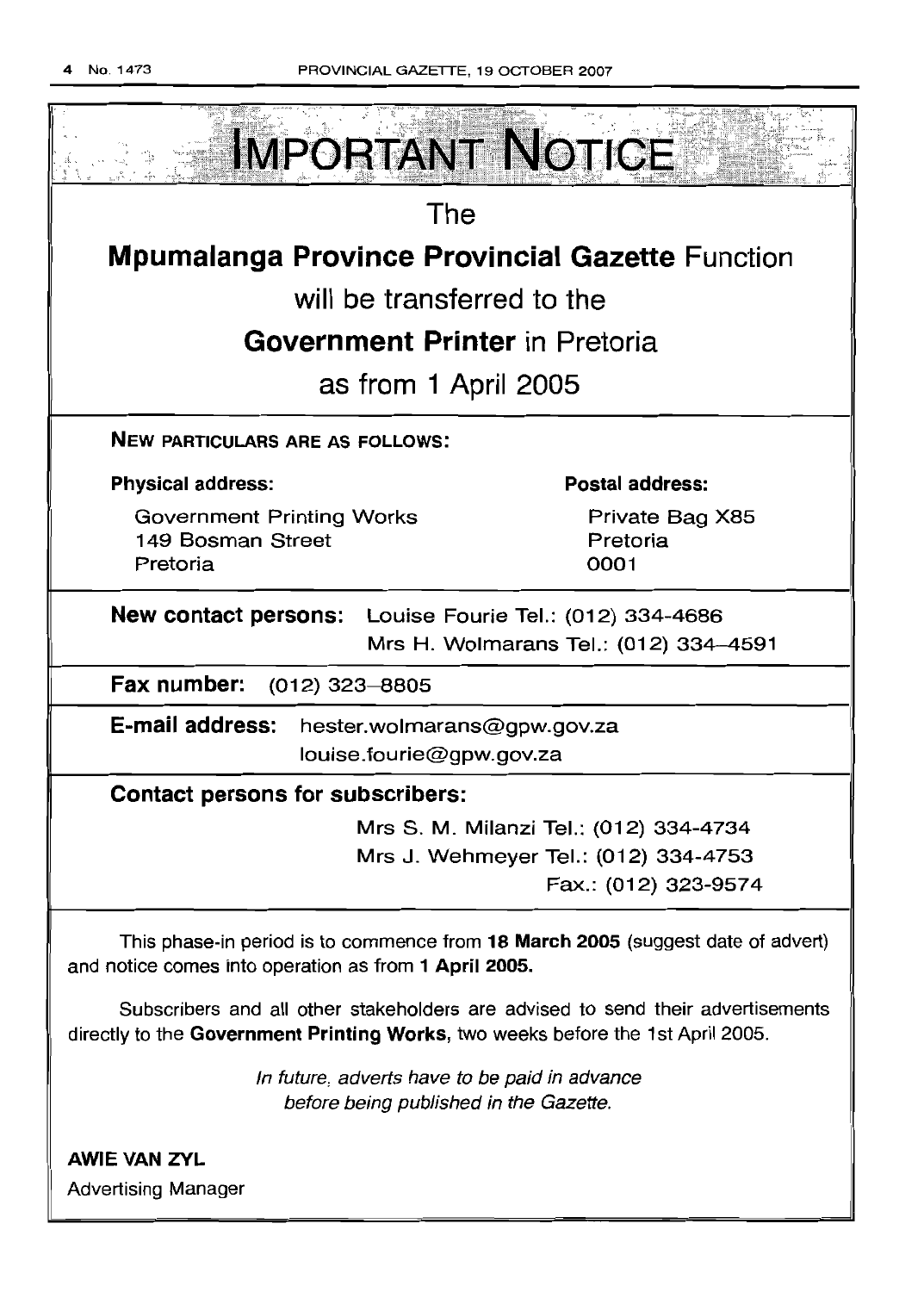# IMPORTANT NOTICE

The

**Mpumalanga Province Provincial Gazette** Function

will be transferred to the

**Government Printer** in Pretoria

as from 1 April 2005

**NEW PARTICULARS ARE AS FOLLOWS:**

**Physical address:**

Government Printing Works
149 Bosman Street
Pretoria

**Postal address:**

Private Bag X85
Pretoria
0001

**New contact persons:** Louise Fourie Tel.: (012) 334-4686
Mrs H. Wolmarans Tel.: (012) 334–4591

**Fax number:** (012) 323–8805

**E-mail address:** hester.wolmarans@gpw.gov.za
louise.fourie@gpw.gov.za

**Contact persons for subscribers:**

Mrs S. M. Milanzi Tel.: (012) 334-4734
Mrs J. Wehmeyer Tel.: (012) 334-4753
Fax.: (012) 323-9574

This phase-in period is to commence from **18 March 2005** (suggest date of advert) and notice comes into operation as from **1 April 2005.**

Subscribers and all other stakeholders are advised to send their advertisements directly to the **Government Printing Works,** two weeks before the 1st April 2005.

*In future, adverts have to be paid in advance before being published in the Gazette.*

**AWIE VAN ZYL**
Advertising Manager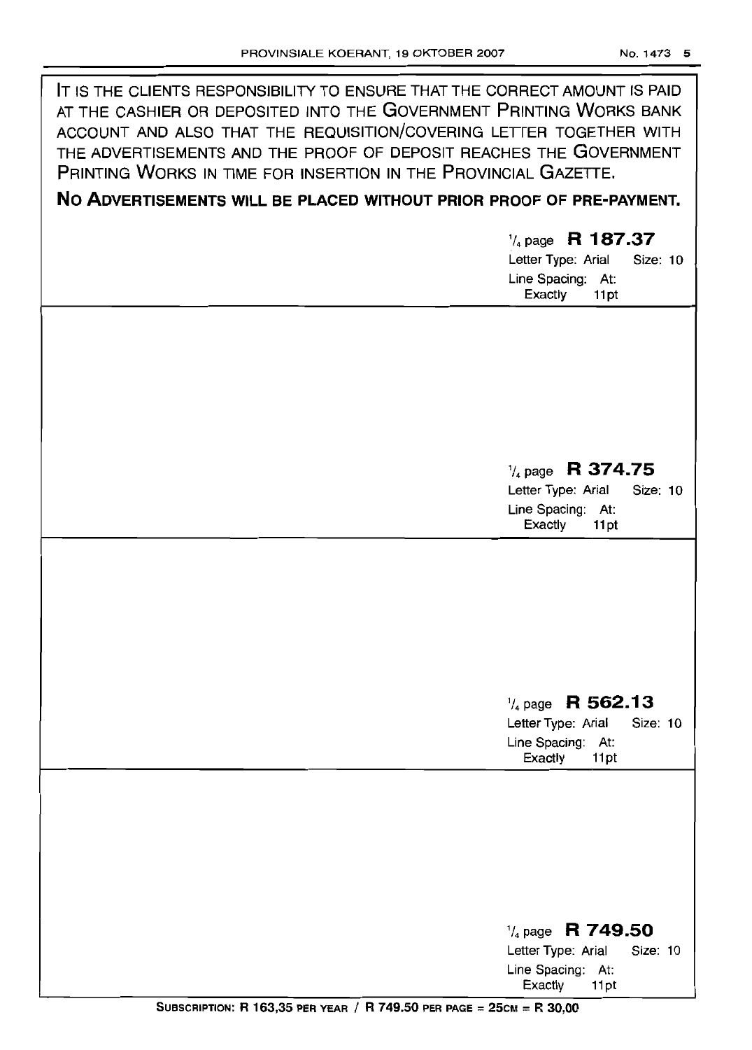IT IS THE CLIENTS RESPONSIBILITY TO ENSURE THAT THE CORRECT AMOUNT IS PAID AT THE CASHIER OR DEPOSITED INTO THE GOVERNMENT PRINTING WORKS BANK ACCOUNT AND ALSO THAT THE REQUISITION/COVERING LETTER TOGETHER WITH THE ADVERTISEMENTS AND THE PROOF OF DEPOSIT REACHES THE GOVERNMENT PRINTING WORKS IN TIME FOR INSERTION IN THE PROVINCIAL GAZETTE.

**NO ADVERTISEMENTS WILL BE PLACED WITHOUT PRIOR PROOF OF PRE-PAYMENT.**

1/4 page **R 187.37**
Letter Type: Arial Size: 10
Line Spacing: At:
Exactly 11pt

1/4 page **R 374.75**
Letter Type: Arial Size: 10
Line Spacing: At:
Exactly 11pt

1/4 page **R 562.13**
Letter Type: Arial Size: 10
Line Spacing: At:
Exactly 11pt

1/4 page **R 749.50**
Letter Type: Arial Size: 10
Line Spacing: At:
Exactly 11pt

**SUBSCRIPTION: R 163,35 PER YEAR / R 749.50 PER PAGE = 25CM = R 30,00**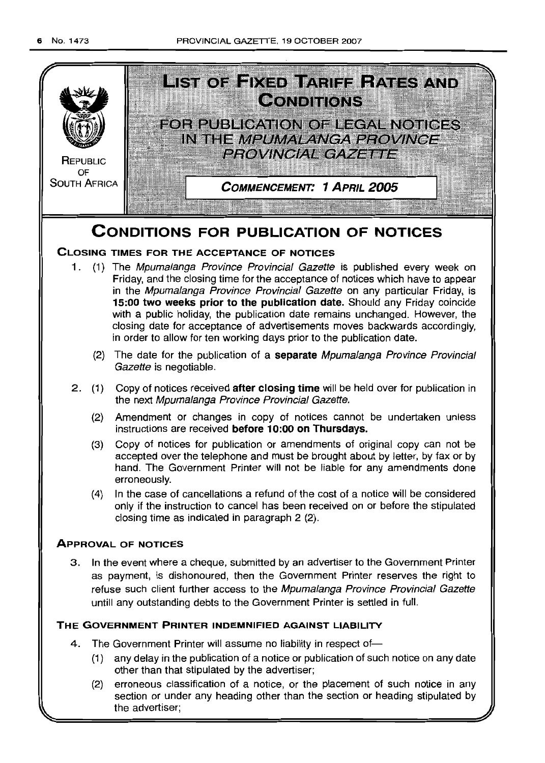REPUBLIC OF SOUTH AFRICA

# LIST OF FIXED TARIFF RATES AND CONDITIONS

## FOR PUBLICATION OF LEGAL NOTICES IN THE *MPUMALANGA PROVINCE PROVINCIAL GAZETTE*

**COMMENCEMENT: 1 APRIL 2005**

# CONDITIONS FOR PUBLICATION OF NOTICES

### CLOSING TIMES FOR THE ACCEPTANCE OF NOTICES

1. (1) The *Mpumalanga Province Provincial Gazette* is published every week on Friday, and the closing time for the acceptance of notices which have to appear in the *Mpumalanga Province Provincial Gazette* on any particular Friday, is **15:00 two weeks prior to the publication date.** Should any Friday coincide with a public holiday, the publication date remains unchanged. However, the closing date for acceptance of advertisements moves backwards accordingly, in order to allow for ten working days prior to the publication date.

   (2) The date for the publication of a **separate** *Mpumalanga Province Provincial Gazette* is negotiable.

2. (1) Copy of notices received **after closing time** will be held over for publication in the next *Mpumalanga Province Provincial Gazette.*

   (2) Amendment or changes in copy of notices cannot be undertaken unless instructions are received **before 10:00 on Thursdays.**

   (3) Copy of notices for publication or amendments of original copy can not be accepted over the telephone and must be brought about by letter, by fax or by hand. The Government Printer will not be liable for any amendments done erroneously.

   (4) In the case of cancellations a refund of the cost of a notice will be considered only if the instruction to cancel has been received on or before the stipulated closing time as indicated in paragraph 2 (2).

### APPROVAL OF NOTICES

3. In the event where a cheque, submitted by an advertiser to the Government Printer as payment, is dishonoured, then the Government Printer reserves the right to refuse such client further access to the *Mpumalanga Province Provincial Gazette* untill any outstanding debts to the Government Printer is settled in full.

### THE GOVERNMENT PRINTER INDEMNIFIED AGAINST LIABILITY

4. The Government Printer will assume no liability in respect of—

   (1) any delay in the publication of a notice or publication of such notice on any date other than that stipulated by the advertiser;

   (2) erroneous classification of a notice, or the placement of such notice in any section or under any heading other than the section or heading stipulated by the advertiser;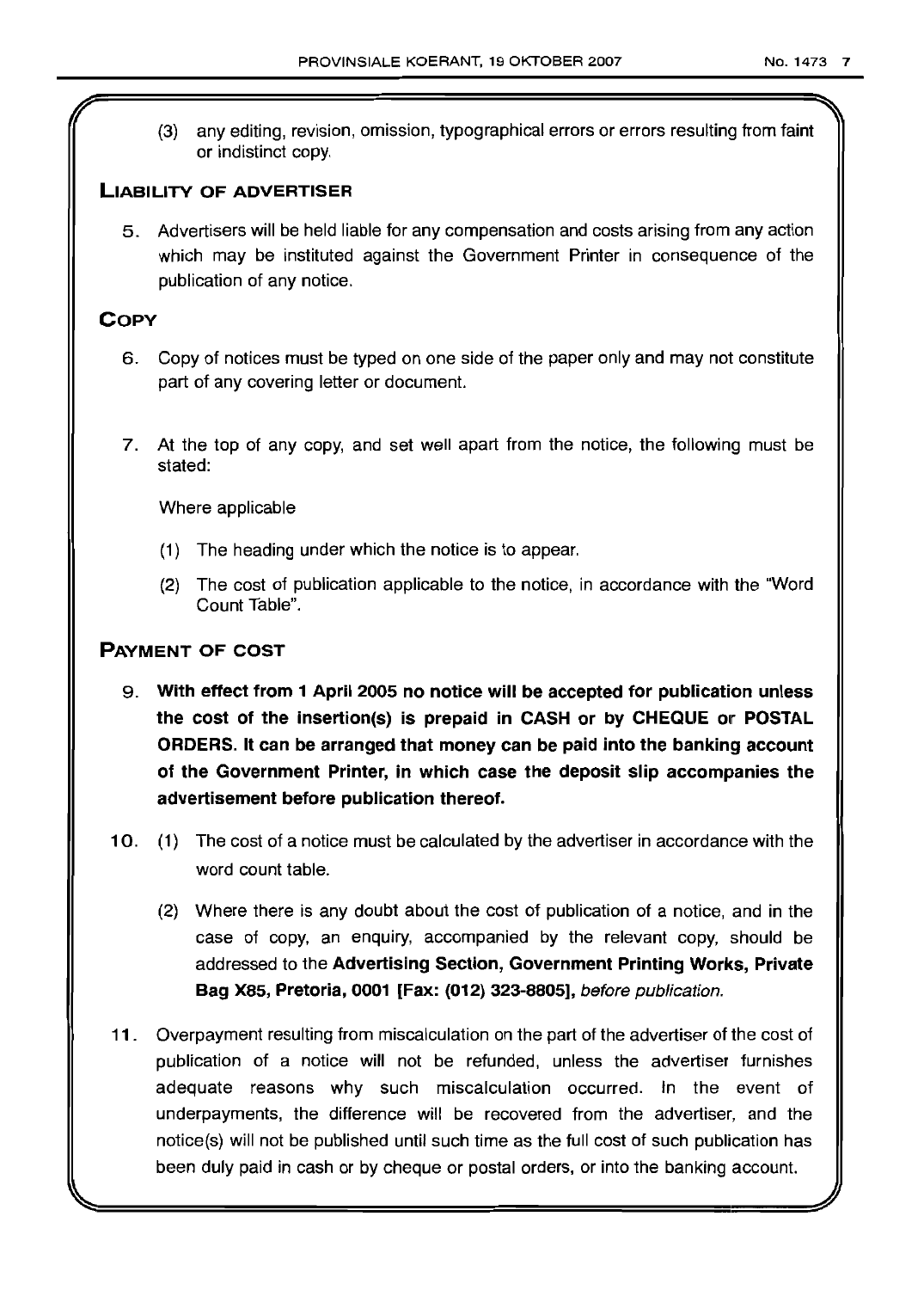(3) any editing, revision, omission, typographical errors or errors resulting from faint or indistinct copy.

## LIABILITY OF ADVERTISER

5. Advertisers will be held liable for any compensation and costs arising from any action which may be instituted against the Government Printer in consequence of the publication of any notice.

## COPY

6. Copy of notices must be typed on one side of the paper only and may not constitute part of any covering letter or document.

7. At the top of any copy, and set well apart from the notice, the following must be stated:

   Where applicable

   (1) The heading under which the notice is to appear.

   (2) The cost of publication applicable to the notice, in accordance with the "Word Count Table".

## PAYMENT OF COST

9. **With effect from 1 April 2005 no notice will be accepted for publication unless the cost of the insertion(s) is prepaid in CASH or by CHEQUE or POSTAL ORDERS. It can be arranged that money can be paid into the banking account of the Government Printer, in which case the deposit slip accompanies the advertisement before publication thereof.**

10. (1) The cost of a notice must be calculated by the advertiser in accordance with the word count table.

    (2) Where there is any doubt about the cost of publication of a notice, and in the case of copy, an enquiry, accompanied by the relevant copy, should be addressed to the **Advertising Section, Government Printing Works, Private Bag X85, Pretoria, 0001 [Fax: (012) 323-8805],** *before publication.*

11. Overpayment resulting from miscalculation on the part of the advertiser of the cost of publication of a notice will not be refunded, unless the advertiser furnishes adequate reasons why such miscalculation occurred. In the event of underpayments, the difference will be recovered from the advertiser, and the notice(s) will not be published until such time as the full cost of such publication has been duly paid in cash or by cheque or postal orders, or into the banking account.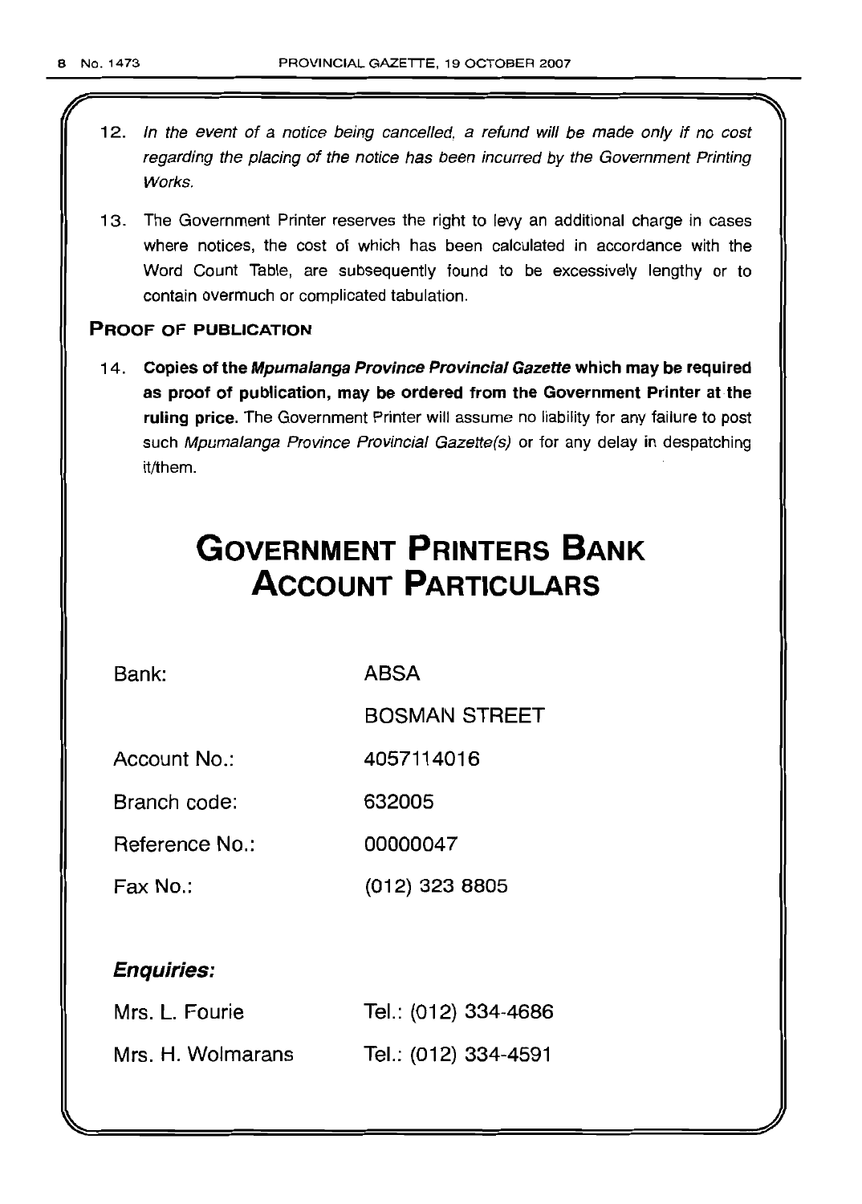12. *In the event of a notice being cancelled, a refund will be made only if no cost regarding the placing of the notice has been incurred by the Government Printing Works.*

13. The Government Printer reserves the right to levy an additional charge in cases where notices, the cost of which has been calculated in accordance with the Word Count Table, are subsequently found to be excessively lengthy or to contain overmuch or complicated tabulation.

**PROOF OF PUBLICATION**

14. **Copies of the *Mpumalanga Province Provincial Gazette* which may be required as proof of publication, may be ordered from the Government Printer at the ruling price.** The Government Printer will assume no liability for any failure to post such *Mpumalanga Province Provincial Gazette(s)* or for any delay in despatching it/them.

# GOVERNMENT PRINTERS BANK ACCOUNT PARTICULARS

| | |
|---|---|
| Bank: | ABSA |
| | BOSMAN STREET |
| Account No.: | 4057114016 |
| Branch code: | 632005 |
| Reference No.: | 00000047 |
| Fax No.: | (012) 323 8805 |

***Enquiries:***

| | |
|---|---|
| Mrs. L. Fourie | Tel.: (012) 334-4686 |
| Mrs. H. Wolmarans | Tel.: (012) 334-4591 |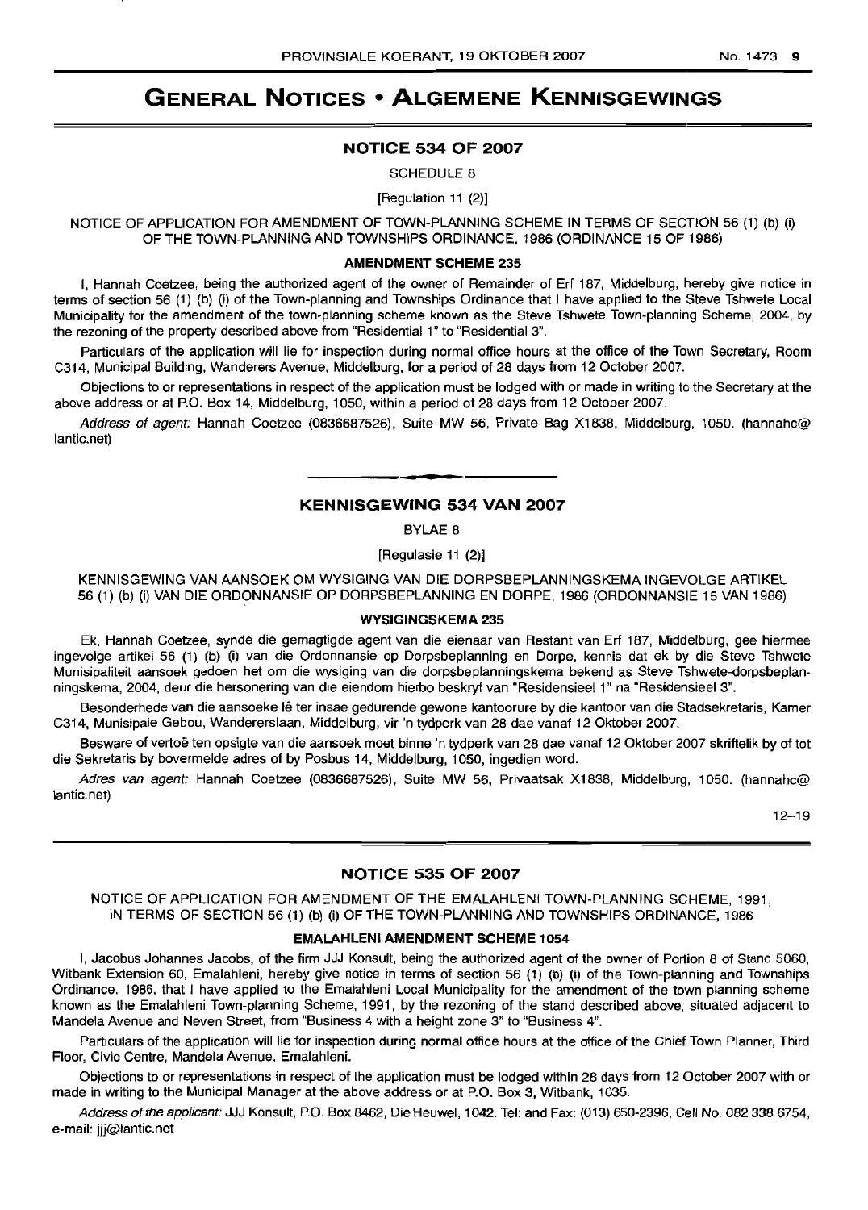# GENERAL NOTICES • ALGEMENE KENNISGEWINGS

## NOTICE 534 OF 2007

SCHEDULE 8

[Regulation 11 (2)]

NOTICE OF APPLICATION FOR AMENDMENT OF TOWN-PLANNING SCHEME IN TERMS OF SECTION 56 (1) (b) (i) OF THE TOWN-PLANNING AND TOWNSHIPS ORDINANCE, 1986 (ORDINANCE 15 OF 1986)

### AMENDMENT SCHEME 235

I, Hannah Coetzee, being the authorized agent of the owner of Remainder of Erf 187, Middelburg, hereby give notice in terms of section 56 (1) (b) (i) of the Town-planning and Townships Ordinance that I have applied to the Steve Tshwete Local Municipality for the amendment of the town-planning scheme known as the Steve Tshwete Town-planning Scheme, 2004, by the rezoning of the property described above from "Residential 1" to "Residential 3".

Particulars of the application will lie for inspection during normal office hours at the office of the Town Secretary, Room C314, Municipal Building, Wanderers Avenue, Middelburg, for a period of 28 days from 12 October 2007.

Objections to or representations in respect of the application must be lodged with or made in writing to the Secretary at the above address or at P.O. Box 14, Middelburg, 1050, within a period of 28 days from 12 October 2007.

*Address of agent:* Hannah Coetzee (0836687526), Suite MW 56, Private Bag X1838, Middelburg, 1050. (hannahc@lantic.net)

---

## KENNISGEWING 534 VAN 2007

BYLAE 8

[Regulasie 11 (2)]

KENNISGEWING VAN AANSOEK OM WYSIGING VAN DIE DORPSBEPLANNINGSKEMA INGEVOLGE ARTIKEL 56 (1) (b) (i) VAN DIE ORDONNANSIE OP DORPSBEPLANNING EN DORPE, 1986 (ORDONNANSIE 15 VAN 1986)

### WYSIGINGSKEMA 235

Ek, Hannah Coetzee, synde die gemagtigde agent van die eienaar van Restant van Erf 187, Middelburg, gee hiermee ingevolge artikel 56 (1) (b) (i) van die Ordonnansie op Dorpsbeplanning en Dorpe, kennis dat ek by die Steve Tshwete Munisipaliteit aansoek gedoen het om die wysiging van die dorpsbeplanningskema bekend as Steve Tshwete-dorpsbeplanningskema, 2004, deur die hersonering van die eiendom hierbo beskryf van "Residensieel 1" na "Residensieel 3".

Besonderhede van die aansoeke lê ter insae gedurende gewone kantoorure by die kantoor van die Stadsekretaris, Kamer C314, Munisipale Gebou, Wandererslaan, Middelburg, vir 'n tydperk van 28 dae vanaf 12 Oktober 2007.

Besware of vertoë ten opsigte van die aansoek moet binne 'n tydperk van 28 dae vanaf 12 Oktober 2007 skriftelik by of tot die Sekretaris by bovermelde adres of by Posbus 14, Middelburg, 1050, ingedien word.

*Adres van agent:* Hannah Coetzee (0836687526), Suite MW 56, Privaatsak X1838, Middelburg, 1050. (hannahc@lantic.net)

12–19

---

## NOTICE 535 OF 2007

NOTICE OF APPLICATION FOR AMENDMENT OF THE EMALAHLENI TOWN-PLANNING SCHEME, 1991, IN TERMS OF SECTION 56 (1) (b) (i) OF THE TOWN-PLANNING AND TOWNSHIPS ORDINANCE, 1986

### EMALAHLENI AMENDMENT SCHEME 1054

I, Jacobus Johannes Jacobs, of the firm JJJ Konsult, being the authorized agent of the owner of Portion 8 of Stand 5060, Witbank Extension 60, Emalahleni, hereby give notice in terms of section 56 (1) (b) (i) of the Town-planning and Townships Ordinance, 1986, that I have applied to the Emalahleni Local Municipality for the amendment of the town-planning scheme known as the Emalahleni Town-planning Scheme, 1991, by the rezoning of the stand described above, situated adjacent to Mandela Avenue and Neven Street, from "Business 4 with a height zone 3" to "Business 4".

Particulars of the application will lie for inspection during normal office hours at the office of the Chief Town Planner, Third Floor, Civic Centre, Mandela Avenue, Emalahleni.

Objections to or representations in respect of the application must be lodged within 28 days from 12 October 2007 with or made in writing to the Municipal Manager at the above address or at P.O. Box 3, Witbank, 1035.

*Address of the applicant:* JJJ Konsult, P.O. Box 8462, Die Heuwel, 1042. Tel: and Fax: (013) 650-2396, Cell No. 082 338 6754, e-mail: jjj@lantic.net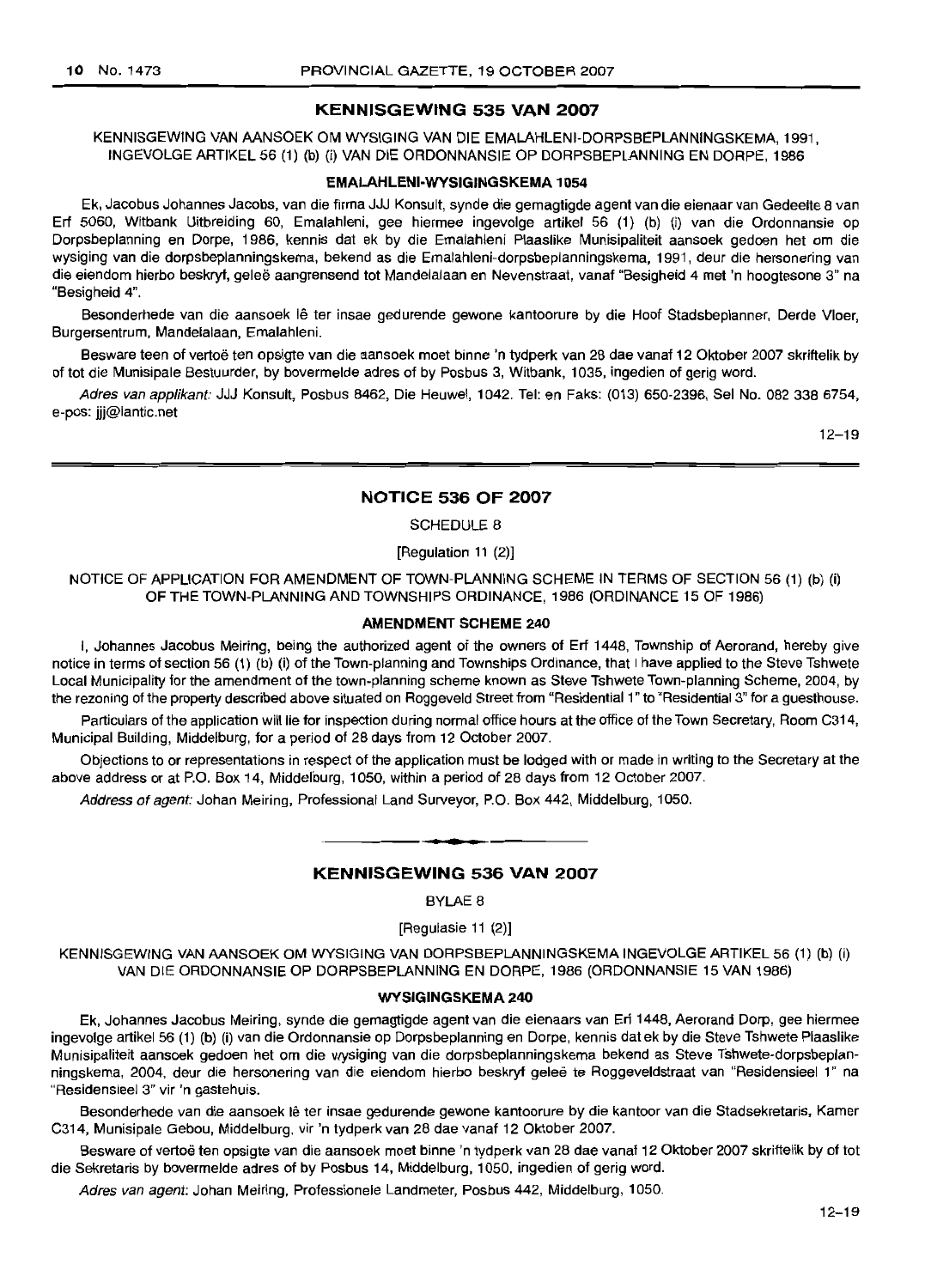## KENNISGEWING 535 VAN 2007

KENNISGEWING VAN AANSOEK OM WYSIGING VAN DIE EMALAHLENI-DORPSBEPLANNINGSKEMA, 1991, INGEVOLGE ARTIKEL 56 (1) (b) (i) VAN DIE ORDONNANSIE OP DORPSBEPLANNING EN DORPE, 1986

### EMALAHLENI-WYSIGINGSKEMA 1054

Ek, Jacobus Johannes Jacobs, van die firma JJJ Konsult, synde die gemagtigde agent van die eienaar van Gedeelte 8 van Erf 5060, Witbank Uitbreiding 60, Emalahleni, gee hiermee ingevolge artikel 56 (1) (b) (i) van die Ordonnansie op Dorpsbeplanning en Dorpe, 1986, kennis dat ek by die Emalahleni Plaaslike Munisipaliteit aansoek gedoen het om die wysiging van die dorpsbeplanningskema, bekend as die Emalahleni-dorpsbeplanningskema, 1991, deur die hersonering van die eiendom hierbo beskryf, geleë aangrensend tot Mandelalaan en Nevenstraat, vanaf "Besigheid 4 met 'n hoogtesone 3" na "Besigheid 4".

Besonderhede van die aansoek lê ter insae gedurende gewone kantoorure by die Hoof Stadsbeplanner, Derde Vloer, Burgersentrum, Mandelalaan, Emalahleni.

Besware teen of vertoë ten opsigte van die aansoek moet binne 'n tydperk van 28 dae vanaf 12 Oktober 2007 skriftelik by of tot die Munisipale Bestuurder, by bovermelde adres of by Posbus 3, Witbank, 1035, ingedien of gerig word.

*Adres van applikant:* JJJ Konsult, Posbus 8462, Die Heuwel, 1042. Tel: en Faks: (013) 650-2396, Sel No. 082 338 6754, e-pos: jjj@lantic.net

12–19

## NOTICE 536 OF 2007

SCHEDULE 8

[Regulation 11 (2)]

NOTICE OF APPLICATION FOR AMENDMENT OF TOWN-PLANNING SCHEME IN TERMS OF SECTION 56 (1) (b) (i) OF THE TOWN-PLANNING AND TOWNSHIPS ORDINANCE, 1986 (ORDINANCE 15 OF 1986)

### AMENDMENT SCHEME 240

I, Johannes Jacobus Meiring, being the authorized agent of the owners of Erf 1448, Township of Aerorand, hereby give notice in terms of section 56 (1) (b) (i) of the Town-planning and Townships Ordinance, that I have applied to the Steve Tshwete Local Municipality for the amendment of the town-planning scheme known as Steve Tshwete Town-planning Scheme, 2004, by the rezoning of the property described above situated on Roggeveld Street from "Residential 1" to "Residential 3" for a guesthouse.

Particulars of the application will lie for inspection during normal office hours at the office of the Town Secretary, Room C314, Municipal Building, Middelburg, for a period of 28 days from 12 October 2007.

Objections to or representations in respect of the application must be lodged with or made in writing to the Secretary at the above address or at P.O. Box 14, Middelburg, 1050, within a period of 28 days from 12 October 2007.

*Address of agent:* Johan Meiring, Professional Land Surveyor, P.O. Box 442, Middelburg, 1050.

---

## KENNISGEWING 536 VAN 2007

BYLAE 8

[Regulasie 11 (2)]

KENNISGEWING VAN AANSOEK OM WYSIGING VAN DORPSBEPLANNINGSKEMA INGEVOLGE ARTIKEL 56 (1) (b) (i) VAN DIE ORDONNANSIE OP DORPSBEPLANNING EN DORPE, 1986 (ORDONNANSIE 15 VAN 1986)

### WYSIGINGSKEMA 240

Ek, Johannes Jacobus Meiring, synde die gemagtigde agent van die eienaars van Erf 1448, Aerorand Dorp, gee hiermee ingevolge artikel 56 (1) (b) (i) van die Ordonnansie op Dorpsbeplanning en Dorpe, kennis dat ek by die Steve Tshwete Plaaslike Munisipaliteit aansoek gedoen het om die wysiging van die dorpsbeplanningskema bekend as Steve Tshwete-dorpsbeplanningskema, 2004, deur die hersonering van die eiendom hierbo beskryf geleë te Roggeveldstraat van "Residensieel 1" na "Residensieel 3" vir 'n gastehuis.

Besonderhede van die aansoek lê ter insae gedurende gewone kantoorure by die kantoor van die Stadsekretaris, Kamer C314, Munisipale Gebou, Middelburg, vir 'n tydperk van 28 dae vanaf 12 Oktober 2007.

Besware of vertoë ten opsigte van die aansoek moet binne 'n tydperk van 28 dae vanaf 12 Oktober 2007 skriftelik by of tot die Sekretaris by bovermelde adres of by Posbus 14, Middelburg, 1050, ingedien of gerig word.

*Adres van agent:* Johan Meiring, Professionele Landmeter, Posbus 442, Middelburg, 1050.

12–19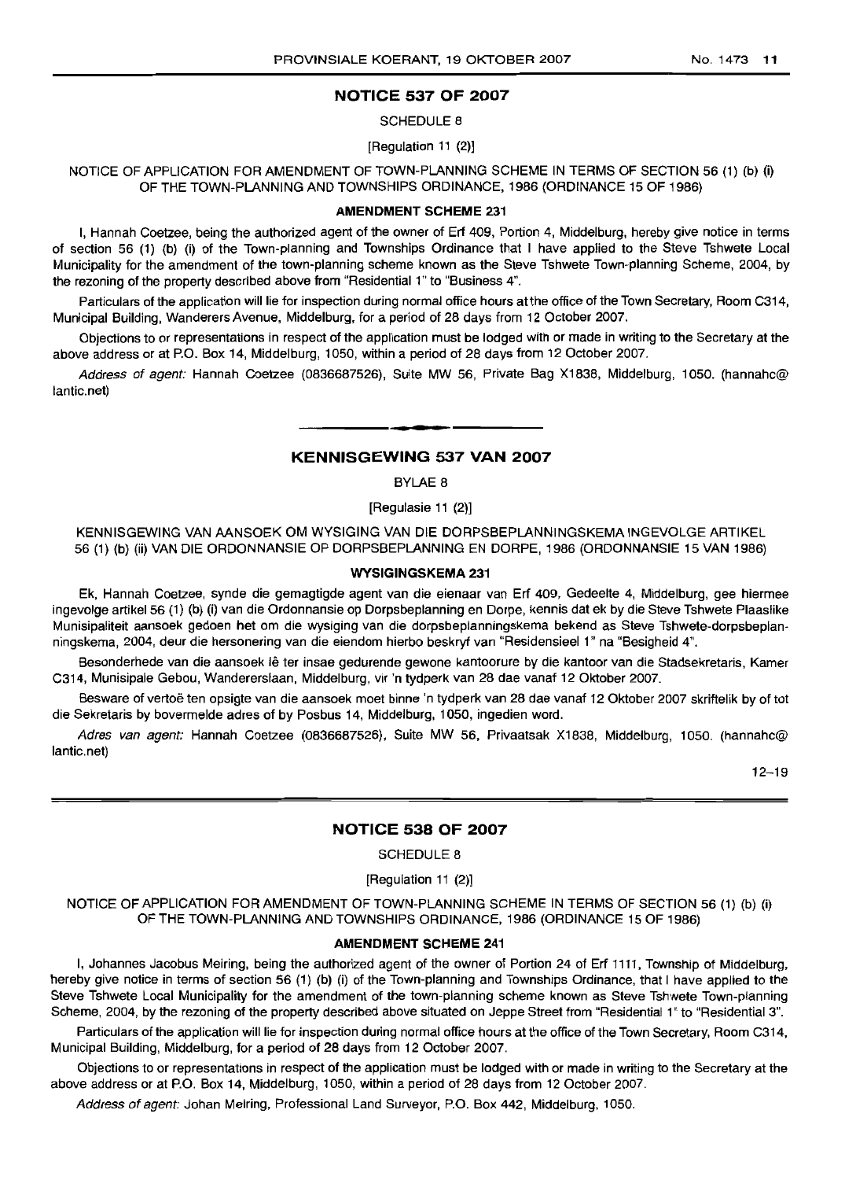## NOTICE 537 OF 2007

SCHEDULE 8

[Regulation 11 (2)]

NOTICE OF APPLICATION FOR AMENDMENT OF TOWN-PLANNING SCHEME IN TERMS OF SECTION 56 (1) (b) (i) OF THE TOWN-PLANNING AND TOWNSHIPS ORDINANCE, 1986 (ORDINANCE 15 OF 1986)

### AMENDMENT SCHEME 231

I, Hannah Coetzee, being the authorized agent of the owner of Erf 409, Portion 4, Middelburg, hereby give notice in terms of section 56 (1) (b) (i) of the Town-planning and Townships Ordinance that I have applied to the Steve Tshwete Local Municipality for the amendment of the town-planning scheme known as the Steve Tshwete Town-planning Scheme, 2004, by the rezoning of the property described above from "Residential 1" to "Business 4".

Particulars of the application will lie for inspection during normal office hours at the office of the Town Secretary, Room C314, Municipal Building, Wanderers Avenue, Middelburg, for a period of 28 days from 12 October 2007.

Objections to or representations in respect of the application must be lodged with or made in writing to the Secretary at the above address or at P.O. Box 14, Middelburg, 1050, within a period of 28 days from 12 October 2007.

*Address of agent:* Hannah Coetzee (0836687526), Suite MW 56, Private Bag X1838, Middelburg, 1050. (hannahc@lantic.net)

## KENNISGEWING 537 VAN 2007

BYLAE 8

[Regulasie 11 (2)]

KENNISGEWING VAN AANSOEK OM WYSIGING VAN DIE DORPSBEPLANNINGSKEMA INGEVOLGE ARTIKEL 56 (1) (b) (ii) VAN DIE ORDONNANSIE OP DORPSBEPLANNING EN DORPE, 1986 (ORDONNANSIE 15 VAN 1986)

### WYSIGINGSKEMA 231

Ek, Hannah Coetzee, synde die gemagtigde agent van die eienaar van Erf 409, Gedeelte 4, Middelburg, gee hiermee ingevolge artikel 56 (1) (b) (i) van die Ordonnansie op Dorpsbeplanning en Dorpe, kennis dat ek by die Steve Tshwete Plaaslike Munisipaliteit aansoek gedoen het om die wysiging van die dorpsbeplanningskema bekend as Steve Tshwete-dorpsbeplanningskema, 2004, deur die hersonering van die eiendom hierbo beskryf van "Residensieel 1" na "Besigheid 4".

Besonderhede van die aansoek lê ter insae gedurende gewone kantoorure by die kantoor van die Stadsekretaris, Kamer C314, Munisipale Gebou, Wandererslaan, Middelburg, vir 'n tydperk van 28 dae vanaf 12 Oktober 2007.

Besware of vertoë ten opsigte van die aansoek moet binne 'n tydperk van 28 dae vanaf 12 Oktober 2007 skriftelik by of tot die Sekretaris by bovermelde adres of by Posbus 14, Middelburg, 1050, ingedien word.

*Adres van agent:* Hannah Coetzee (0836687526), Suite MW 56, Privaatsak X1838, Middelburg, 1050. (hannahc@lantic.net)

12–19

## NOTICE 538 OF 2007

SCHEDULE 8

[Regulation 11 (2)]

NOTICE OF APPLICATION FOR AMENDMENT OF TOWN-PLANNING SCHEME IN TERMS OF SECTION 56 (1) (b) (i) OF THE TOWN-PLANNING AND TOWNSHIPS ORDINANCE, 1986 (ORDINANCE 15 OF 1986)

### AMENDMENT SCHEME 241

I, Johannes Jacobus Meiring, being the authorized agent of the owner of Portion 24 of Erf 1111, Township of Middelburg, hereby give notice in terms of section 56 (1) (b) (i) of the Town-planning and Townships Ordinance, that I have applied to the Steve Tshwete Local Municipality for the amendment of the town-planning scheme known as Steve Tshwete Town-planning Scheme, 2004, by the rezoning of the property described above situated on Jeppe Street from "Residential 1" to "Residential 3".

Particulars of the application will lie for inspection during normal office hours at the office of the Town Secretary, Room C314, Municipal Building, Middelburg, for a period of 28 days from 12 October 2007.

Objections to or representations in respect of the application must be lodged with or made in writing to the Secretary at the above address or at P.O. Box 14, Middelburg, 1050, within a period of 28 days from 12 October 2007.

*Address of agent:* Johan Meiring, Professional Land Surveyor, P.O. Box 442, Middelburg, 1050.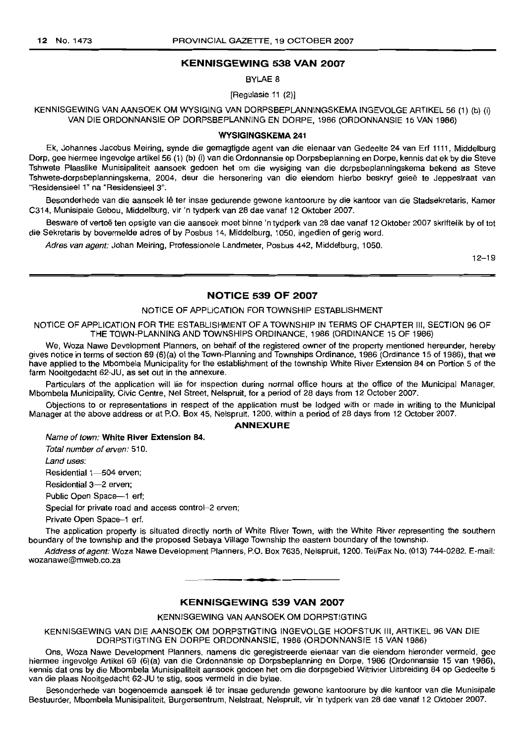## KENNISGEWING 538 VAN 2007

BYLAE 8

[Regulasie 11 (2)]

KENNISGEWING VAN AANSOEK OM WYSIGING VAN DORPSBEPLANNINGSKEMA INGEVOLGE ARTIKEL 56 (1) (b) (i) VAN DIE ORDONNANSIE OP DORPSBEPLANNING EN DORPE, 1986 (ORDONNANSIE 15 VAN 1986)

**WYSIGINGSKEMA 241**

Ek, Johannes Jacobus Meiring, synde die gemagtigde agent van die eienaar van Gedeelte 24 van Erf 1111, Middelburg Dorp, gee hiermee ingevolge artikel 56 (1) (b) (i) van die Ordonnansie op Dorpsbeplanning en Dorpe, kennis dat ek by die Steve Tshwete Plaaslike Munisipaliteit aansoek gedoen het om die wysiging van die dorpsbeplanningskema bekend as Steve Tshwete-dorpsbeplanningskema, 2004, deur die hersonering van die eiendom hierbo beskryf geleë te Jeppestraat van "Residensieel 1" na "Residensieel 3".

Besonderhede van die aansoek lê ter insae gedurende gewone kantoorure by die kantoor van die Stadsekretaris, Kamer C314, Munisipale Gebou, Middelburg, vir 'n tydperk van 28 dae vanaf 12 Oktober 2007.

Besware of vertoë ten opsigte van die aansoek moet binne 'n tydperk van 28 dae vanaf 12 Oktober 2007 skriftelik by of tot die Sekretaris by bovermelde adres of by Posbus 14, Middelburg, 1050, ingedien of gerig word.

*Adres van agent:* Johan Meiring, Professionele Landmeter, Posbus 442, Middelburg, 1050.

12–19

## NOTICE 539 OF 2007

NOTICE OF APPLICATION FOR TOWNSHIP ESTABLISHMENT

NOTICE OF APPLICATION FOR THE ESTABLISHMENT OF A TOWNSHIP IN TERMS OF CHAPTER III, SECTION 96 OF THE TOWN-PLANNING AND TOWNSHIPS ORDINANCE, 1986 (ORDINANCE 15 OF 1986)

We, Woza Nawe Development Planners, on behalf of the registered owner of the property mentioned hereunder, hereby gives notice in terms of section 69 (6)(a) of the Town-Planning and Townships Ordinance, 1986 (Ordinance 15 of 1986), that we have applied to the Mbombela Municipality for the establishment of the township White River Extension 84 on Portion 5 of the farm Nooitgedacht 62-JU, as set out in the annexure.

Particulars of the application will lie for inspection during normal office hours at the office of the Municipal Manager, Mbombela Municipality, Civic Centre, Nel Street, Nelspruit, for a period of 28 days from 12 October 2007.

Objections to or representations in respect of the application must be lodged with or made in writing to the Municipal Manager at the above address or at P.O. Box 45, Nelspruit, 1200, within a period of 28 days from 12 October 2007.

**ANNEXURE**

*Name of town:* **White River Extension 84.**

*Total number of erven:* 510.

*Land uses:*

Residential 1—504 erven;

Residential 3—2 erven;

Public Open Space—1 erf;

Special for private road and access control–2 erven;

Private Open Space–1 erf.

The application property is situated directly north of White River Town, with the White River representing the southern boundary of the township and the proposed Sebaya Village Township the eastern boundary of the township.

*Address of agent:* Woza Nawe Development Planners, P.O. Box 7635, Nelspruit, 1200. Tel/Fax No. (013) 744-0282. E-mail: wozanawe@mweb.co.za

## KENNISGEWING 539 VAN 2007

KENNISGEWING VAN AANSOEK OM DORPSTIGTING

KENNISGEWING VAN DIE AANSOEK OM DORPSTIGTING INGEVOLGE HOOFSTUK III, ARTIKEL 96 VAN DIE DORPSTIGTING EN DORPE ORDONNANSIE, 1986 (ORDONNANSIE 15 VAN 1986)

Ons, Woza Nawe Development Planners, namens die geregistreerde eienaar van die eiendom hieronder vermeld, gee hiermee ingevolge Artikel 69 (6)(a) van die Ordonnansie op Dorpsbeplanning en Dorpe, 1986 (Ordonnansie 15 van 1986), kennis dat ons by die Mbombela Munisipaliteit aansoek gedoen het om die dorpsgebied Witrivier Uitbreiding 84 op Gedeelte 5 van die plaas Nooitgedacht 62-JU te stig, soos vermeld in die bylae.

Besonderhede van bogenoemde aansoek lê ter insae gedurende gewone kantoorure by die kantoor van die Munisipale Bestuurder, Mbombela Munisipaliteit, Burgersentrum, Nelstraat, Nelspruit, vir 'n tydperk van 28 dae vanaf 12 Oktober 2007.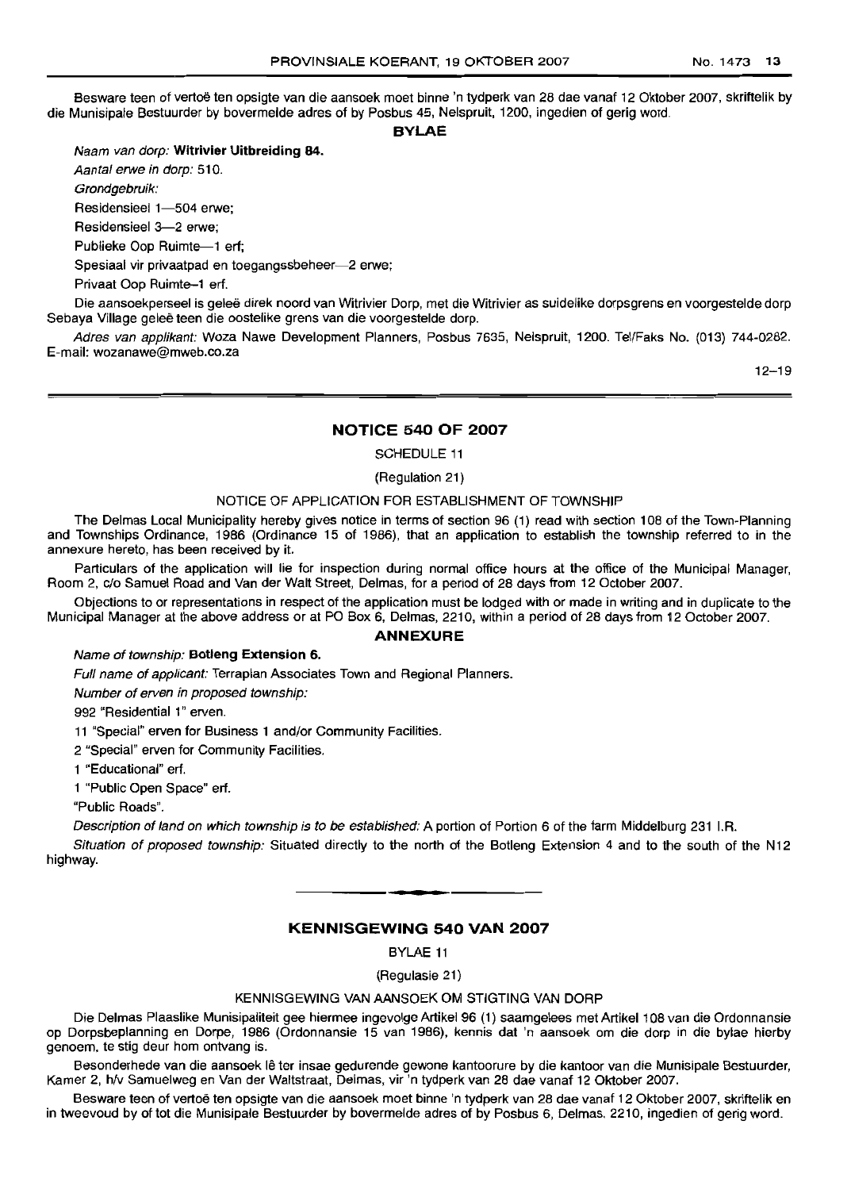Besware teen of vertoë ten opsigte van die aansoek moet binne 'n tydperk van 28 dae vanaf 12 Oktober 2007, skriftelik by die Munisipale Bestuurder by bovermelde adres of by Posbus 45, Nelspruit, 1200, ingedien of gerig word.

**BYLAE**

*Naam van dorp:* **Witrivier Uitbreiding 84.**

*Aantal erwe in dorp:* 510.

*Grondgebruik:*

Residensieel 1—504 erwe;

Residensieel 3—2 erwe;

Publieke Oop Ruimte—1 erf;

Spesiaal vir privaatpad en toegangsbeheer—2 erwe;

Privaat Oop Ruimte—1 erf.

Die aansoekperseel is geleë direk noord van Witrivier Dorp, met die Witrivier as suidelike dorpsgrens en voorgestelde dorp Sebaya Village geleë teen die oostelike grens van die voorgestelde dorp.

*Adres van applikant:* Woza Nawe Development Planners, Posbus 7635, Nelspruit, 1200. Tel/Faks No. (013) 744-0282. E-mail: wozanawe@mweb.co.za

12–19

## NOTICE 540 OF 2007

SCHEDULE 11

(Regulation 21)

NOTICE OF APPLICATION FOR ESTABLISHMENT OF TOWNSHIP

The Delmas Local Municipality hereby gives notice in terms of section 96 (1) read with section 108 of the Town-Planning and Townships Ordinance, 1986 (Ordinance 15 of 1986), that an application to establish the township referred to in the annexure hereto, has been received by it.

Particulars of the application will lie for inspection during normal office hours at the office of the Municipal Manager, Room 2, c/o Samuel Road and Van der Walt Street, Delmas, for a period of 28 days from 12 October 2007.

Objections to or representations in respect of the application must be lodged with or made in writing and in duplicate to the Municipal Manager at the above address or at PO Box 6, Delmas, 2210, within a period of 28 days from 12 October 2007.

**ANNEXURE**

*Name of township:* **Botleng Extension 6.**

*Full name of applicant:* Terraplan Associates Town and Regional Planners.

*Number of erven in proposed township:*

992 "Residential 1" erven.

11 "Special" erven for Business 1 and/or Community Facilities.

2 "Special" erven for Community Facilities.

1 "Educational" erf.

1 "Public Open Space" erf.

"Public Roads".

*Description of land on which township is to be established:* A portion of Portion 6 of the farm Middelburg 231 I.R.

*Situation of proposed township:* Situated directly to the north of the Botleng Extension 4 and to the south of the N12 highway.

## KENNISGEWING 540 VAN 2007

BYLAE 11

(Regulasie 21)

KENNISGEWING VAN AANSOEK OM STIGTING VAN DORP

Die Delmas Plaaslike Munisipaliteit gee hiermee ingevolge Artikel 96 (1) saamgelees met Artikel 108 van die Ordonnansie op Dorpsbeplanning en Dorpe, 1986 (Ordonnansie 15 van 1986), kennis dat 'n aansoek om die dorp in die bylae hierby genoem, te stig deur hom ontvang is.

Besonderhede van die aansoek lê ter insae gedurende gewone kantoorure by die kantoor van die Munisipale Bestuurder, Kamer 2, h/v Samuelweg en Van der Waltstraat, Delmas, vir 'n tydperk van 28 dae vanaf 12 Oktober 2007.

Besware teen of vertoë ten opsigte van die aansoek moet binne 'n tydperk van 28 dae vanaf 12 Oktober 2007, skriftelik en in tweevoud by of tot die Munisipale Bestuurder by bovermelde adres of by Posbus 6, Delmas, 2210, ingedien of gerig word.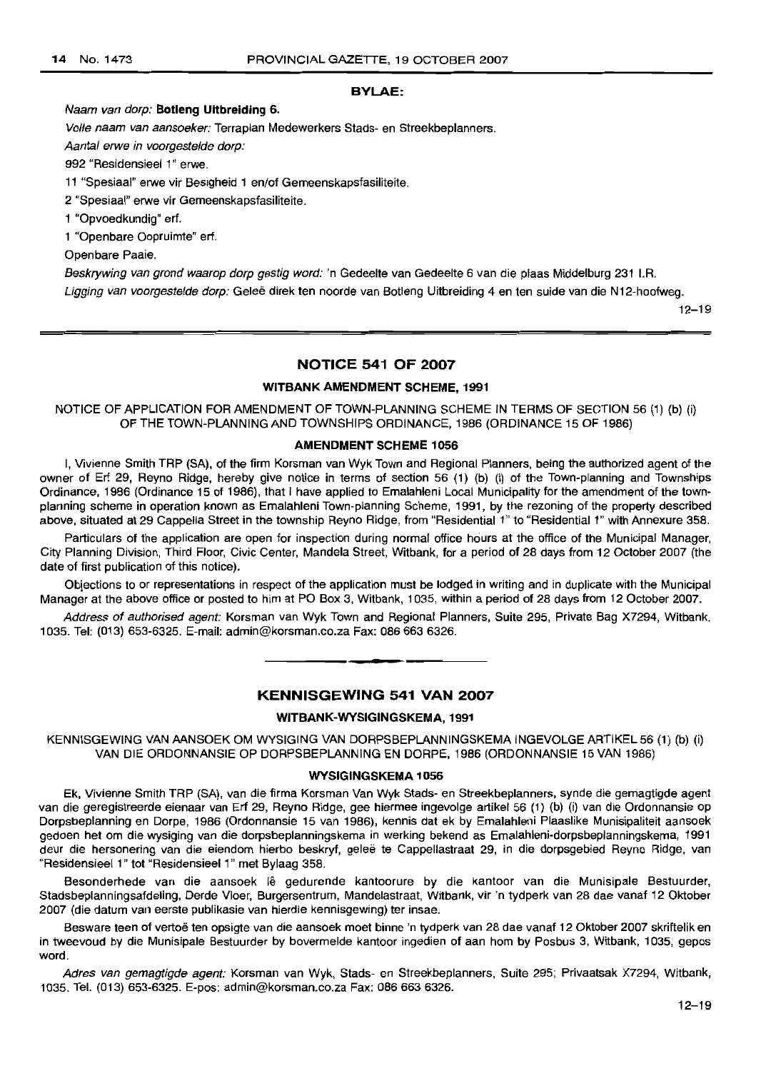**BYLAE:**

*Naam van dorp:* **Botleng Uitbreiding 6.**

*Volle naam van aansoeker:* Terraplan Medewerkers Stads- en Streekbeplanners.

*Aantal erwe in voorgestelde dorp:*

992 "Residensieel 1" erwe.

11 "Spesiaal" erwe vir Besigheid 1 en/of Gemeenskapsfasiliteite.

2 "Spesiaal" erwe vir Gemeenskapsfasiliteite.

1 "Opvoedkundig" erf.

1 "Openbare Oopruimte" erf.

Openbare Paaie.

*Beskrywing van grond waarop dorp gestig word:* 'n Gedeelte van Gedeelte 6 van die plaas Middelburg 231 I.R.

*Ligging van voorgestelde dorp:* Geleë direk ten noorde van Botleng Uitbreiding 4 en ten suide van die N12-hoofweg.

12–19

---

## NOTICE 541 OF 2007

### WITBANK AMENDMENT SCHEME, 1991

NOTICE OF APPLICATION FOR AMENDMENT OF TOWN-PLANNING SCHEME IN TERMS OF SECTION 56 (1) (b) (i) OF THE TOWN-PLANNING AND TOWNSHIPS ORDINANCE, 1986 (ORDINANCE 15 OF 1986)

### AMENDMENT SCHEME 1056

I, Vivienne Smith TRP (SA), of the firm Korsman van Wyk Town and Regional Planners, being the authorized agent of the owner of Erf 29, Reyno Ridge, hereby give notice in terms of section 56 (1) (b) (i) of the Town-planning and Townships Ordinance, 1986 (Ordinance 15 of 1986), that I have applied to Emalahleni Local Municipality for the amendment of the town-planning scheme in operation known as Emalahleni Town-planning Scheme, 1991, by the rezoning of the property described above, situated at 29 Cappelia Street in the township Reyno Ridge, from "Residential 1" to "Residential 1" with Annexure 358.

Particulars of the application are open for inspection during normal office hours at the office of the Municipal Manager, City Planning Division, Third Floor, Civic Center, Mandela Street, Witbank, for a period of 28 days from 12 October 2007 (the date of first publication of this notice).

Objections to or representations in respect of the application must be lodged in writing and in duplicate with the Municipal Manager at the above office or posted to him at PO Box 3, Witbank, 1035, within a period of 28 days from 12 October 2007.

*Address of authorised agent:* Korsman van Wyk Town and Regional Planners, Suite 295, Private Bag X7294, Witbank, 1035. Tel: (013) 653-6325. E-mail: admin@korsman.co.za Fax: 086 663 6326.

---

## KENNISGEWING 541 VAN 2007

### WITBANK-WYSIGINGSKEMA, 1991

KENNISGEWING VAN AANSOEK OM WYSIGING VAN DORPSBEPLANNINGSKEMA INGEVOLGE ARTIKEL 56 (1) (b) (i) VAN DIE ORDONNANSIE OP DORPSBEPLANNING EN DORPE, 1986 (ORDONNANSIE 15 VAN 1986)

### WYSIGINGSKEMA 1056

Ek, Vivienne Smith TRP (SA), van die firma Korsman Van Wyk Stads- en Streekbeplanners, synde die gemagtigde agent van die geregistreerde eienaar van Erf 29, Reyno Ridge, gee hiermee ingevolge artikel 56 (1) (b) (i) van die Ordonnansie op Dorpsbeplanning en Dorpe, 1986 (Ordonnansie 15 van 1986), kennis dat ek by Emalahleni Plaaslike Munisipaliteit aansoek gedoen het om die wysiging van die dorpsbeplanningskema in werking bekend as Emalahleni-dorpsbeplanningskema, 1991 deur die hersonering van die eiendom hierbo beskryf, geleë te Cappellastraat 29, in die dorpsgebied Reyno Ridge, van "Residensieel 1" tot "Residensieel 1" met Bylaag 358.

Besonderhede van die aansoek lê gedurende kantoorure by die kantoor van die Munisipale Bestuurder, Stadsbeplanningsafdeling, Derde Vloer, Burgersentrum, Mandelastraat, Witbank, vir 'n tydperk van 28 dae vanaf 12 Oktober 2007 (die datum van eerste publikasie van hierdie kennisgewing) ter insae.

Besware teen of vertoë ten opsigte van die aansoek moet binne 'n tydperk van 28 dae vanaf 12 Oktober 2007 skriftelik en in tweevoud by die Munisipale Bestuurder by bovermelde kantoor ingedien of aan hom by Posbus 3, Witbank, 1035, gepos word.

*Adres van gemagtigde agent:* Korsman van Wyk, Stads- en Streekbeplanners, Suite 295; Privaatsak X7294, Witbank, 1035. Tel. (013) 653-6325. E-pos: admin@korsman.co.za Fax: 086 663 6326.

12–19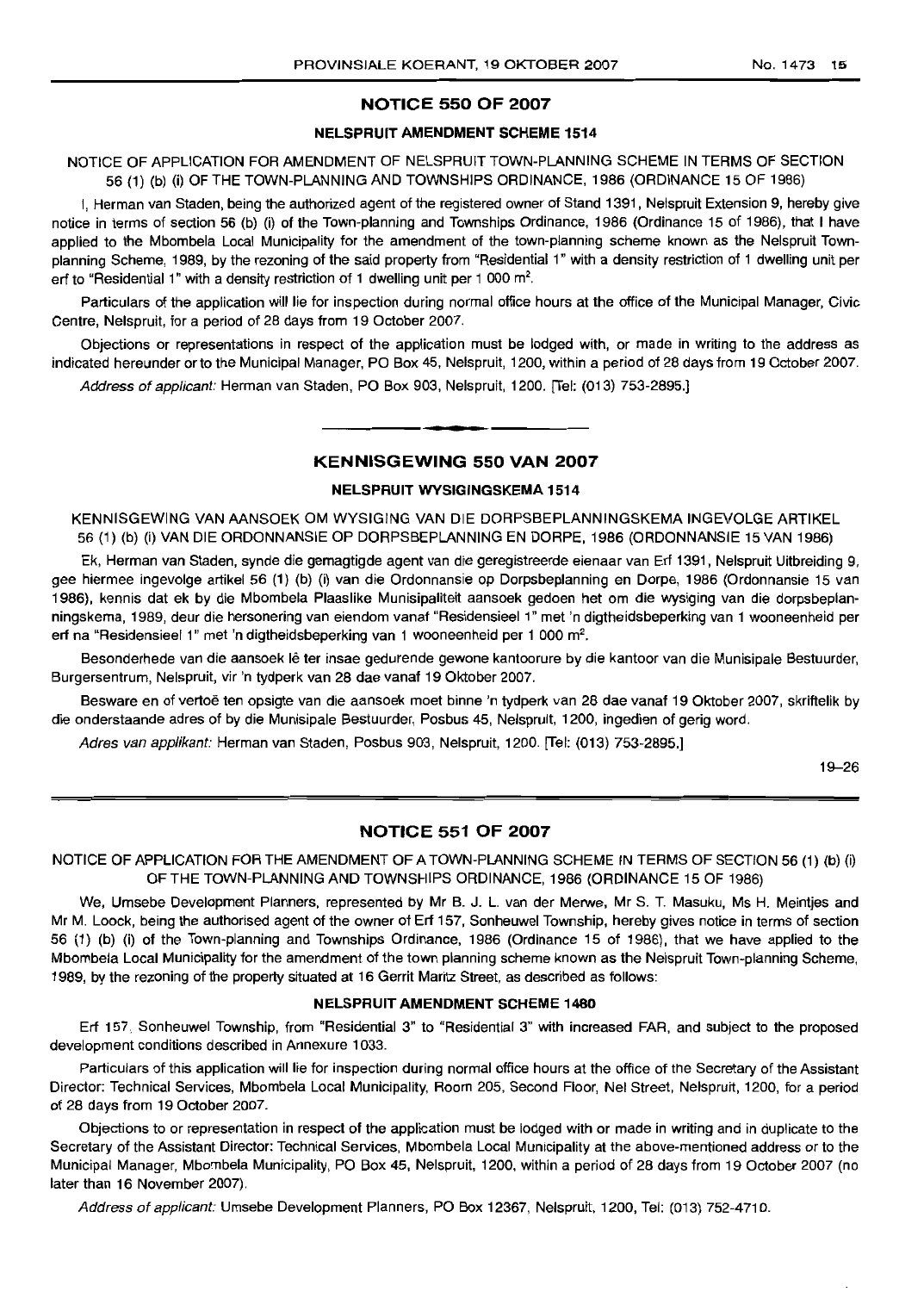## NOTICE 550 OF 2007

### NELSPRUIT AMENDMENT SCHEME 1514

NOTICE OF APPLICATION FOR AMENDMENT OF NELSPRUIT TOWN-PLANNING SCHEME IN TERMS OF SECTION 56 (1) (b) (i) OF THE TOWN-PLANNING AND TOWNSHIPS ORDINANCE, 1986 (ORDINANCE 15 OF 1986)

I, Herman van Staden, being the authorized agent of the registered owner of Stand 1391, Nelspruit Extension 9, hereby give notice in terms of section 56 (b) (i) of the Town-planning and Townships Ordinance, 1986 (Ordinance 15 of 1986), that I have applied to the Mbombela Local Municipality for the amendment of the town-planning scheme known as the Nelspruit Town-planning Scheme, 1989, by the rezoning of the said property from "Residential 1" with a density restriction of 1 dwelling unit per erf to "Residential 1" with a density restriction of 1 dwelling unit per 1 000 m².

Particulars of the application will lie for inspection during normal office hours at the office of the Municipal Manager, Civic Centre, Nelspruit, for a period of 28 days from 19 October 2007.

Objections or representations in respect of the application must be lodged with, or made in writing to the address as indicated hereunder or to the Municipal Manager, PO Box 45, Nelspruit, 1200, within a period of 28 days from 19 October 2007.

*Address of applicant:* Herman van Staden, PO Box 903, Nelspruit, 1200. [Tel: (013) 753-2895.]

---

## KENNISGEWING 550 VAN 2007

### NELSPRUIT WYSIGINGSKEMA 1514

KENNISGEWING VAN AANSOEK OM WYSIGING VAN DIE DORPSBEPLANNINGSKEMA INGEVOLGE ARTIKEL 56 (1) (b) (i) VAN DIE ORDONNANSIE OP DORPSBEPLANNING EN DORPE, 1986 (ORDONNANSIE 15 VAN 1986)

Ek, Herman van Staden, synde die gemagtigde agent van die geregistreerde eienaar van Erf 1391, Nelspruit Uitbreiding 9, gee hiermee ingevolge artikel 56 (1) (b) (i) van die Ordonnansie op Dorpsbeplanning en Dorpe, 1986 (Ordonnansie 15 van 1986), kennis dat ek by die Mbombela Plaaslike Munisipaliteit aansoek gedoen het om die wysiging van die dorpsbeplanningskema, 1989, deur die hersonering van eiendom vanaf "Residensieel 1" met 'n digtheidsbeperking van 1 wooneenheid per erf na "Residensieel 1" met 'n digtheidsbeperking van 1 wooneenheid per 1 000 m².

Besonderhede van die aansoek lê ter insae gedurende gewone kantoorure by die kantoor van die Munisipale Bestuurder, Burgersentrum, Nelspruit, vir 'n tydperk van 28 dae vanaf 19 Oktober 2007.

Besware en of vertoë ten opsigte van die aansoek moet binne 'n tydperk van 28 dae vanaf 19 Oktober 2007, skriftelik by die onderstaande adres of by die Munisipale Bestuurder, Posbus 45, Nelspruit, 1200, ingedien of gerig word.

*Adres van applikant:* Herman van Staden, Posbus 903, Nelspruit, 1200. [Tel: (013) 753-2895.]

19–26

---

## NOTICE 551 OF 2007

NOTICE OF APPLICATION FOR THE AMENDMENT OF A TOWN-PLANNING SCHEME IN TERMS OF SECTION 56 (1) (b) (i) OF THE TOWN-PLANNING AND TOWNSHIPS ORDINANCE, 1986 (ORDINANCE 15 OF 1986)

We, Umsebe Development Planners, represented by Mr B. J. L. van der Merwe, Mr S. T. Masuku, Ms H. Meintjes and Mr M. Loock, being the authorised agent of the owner of Erf 157, Sonheuwel Township, hereby gives notice in terms of section 56 (1) (b) (i) of the Town-planning and Townships Ordinance, 1986 (Ordinance 15 of 1986), that we have applied to the Mbombela Local Municipality for the amendment of the town planning scheme known as the Nelspruit Town-planning Scheme, 1989, by the rezoning of the property situated at 16 Gerrit Maritz Street, as described as follows:

### NELSPRUIT AMENDMENT SCHEME 1480

Erf 157, Sonheuwel Township, from "Residential 3" to "Residential 3" with increased FAR, and subject to the proposed development conditions described in Annexure 1033.

Particulars of this application will lie for inspection during normal office hours at the office of the Secretary of the Assistant Director: Technical Services, Mbombela Local Municipality, Room 205, Second Floor, Nel Street, Nelspruit, 1200, for a period of 28 days from 19 October 2007.

Objections to or representation in respect of the application must be lodged with or made in writing and in duplicate to the Secretary of the Assistant Director: Technical Services, Mbombela Local Municipality at the above-mentioned address or to the Municipal Manager, Mbombela Municipality, PO Box 45, Nelspruit, 1200, within a period of 28 days from 19 October 2007 (no later than 16 November 2007).

*Address of applicant:* Umsebe Development Planners, PO Box 12367, Nelspruit, 1200, Tel: (013) 752-4710.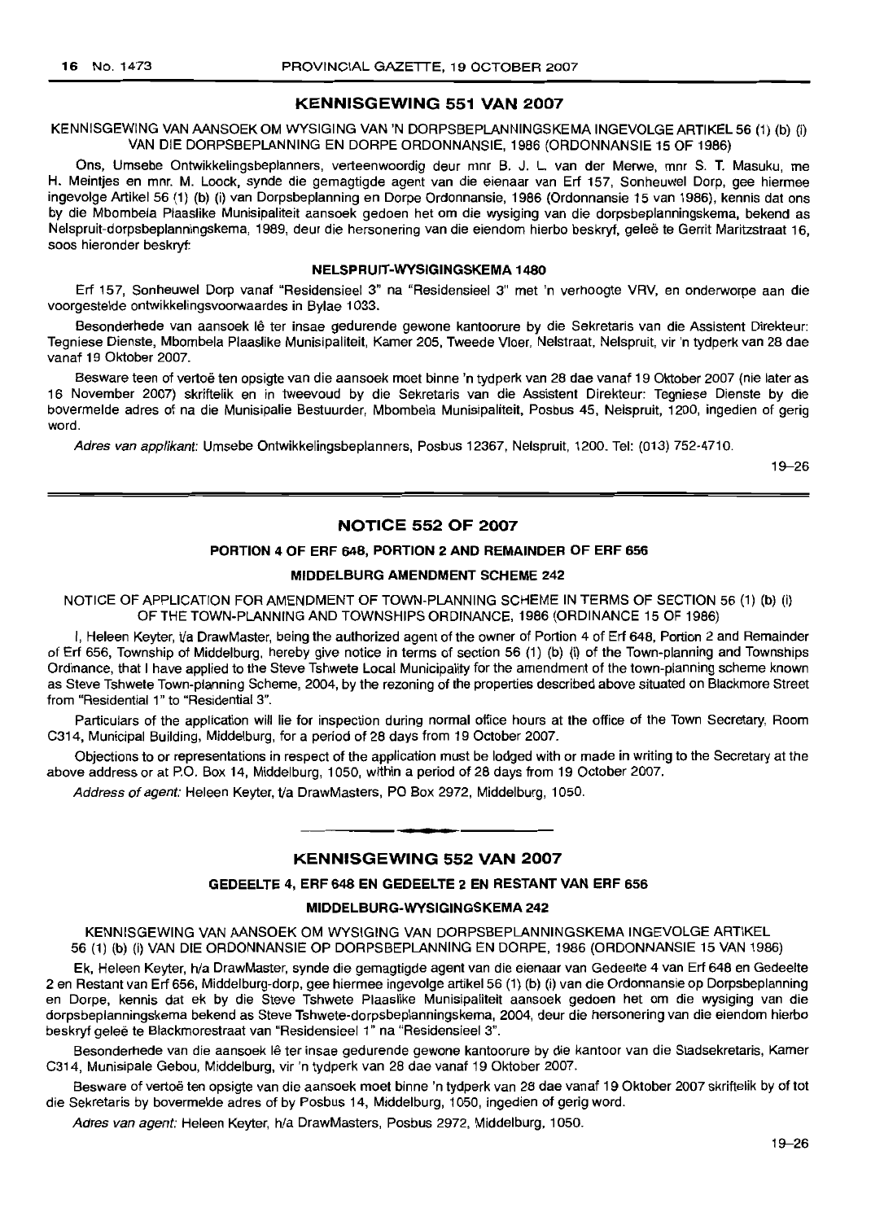## KENNISGEWING 551 VAN 2007

KENNISGEWING VAN AANSOEK OM WYSIGING VAN 'N DORPSBEPLANNINGSKEMA INGEVOLGE ARTIKEL 56 (1) (b) (i) VAN DIE DORPSBEPLANNING EN DORPE ORDONNANSIE, 1986 (ORDONNANSIE 15 OF 1986)

Ons, Umsebe Ontwikkelingsbeplanners, verteenwoordig deur mnr B. J. L. van der Merwe, mnr S. T. Masuku, me H. Meintjes en mnr. M. Loock, synde die gemagtigde agent van die eienaar van Erf 157, Sonheuwel Dorp, gee hiermee ingevolge Artikel 56 (1) (b) (i) van Dorpsbeplanning en Dorpe Ordonnansie, 1986 (Ordonnansie 15 van 1986), kennis dat ons by die Mbombela Plaaslike Munisipaliteit aansoek gedoen het om die wysiging van die dorpsbeplanningskema, bekend as Nelspruit-dorpsbeplanningskema, 1989, deur die hersonering van die eiendom hierbo beskryf, geleë te Gerrit Maritzstraat 16, soos hieronder beskryf:

**NELSPRUIT-WYSIGINGSKEMA 1480**

Erf 157, Sonheuwel Dorp vanaf "Residensieel 3" na "Residensieel 3" met 'n verhoogte VRV, en onderworpe aan die voorgestelde ontwikkelingsvoorwaardes in Bylae 1033.

Besonderhede van aansoek lê ter insae gedurende gewone kantoorure by die Sekretaris van die Assistent Direkteur: Tegniese Dienste, Mbombela Plaaslike Munisipaliteit, Kamer 205, Tweede Vloer, Nelstraat, Nelspruit, vir 'n tydperk van 28 dae vanaf 19 Oktober 2007.

Besware teen of vertoë ten opsigte van die aansoek moet binne 'n tydperk van 28 dae vanaf 19 Oktober 2007 (nie later as 16 November 2007) skriftelik en in tweevoud by die Sekretaris van die Assistent Direkteur: Tegniese Dienste by die bovermelde adres of na die Munisipalie Bestuurder, Mbombela Munisipaliteit, Posbus 45, Nelspruit, 1200, ingedien of gerig word.

*Adres van applikant:* Umsebe Ontwikkelingsbeplanners, Posbus 12367, Nelspruit, 1200. Tel: (013) 752-4710.

19–26

## NOTICE 552 OF 2007

**PORTION 4 OF ERF 648, PORTION 2 AND REMAINDER OF ERF 656**

**MIDDELBURG AMENDMENT SCHEME 242**

NOTICE OF APPLICATION FOR AMENDMENT OF TOWN-PLANNING SCHEME IN TERMS OF SECTION 56 (1) (b) (i) OF THE TOWN-PLANNING AND TOWNSHIPS ORDINANCE, 1986 (ORDINANCE 15 OF 1986)

I, Heleen Keyter, t/a DrawMaster, being the authorized agent of the owner of Portion 4 of Erf 648, Portion 2 and Remainder of Erf 656, Township of Middelburg, hereby give notice in terms of section 56 (1) (b) (i) of the Town-planning and Townships Ordinance, that I have applied to the Steve Tshwete Local Municipality for the amendment of the town-planning scheme known as Steve Tshwete Town-planning Scheme, 2004, by the rezoning of the properties described above situated on Blackmore Street from "Residential 1" to "Residential 3".

Particulars of the application will lie for inspection during normal office hours at the office of the Town Secretary, Room C314, Municipal Building, Middelburg, for a period of 28 days from 19 October 2007.

Objections to or representations in respect of the application must be lodged with or made in writing to the Secretary at the above address or at P.O. Box 14, Middelburg, 1050, within a period of 28 days from 19 October 2007.

*Address of agent:* Heleen Keyter, t/a DrawMasters, PO Box 2972, Middelburg, 1050.

## KENNISGEWING 552 VAN 2007

**GEDEELTE 4, ERF 648 EN GEDEELTE 2 EN RESTANT VAN ERF 656**

**MIDDELBURG-WYSIGINGSKEMA 242**

KENNISGEWING VAN AANSOEK OM WYSIGING VAN DORPSBEPLANNINGSKEMA INGEVOLGE ARTIKEL 56 (1) (b) (i) VAN DIE ORDONNANSIE OP DORPSBEPLANNING EN DORPE, 1986 (ORDONNANSIE 15 VAN 1986)

Ek, Heleen Keyter, h/a DrawMaster, synde die gemagtigde agent van die eienaar van Gedeelte 4 van Erf 648 en Gedeelte 2 en Restant van Erf 656, Middelburg-dorp, gee hiermee ingevolge artikel 56 (1) (b) (i) van die Ordonnansie op Dorpsbeplanning en Dorpe, kennis dat ek by die Steve Tshwete Plaaslike Munisipaliteit aansoek gedoen het om die wysiging van die dorpsbeplanningskema bekend as Steve Tshwete-dorpsbeplanningskema, 2004, deur die hersonering van die eiendom hierbo beskryf geleë te Blackmorestraat van "Residensieel 1" na "Residensieel 3".

Besonderhede van die aansoek lê ter insae gedurende gewone kantoorure by die kantoor van die Stadsekretaris, Kamer C314, Munisipale Gebou, Middelburg, vir 'n tydperk van 28 dae vanaf 19 Oktober 2007.

Besware of vertoë ten opsigte van die aansoek moet binne 'n tydperk van 28 dae vanaf 19 Oktober 2007 skriftelik by of tot die Sekretaris by bovermelde adres of by Posbus 14, Middelburg, 1050, ingedien of gerig word.

*Adres van agent:* Heleen Keyter, h/a DrawMasters, Posbus 2972, Middelburg, 1050.

19–26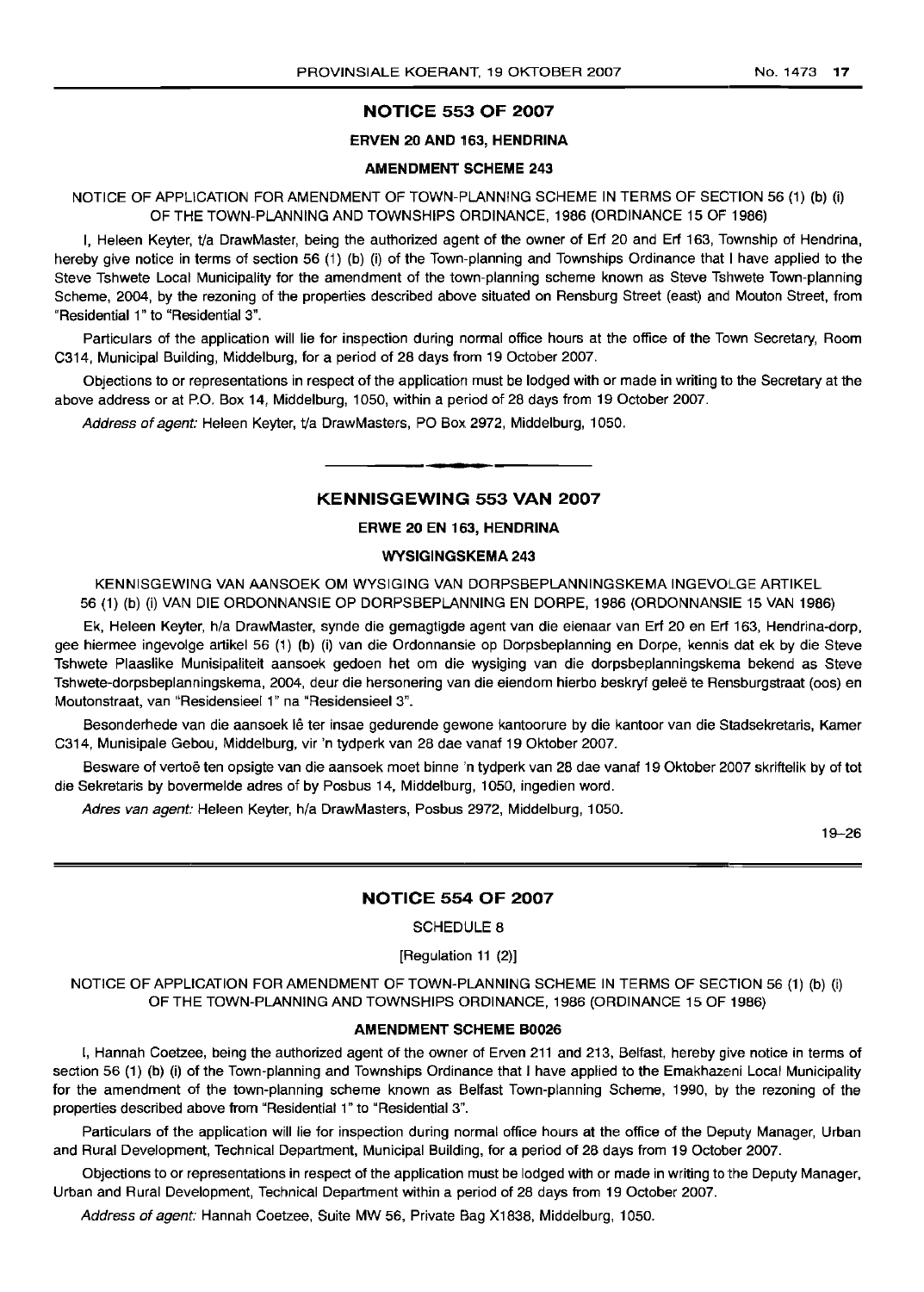## NOTICE 553 OF 2007

### ERVEN 20 AND 163, HENDRINA

### AMENDMENT SCHEME 243

NOTICE OF APPLICATION FOR AMENDMENT OF TOWN-PLANNING SCHEME IN TERMS OF SECTION 56 (1) (b) (i) OF THE TOWN-PLANNING AND TOWNSHIPS ORDINANCE, 1986 (ORDINANCE 15 OF 1986)

I, Heleen Keyter, t/a DrawMaster, being the authorized agent of the owner of Erf 20 and Erf 163, Township of Hendrina, hereby give notice in terms of section 56 (1) (b) (i) of the Town-planning and Townships Ordinance that I have applied to the Steve Tshwete Local Municipality for the amendment of the town-planning scheme known as Steve Tshwete Town-planning Scheme, 2004, by the rezoning of the properties described above situated on Rensburg Street (east) and Mouton Street, from "Residential 1" to "Residential 3".

Particulars of the application will lie for inspection during normal office hours at the office of the Town Secretary, Room C314, Municipal Building, Middelburg, for a period of 28 days from 19 October 2007.

Objections to or representations in respect of the application must be lodged with or made in writing to the Secretary at the above address or at P.O. Box 14, Middelburg, 1050, within a period of 28 days from 19 October 2007.

*Address of agent:* Heleen Keyter, t/a DrawMasters, PO Box 2972, Middelburg, 1050.

---

## KENNISGEWING 553 VAN 2007

### ERWE 20 EN 163, HENDRINA

### WYSIGINGSKEMA 243

KENNISGEWING VAN AANSOEK OM WYSIGING VAN DORPSBEPLANNINGSKEMA INGEVOLGE ARTIKEL 56 (1) (b) (i) VAN DIE ORDONNANSIE OP DORPSBEPLANNING EN DORPE, 1986 (ORDONNANSIE 15 VAN 1986)

Ek, Heleen Keyter, h/a DrawMaster, synde die gemagtigde agent van die eienaar van Erf 20 en Erf 163, Hendrina-dorp, gee hiermee ingevolge artikel 56 (1) (b) (i) van die Ordonnansie op Dorpsbeplanning en Dorpe, kennis dat ek by die Steve Tshwete Plaaslike Munisipaliteit aansoek gedoen het om die wysiging van die dorpsbeplanningskema bekend as Steve Tshwete-dorpsbeplanningskema, 2004, deur die hersonering van die eiendom hierbo beskryf geleë te Rensburgstraat (oos) en Moutonstraat, van "Residensieel 1" na "Residensieel 3".

Besonderhede van die aansoek lê ter insae gedurende gewone kantoorure by die kantoor van die Stadsekretaris, Kamer C314, Munisipale Gebou, Middelburg, vir 'n tydperk van 28 dae vanaf 19 Oktober 2007.

Besware of vertoë ten opsigte van die aansoek moet binne 'n tydperk van 28 dae vanaf 19 Oktober 2007 skriftelik by of tot die Sekretaris by bovermelde adres of by Posbus 14, Middelburg, 1050, ingedien word.

*Adres van agent:* Heleen Keyter, h/a DrawMasters, Posbus 2972, Middelburg, 1050.

19–26

---

## NOTICE 554 OF 2007

SCHEDULE 8

[Regulation 11 (2)]

NOTICE OF APPLICATION FOR AMENDMENT OF TOWN-PLANNING SCHEME IN TERMS OF SECTION 56 (1) (b) (i) OF THE TOWN-PLANNING AND TOWNSHIPS ORDINANCE, 1986 (ORDINANCE 15 OF 1986)

### AMENDMENT SCHEME B0026

I, Hannah Coetzee, being the authorized agent of the owner of Erven 211 and 213, Belfast, hereby give notice in terms of section 56 (1) (b) (i) of the Town-planning and Townships Ordinance that I have applied to the Emakhazeni Local Municipality for the amendment of the town-planning scheme known as Belfast Town-planning Scheme, 1990, by the rezoning of the properties described above from "Residential 1" to "Residential 3".

Particulars of the application will lie for inspection during normal office hours at the office of the Deputy Manager, Urban and Rural Development, Technical Department, Municipal Building, for a period of 28 days from 19 October 2007.

Objections to or representations in respect of the application must be lodged with or made in writing to the Deputy Manager, Urban and Rural Development, Technical Department within a period of 28 days from 19 October 2007.

*Address of agent:* Hannah Coetzee, Suite MW 56, Private Bag X1838, Middelburg, 1050.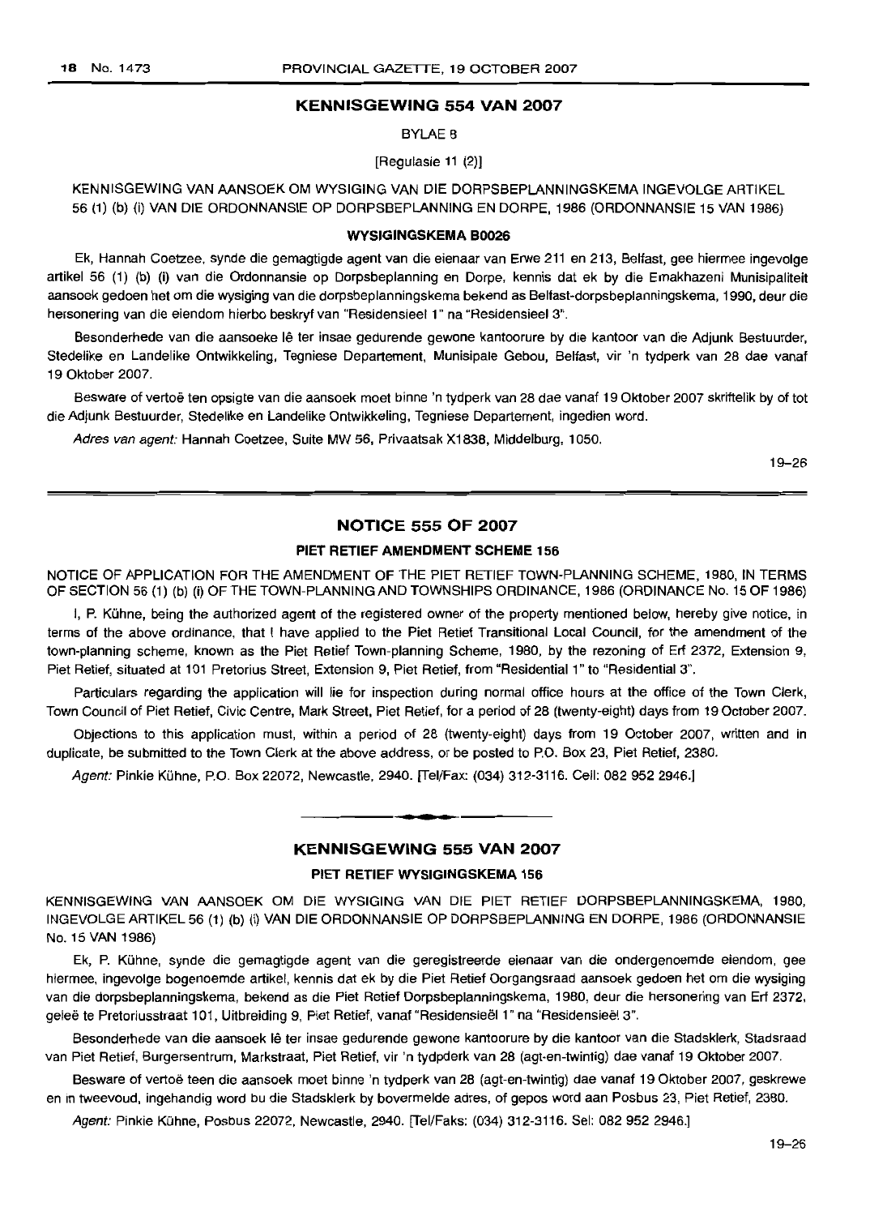## KENNISGEWING 554 VAN 2007

BYLAE 8

[Regulasie 11 (2)]

KENNISGEWING VAN AANSOEK OM WYSIGING VAN DIE DORPSBEPLANNINGSKEMA INGEVOLGE ARTIKEL 56 (1) (b) (i) VAN DIE ORDONNANSIE OP DORPSBEPLANNING EN DORPE, 1986 (ORDONNANSIE 15 VAN 1986)

**WYSIGINGSKEMA B0026**

Ek, Hannah Coetzee, synde die gemagtigde agent van die eienaar van Erwe 211 en 213, Belfast, gee hiermee ingevolge artikel 56 (1) (b) (i) van die Ordonnansie op Dorpsbeplanning en Dorpe, kennis dat ek by die Emakhazeni Munisipaliteit aansoek gedoen het om die wysiging van die dorpsbeplanningskema bekend as Belfast-dorpsbeplanningskema, 1990, deur die hersonering van die eiendom hierbo beskryf van "Residensieel 1" na "Residensieel 3".

Besonderhede van die aansoeke lê ter insae gedurende gewone kantoorure by die kantoor van die Adjunk Bestuurder, Stedelike en Landelike Ontwikkeling, Tegniese Departement, Munisipale Gebou, Belfast, vir 'n tydperk van 28 dae vanaf 19 Oktober 2007.

Besware of vertoë ten opsigte van die aansoek moet binne 'n tydperk van 28 dae vanaf 19 Oktober 2007 skriftelik by of tot die Adjunk Bestuurder, Stedelike en Landelike Ontwikkeling, Tegniese Departement, ingedien word.

*Adres van agent:* Hannah Coetzee, Suite MW 56, Privaatsak X1838, Middelburg, 1050.

19–26

## NOTICE 555 OF 2007

**PIET RETIEF AMENDMENT SCHEME 156**

NOTICE OF APPLICATION FOR THE AMENDMENT OF THE PIET RETIEF TOWN-PLANNING SCHEME, 1980, IN TERMS OF SECTION 56 (1) (b) (i) OF THE TOWN-PLANNING AND TOWNSHIPS ORDINANCE, 1986 (ORDINANCE No. 15 OF 1986)

I, P. Kühne, being the authorized agent of the registered owner of the property mentioned below, hereby give notice, in terms of the above ordinance, that I have applied to the Piet Retief Transitional Local Council, for the amendment of the town-planning scheme, known as the Piet Retief Town-planning Scheme, 1980, by the rezoning of Erf 2372, Extension 9, Piet Retief, situated at 101 Pretorius Street, Extension 9, Piet Retief, from "Residential 1" to "Residential 3".

Particulars regarding the application will lie for inspection during normal office hours at the office of the Town Clerk, Town Council of Piet Retief, Civic Centre, Mark Street, Piet Retief, for a period of 28 (twenty-eight) days from 19 October 2007.

Objections to this application must, within a period of 28 (twenty-eight) days from 19 October 2007, written and in duplicate, be submitted to the Town Clerk at the above address, or be posted to P.O. Box 23, Piet Retief, 2380.

*Agent:* Pinkie Kühne, P.O. Box 22072, Newcastle, 2940. [Tel/Fax: (034) 312-3116. Cell: 082 952 2946.]

## KENNISGEWING 555 VAN 2007

**PIET RETIEF WYSIGINGSKEMA 156**

KENNISGEWING VAN AANSOEK OM DIE WYSIGING VAN DIE PIET RETIEF DORPSBEPLANNINGSKEMA, 1980, INGEVOLGE ARTIKEL 56 (1) (b) (i) VAN DIE ORDONNANSIE OP DORPSBEPLANNING EN DORPE, 1986 (ORDONNANSIE No. 15 VAN 1986)

Ek, P. Kühne, synde die gemagtigde agent van die geregistreerde eienaar van die ondergenoemde eiendom, gee hiermee, ingevolge bogenoemde artikel, kennis dat ek by die Piet Retief Oorgangsraad aansoek gedoen het om die wysiging van die dorpsbeplanningskema, bekend as die Piet Retief Dorpsbeplanningskema, 1980, deur die hersonering van Erf 2372, geleë te Pretoriusstraat 101, Uitbreiding 9, Piet Retief, vanaf "Residensieël 1" na "Residensieël 3".

Besonderhede van die aansoek lê ter insae gedurende gewone kantoorure by die kantoor van die Stadsklerk, Stadsraad van Piet Retief, Burgersentrum, Markstraat, Piet Retief, vir 'n tydpderk van 28 (agt-en-twintig) dae vanaf 19 Oktober 2007.

Besware of vertoë teen die aansoek moet binne 'n tydperk van 28 (agt-en-twintig) dae vanaf 19 Oktober 2007, geskrewe en in tweevoud, ingehandig word bu die Stadsklerk by bovermelde adres, of gepos word aan Posbus 23, Piet Retief, 2380.

*Agent:* Pinkie Kühne, Posbus 22072, Newcastle, 2940. [Tel/Faks: (034) 312-3116. Sel: 082 952 2946.]

19–26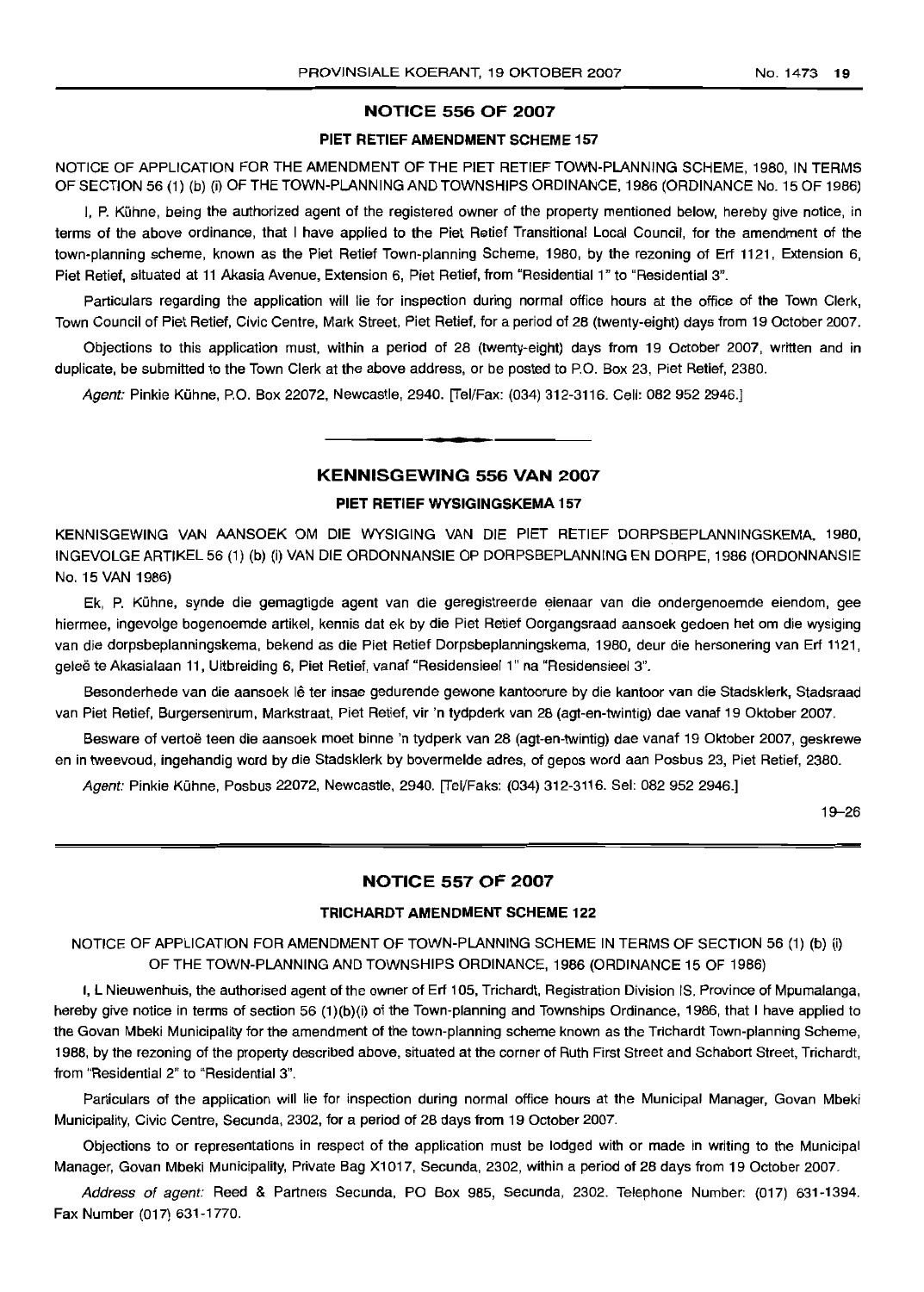## NOTICE 556 OF 2007

### PIET RETIEF AMENDMENT SCHEME 157

NOTICE OF APPLICATION FOR THE AMENDMENT OF THE PIET RETIEF TOWN-PLANNING SCHEME, 1980, IN TERMS OF SECTION 56 (1) (b) (i) OF THE TOWN-PLANNING AND TOWNSHIPS ORDINANCE, 1986 (ORDINANCE No. 15 OF 1986)

I, P. Kühne, being the authorized agent of the registered owner of the property mentioned below, hereby give notice, in terms of the above ordinance, that I have applied to the Piet Retief Transitional Local Council, for the amendment of the town-planning scheme, known as the Piet Retief Town-planning Scheme, 1980, by the rezoning of Erf 1121, Extension 6, Piet Retief, situated at 11 Akasia Avenue, Extension 6, Piet Retief, from "Residential 1" to "Residential 3".

Particulars regarding the application will lie for inspection during normal office hours at the office of the Town Clerk, Town Council of Piet Retief, Civic Centre, Mark Street, Piet Retief, for a period of 28 (twenty-eight) days from 19 October 2007.

Objections to this application must, within a period of 28 (twenty-eight) days from 19 October 2007, written and in duplicate, be submitted to the Town Clerk at the above address, or be posted to P.O. Box 23, Piet Retief, 2380.

*Agent:* Pinkie Kühne, P.O. Box 22072, Newcastle, 2940. [Tel/Fax: (034) 312-3116. Cell: 082 952 2946.]

---

## KENNISGEWING 556 VAN 2007

### PIET RETIEF WYSIGINGSKEMA 157

KENNISGEWING VAN AANSOEK OM DIE WYSIGING VAN DIE PIET RETIEF DORPSBEPLANNINGSKEMA, 1980, INGEVOLGE ARTIKEL 56 (1) (b) (i) VAN DIE ORDONNANSIE OP DORPSBEPLANNING EN DORPE, 1986 (ORDONNANSIE No. 15 VAN 1986)

Ek, P. Kühne, synde die gemagtigde agent van die geregistreerde eienaar van die ondergenoemde eiendom, gee hiermee, ingevolge bogenoemde artikel, kennis dat ek by die Piet Retief Oorgangsraad aansoek gedoen het om die wysiging van die dorpsbeplanningskema, bekend as die Piet Retief Dorpsbeplanningskema, 1980, deur die hersonering van Erf 1121, geleë te Akasialaan 11, Uitbreiding 6, Piet Retief, vanaf "Residensieel 1" na "Residensieel 3".

Besonderhede van die aansoek lê ter insae gedurende gewone kantoorure by die kantoor van die Stadsklerk, Stadsraad van Piet Retief, Burgersentrum, Markstraat, Piet Retief, vir 'n tydpderk van 28 (agt-en-twintig) dae vanaf 19 Oktober 2007.

Besware of vertoë teen die aansoek moet binne 'n tydperk van 28 (agt-en-twintig) dae vanaf 19 Oktober 2007, geskrewe en in tweevoud, ingehandig word by die Stadsklerk by bovermelde adres, of gepos word aan Posbus 23, Piet Retief, 2380.

*Agent:* Pinkie Kühne, Posbus 22072, Newcastle, 2940. [Tel/Faks: (034) 312-3116. Sel: 082 952 2946.]

19–26

---

## NOTICE 557 OF 2007

### TRICHARDT AMENDMENT SCHEME 122

NOTICE OF APPLICATION FOR AMENDMENT OF TOWN-PLANNING SCHEME IN TERMS OF SECTION 56 (1) (b) (i) OF THE TOWN-PLANNING AND TOWNSHIPS ORDINANCE, 1986 (ORDINANCE 15 OF 1986)

I, L Nieuwenhuis, the authorised agent of the owner of Erf 105, Trichardt, Registration Division IS, Province of Mpumalanga, hereby give notice in terms of section 56 (1)(b)(i) of the Town-planning and Townships Ordinance, 1986, that I have applied to the Govan Mbeki Municipality for the amendment of the town-planning scheme known as the Trichardt Town-planning Scheme, 1988, by the rezoning of the property described above, situated at the corner of Ruth First Street and Schabort Street, Trichardt, from "Residential 2" to "Residential 3".

Particulars of the application will lie for inspection during normal office hours at the Municipal Manager, Govan Mbeki Municipality, Civic Centre, Secunda, 2302, for a period of 28 days from 19 October 2007.

Objections to or representations in respect of the application must be lodged with or made in writing to the Municipal Manager, Govan Mbeki Municipality, Private Bag X1017, Secunda, 2302, within a period of 28 days from 19 October 2007.

*Address of agent:* Reed & Partners Secunda, PO Box 985, Secunda, 2302. Telephone Number: (017) 631-1394. Fax Number (017) 631-1770.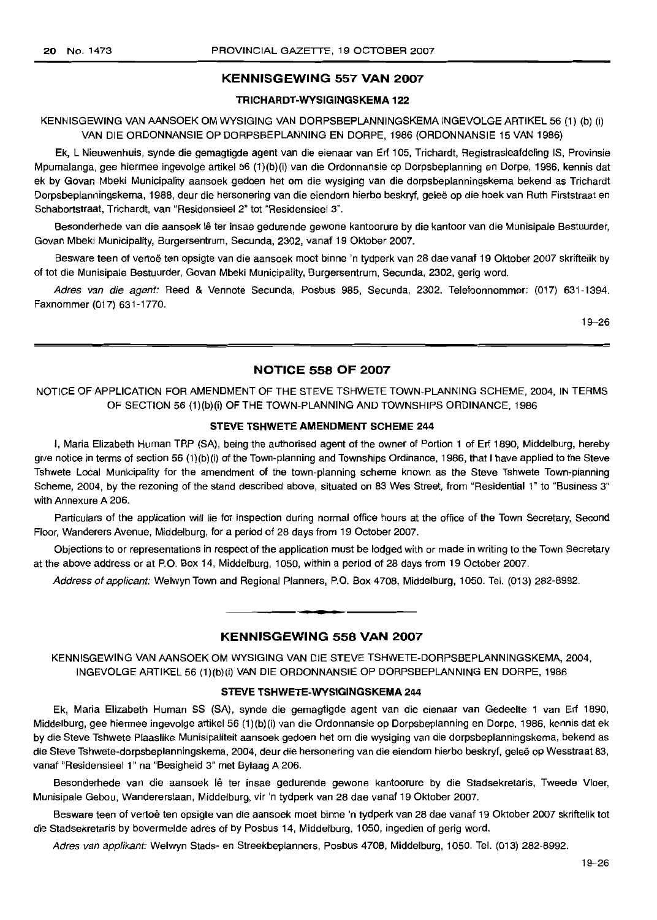## KENNISGEWING 557 VAN 2007

### TRICHARDT-WYSIGINGSKEMA 122

KENNISGEWING VAN AANSOEK OM WYSIGING VAN DORPSBEPLANNINGSKEMA INGEVOLGE ARTIKEL 56 (1) (b) (i) VAN DIE ORDONNANSIE OP DORPSBEPLANNING EN DORPE, 1986 (ORDONNANSIE 15 VAN 1986)

Ek, L Nieuwenhuis, synde die gemagtigde agent van die eienaar van Erf 105, Trichardt, Registrasieafdeling IS, Provinsie Mpumalanga, gee hiermee ingevolge artikel 56 (1)(b)(i) van die Ordonnansie op Dorpsbeplanning en Dorpe, 1986, kennis dat ek by Govan Mbeki Municipality aansoek gedoen het om die wysiging van die dorpsbeplanningskema bekend as Trichardt Dorpsbeplanningskema, 1988, deur die hersonering van die eiendom hierbo beskryf, geleë op die hoek van Ruth Firststraat en Schabortstraat, Trichardt, van "Residensieel 2" tot "Residensieel 3".

Besonderhede van die aansoek lê ter insae gedurende gewone kantoorure by die kantoor van die Munisipale Bestuurder, Govan Mbeki Municipality, Burgersentrum, Secunda, 2302, vanaf 19 Oktober 2007.

Besware teen of vertoë ten opsigte van die aansoek moet binne 'n tydperk van 28 dae vanaf 19 Oktober 2007 skriftelik by of tot die Munisipale Bestuurder, Govan Mbeki Municipality, Burgersentrum, Secunda, 2302, gerig word.

*Adres van die agent:* Reed & Vennote Secunda, Posbus 985, Secunda, 2302. Telefoonnommer: (017) 631-1394. Faxnommer (017) 631-1770.

19–26

## NOTICE 558 OF 2007

NOTICE OF APPLICATION FOR AMENDMENT OF THE STEVE TSHWETE TOWN-PLANNING SCHEME, 2004, IN TERMS OF SECTION 56 (1)(b)(i) OF THE TOWN-PLANNING AND TOWNSHIPS ORDINANCE, 1986

### STEVE TSHWETE AMENDMENT SCHEME 244

I, Maria Elizabeth Human TRP (SA), being the authorised agent of the owner of Portion 1 of Erf 1890, Middelburg, hereby give notice in terms of section 56 (1)(b)(i) of the Town-planning and Townships Ordinance, 1986, that I have applied to the Steve Tshwete Local Municipality for the amendment of the town-planning scheme known as the Steve Tshwete Town-planning Scheme, 2004, by the rezoning of the stand described above, situated on 83 Wes Street, from "Residential 1" to "Business 3" with Annexure A 206.

Particulars of the application will lie for inspection during normal office hours at the office of the Town Secretary, Second Floor, Wanderers Avenue, Middelburg, for a period of 28 days from 19 October 2007.

Objections to or representations in respect of the application must be lodged with or made in writing to the Town Secretary at the above address or at P.O. Box 14, Middelburg, 1050, within a period of 28 days from 19 October 2007.

*Address of applicant:* Welwyn Town and Regional Planners, P.O. Box 4708, Middelburg, 1050. Tel. (013) 282-8992.

## KENNISGEWING 558 VAN 2007

KENNISGEWING VAN AANSOEK OM WYSIGING VAN DIE STEVE TSHWETE-DORPSBEPLANNINGSKEMA, 2004, INGEVOLGE ARTIKEL 56 (1)(b)(i) VAN DIE ORDONNANSIE OP DORPSBEPLANNING EN DORPE, 1986

### STEVE TSHWETE-WYSIGINGSKEMA 244

Ek, Maria Elizabeth Human SS (SA), synde die gemagtigde agent van die eienaar van Gedeelte 1 van Erf 1890, Middelburg, gee hiermee ingevolge artikel 56 (1)(b)(i) van die Ordonnansie op Dorpsbeplanning en Dorpe, 1986, kennis dat ek by die Steve Tshwete Plaaslike Munisipaliteit aansoek gedoen het om die wysiging van die dorpsbeplanningskema, bekend as die Steve Tshwete-dorpsbeplanningskema, 2004, deur die hersonering van die eiendom hierbo beskryf, geleë op Wesstraat 83, vanaf "Residensieel 1" na "Besigheid 3" met Bylaag A 206.

Besonderhede van die aansoek lê ter insae gedurende gewone kantoorure by die Stadsekretaris, Tweede Vloer, Munisipale Gebou, Wandererslaan, Middelburg, vir 'n tydperk van 28 dae vanaf 19 Oktober 2007.

Besware teen of vertoë ten opsigte van die aansoek moet binne 'n tydperk van 28 dae vanaf 19 Oktober 2007 skriftelik tot die Stadsekretaris by bovermelde adres of by Posbus 14, Middelburg, 1050, ingedien of gerig word.

*Adres van applikant:* Welwyn Stads- en Streekbeplanners, Posbus 4708, Middelburg, 1050. Tel. (013) 282-8992.

19–26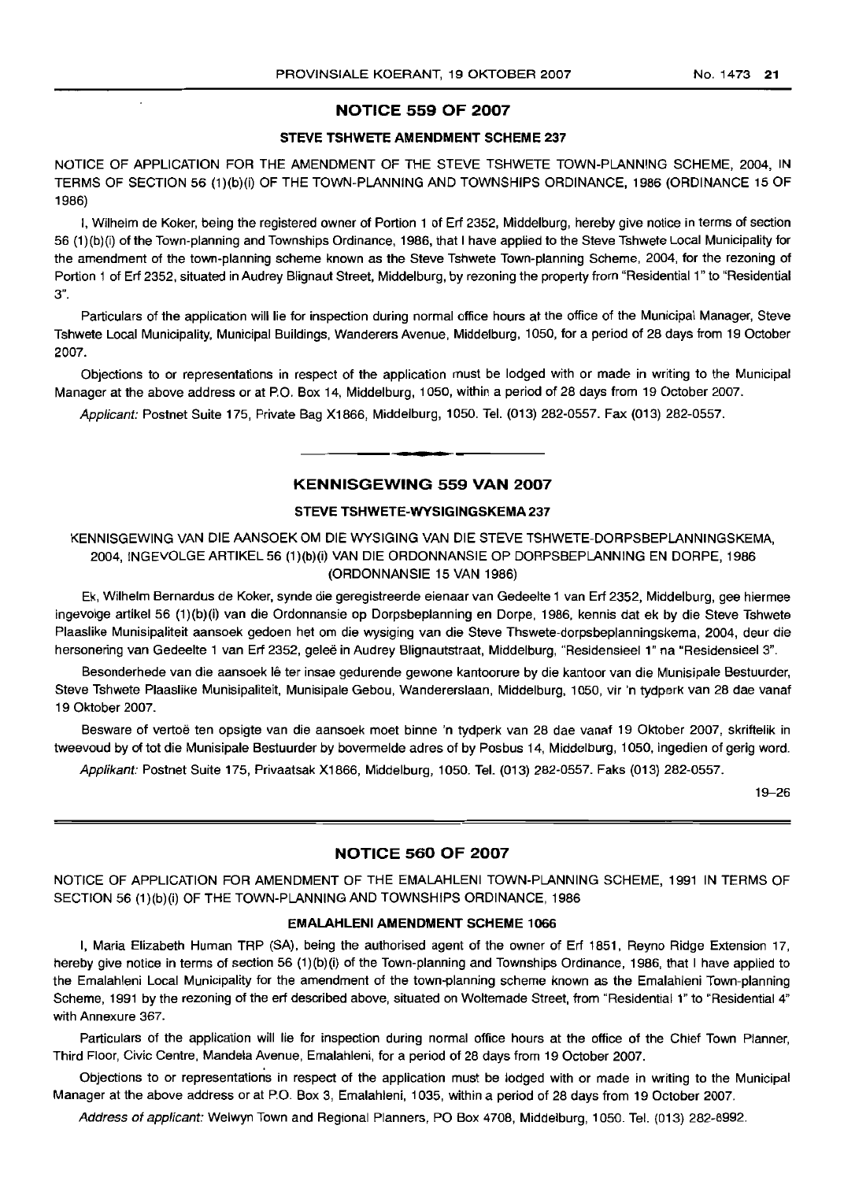## NOTICE 559 OF 2007

### STEVE TSHWETE AMENDMENT SCHEME 237

NOTICE OF APPLICATION FOR THE AMENDMENT OF THE STEVE TSHWETE TOWN-PLANNING SCHEME, 2004, IN TERMS OF SECTION 56 (1)(b)(i) OF THE TOWN-PLANNING AND TOWNSHIPS ORDINANCE, 1986 (ORDINANCE 15 OF 1986)

I, Wilhelm de Koker, being the registered owner of Portion 1 of Erf 2352, Middelburg, hereby give notice in terms of section 56 (1)(b)(i) of the Town-planning and Townships Ordinance, 1986, that I have applied to the Steve Tshwete Local Municipality for the amendment of the town-planning scheme known as the Steve Tshwete Town-planning Scheme, 2004, for the rezoning of Portion 1 of Erf 2352, situated in Audrey Blignaut Street, Middelburg, by rezoning the property from "Residential 1" to "Residential 3".

Particulars of the application will lie for inspection during normal office hours at the office of the Municipal Manager, Steve Tshwete Local Municipality, Municipal Buildings, Wanderers Avenue, Middelburg, 1050, for a period of 28 days from 19 October 2007.

Objections to or representations in respect of the application must be lodged with or made in writing to the Municipal Manager at the above address or at P.O. Box 14, Middelburg, 1050, within a period of 28 days from 19 October 2007.

*Applicant:* Postnet Suite 175, Private Bag X1866, Middelburg, 1050. Tel. (013) 282-0557. Fax (013) 282-0557.

---

## KENNISGEWING 559 VAN 2007

### STEVE TSHWETE-WYSIGINGSKEMA 237

KENNISGEWING VAN DIE AANSOEK OM DIE WYSIGING VAN DIE STEVE TSHWETE-DORPSBEPLANNINGSKEMA, 2004, INGEVOLGE ARTIKEL 56 (1)(b)(i) VAN DIE ORDONNANSIE OP DORPSBEPLANNING EN DORPE, 1986 (ORDONNANSIE 15 VAN 1986)

Ek, Wilhelm Bernardus de Koker, synde die geregistreerde eienaar van Gedeelte 1 van Erf 2352, Middelburg, gee hiermee ingevolge artikel 56 (1)(b)(i) van die Ordonnansie op Dorpsbeplanning en Dorpe, 1986, kennis dat ek by die Steve Tshwete Plaaslike Munisipaliteit aansoek gedoen het om die wysiging van die Steve Thswete-dorpsbeplanningskema, 2004, deur die hersonering van Gedeelte 1 van Erf 2352, geleë in Audrey Blignautstraat, Middelburg, "Residensieel 1" na "Residensieel 3".

Besonderhede van die aansoek lê ter insae gedurende gewone kantoorure by die kantoor van die Munisipale Bestuurder, Steve Tshwete Plaaslike Munisipaliteit, Munisipale Gebou, Wandererslaan, Middelburg, 1050, vir 'n tydperk van 28 dae vanaf 19 Oktober 2007.

Besware of vertoë ten opsigte van die aansoek moet binne 'n tydperk van 28 dae vanaf 19 Oktober 2007, skriftelik in tweevoud by of tot die Munisipale Bestuurder by bovermelde adres of by Posbus 14, Middelburg, 1050, ingedien of gerig word.

*Applikant:* Postnet Suite 175, Privaatsak X1866, Middelburg, 1050. Tel. (013) 282-0557. Faks (013) 282-0557.

19–26

---

## NOTICE 560 OF 2007

NOTICE OF APPLICATION FOR AMENDMENT OF THE EMALAHLENI TOWN-PLANNING SCHEME, 1991 IN TERMS OF SECTION 56 (1)(b)(i) OF THE TOWN-PLANNING AND TOWNSHIPS ORDINANCE, 1986

### EMALAHLENI AMENDMENT SCHEME 1066

I, Maria Elizabeth Human TRP (SA), being the authorised agent of the owner of Erf 1851, Reyno Ridge Extension 17, hereby give notice in terms of section 56 (1)(b)(i) of the Town-planning and Townships Ordinance, 1986, that I have applied to the Emalahleni Local Municipality for the amendment of the town-planning scheme known as the Emalahleni Town-planning Scheme, 1991 by the rezoning of the erf described above, situated on Woltemade Street, from "Residential 1" to "Residential 4" with Annexure 367.

Particulars of the application will lie for inspection during normal office hours at the office of the Chief Town Planner, Third Floor, Civic Centre, Mandela Avenue, Emalahleni, for a period of 28 days from 19 October 2007.

Objections to or representations in respect of the application must be lodged with or made in writing to the Municipal Manager at the above address or at P.O. Box 3, Emalahleni, 1035, within a period of 28 days from 19 October 2007.

*Address of applicant:* Welwyn Town and Regional Planners, PO Box 4708, Middelburg, 1050. Tel. (013) 282-8992.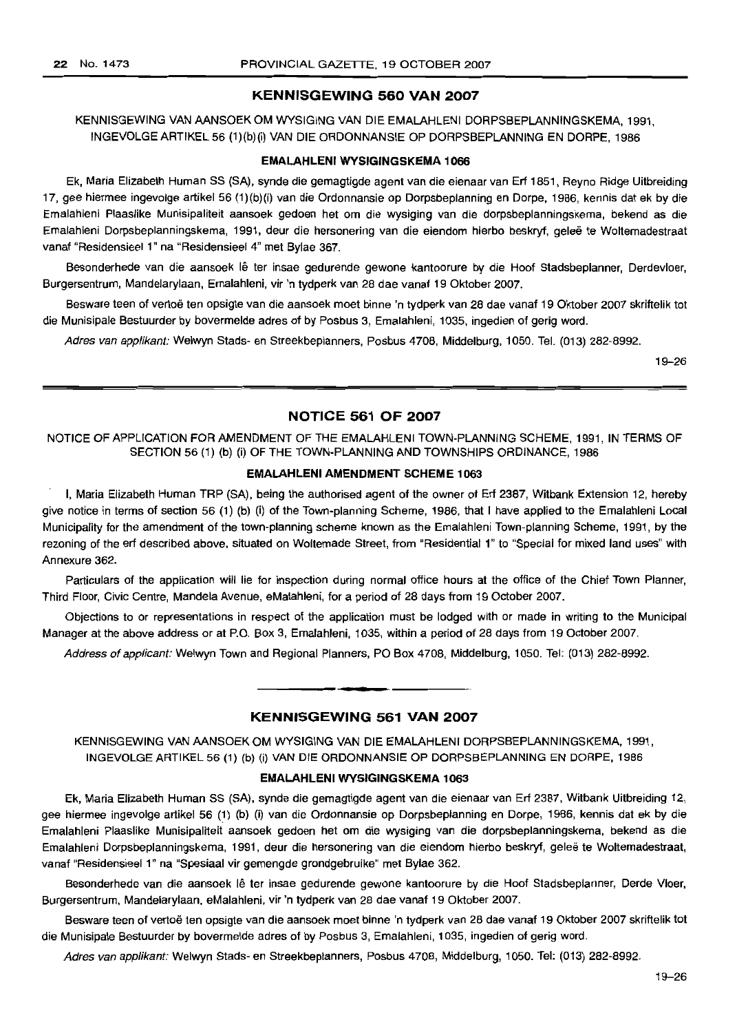## KENNISGEWING 560 VAN 2007

KENNISGEWING VAN AANSOEK OM WYSIGING VAN DIE EMALAHLENI DORPSBEPLANNINGSKEMA, 1991, INGEVOLGE ARTIKEL 56 (1)(b)(i) VAN DIE ORDONNANSIE OP DORPSBEPLANNING EN DORPE, 1986

### EMALAHLENI WYSIGINGSKEMA 1066

Ek, Maria Elizabeth Human SS (SA), synde die gemagtigde agent van die eienaar van Erf 1851, Reyno Ridge Uitbreiding 17, gee hiermee ingevolge artikel 56 (1)(b)(i) van die Ordonnansie op Dorpsbeplanning en Dorpe, 1986, kennis dat ek by die Emalahleni Plaaslike Munisipaliteit aansoek gedoen het om die wysiging van die dorpsbeplanningskema, bekend as die Emalahleni Dorpsbeplanningskema, 1991, deur die hersonering van die eiendom hierbo beskryf, geleë te Woltemadestraat vanaf "Residensieel 1" na "Residensieel 4" met Bylae 367.

Besonderhede van die aansoek lê ter insae gedurende gewone kantoorure by die Hoof Stadsbeplanner, Derdevloer, Burgersentrum, Mandelarylaan, Emalahleni, vir 'n tydperk van 28 dae vanaf 19 Oktober 2007.

Besware teen of vertoë ten opsigte van die aansoek moet binne 'n tydperk van 28 dae vanaf 19 Oktober 2007 skriftelik tot die Munisipale Bestuurder by bovermelde adres of by Posbus 3, Emalahleni, 1035, ingedien of gerig word.

*Adres van applikant:* Welwyn Stads- en Streekbeplanners, Posbus 4708, Middelburg, 1050. Tel. (013) 282-8992.

19–26

## NOTICE 561 OF 2007

NOTICE OF APPLICATION FOR AMENDMENT OF THE EMALAHLENI TOWN-PLANNING SCHEME, 1991, IN TERMS OF SECTION 56 (1) (b) (i) OF THE TOWN-PLANNING AND TOWNSHIPS ORDINANCE, 1986

### EMALAHLENI AMENDMENT SCHEME 1063

I, Maria Elizabeth Human TRP (SA), being the authorised agent of the owner of Erf 2387, Witbank Extension 12, hereby give notice in terms of section 56 (1) (b) (i) of the Town-planning Scheme, 1986, that I have applied to the Emalahleni Local Municipality for the amendment of the town-planning scheme known as the Emalahleni Town-planning Scheme, 1991, by the rezoning of the erf described above, situated on Woltemade Street, from "Residential 1" to "Special for mixed land uses" with Annexure 362.

Particulars of the application will lie for inspection during normal office hours at the office of the Chief Town Planner, Third Floor, Civic Centre, Mandela Avenue, eMalahleni, for a period of 28 days from 19 October 2007.

Objections to or representations in respect of the application must be lodged with or made in writing to the Municipal Manager at the above address or at P.O. Box 3, Emalahleni, 1035, within a period of 28 days from 19 October 2007.

*Address of applicant:* Welwyn Town and Regional Planners, PO Box 4708, Middelburg, 1050. Tel: (013) 282-8992.

## KENNISGEWING 561 VAN 2007

KENNISGEWING VAN AANSOEK OM WYSIGING VAN DIE EMALAHLENI DORPSBEPLANNINGSKEMA, 1991, INGEVOLGE ARTIKEL 56 (1) (b) (i) VAN DIE ORDONNANSIE OP DORPSBEPLANNING EN DORPE, 1986

### EMALAHLENI WYSIGINGSKEMA 1063

Ek, Maria Elizabeth Human SS (SA), synde die gemagtigde agent van die eienaar van Erf 2387, Witbank Uitbreiding 12, gee hiermee ingevolge artikel 56 (1) (b) (i) van die Ordonnansie op Dorpsbeplanning en Dorpe, 1986, kennis dat ek by die Emalahleni Plaaslike Munisipaliteit aansoek gedoen het om die wysiging van die dorpsbeplanningskema, bekend as die Emalahleni Dorpsbeplanningskema, 1991, deur die hersonering van die eiendom hierbo beskryf, geleë te Woltemadestraat, vanaf "Residensieel 1" na "Spesiaal vir gemengde grondgebruike" met Bylae 362.

Besonderhede van die aansoek lê ter insae gedurende gewone kantoorure by die Hoof Stadsbeplanner, Derde Vloer, Burgersentrum, Mandelarylaan, eMalahleni, vir 'n tydperk van 28 dae vanaf 19 Oktober 2007.

Besware teen of vertoë ten opsigte van die aansoek moet binne 'n tydperk van 28 dae vanaf 19 Oktober 2007 skriftelik tot die Munisipale Bestuurder by bovermelde adres of by Posbus 3, Emalahleni, 1035, ingedien of gerig word.

*Adres van applikant:* Welwyn Stads- en Streekbeplanners, Posbus 4708, Middelburg, 1050. Tel: (013) 282-8992.

19–26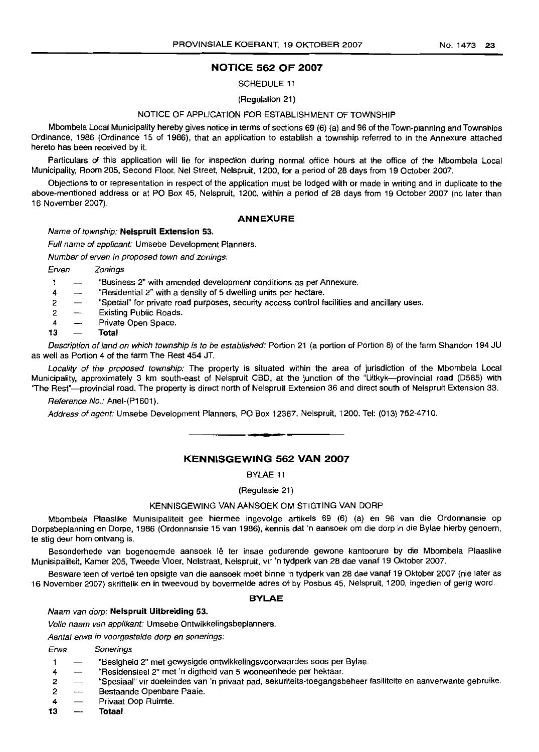## NOTICE 562 OF 2007

SCHEDULE 11

(Regulation 21)

NOTICE OF APPLICATION FOR ESTABLISHMENT OF TOWNSHIP

Mbombela Local Municipality hereby gives notice in terms of sections 69 (6) (a) and 96 of the Town-planning and Townships Ordinance, 1986 (Ordinance 15 of 1986), that an application to establish a township referred to in the Annexure attached hereto has been received by it.

Particulars of this application will lie for inspection during normal office hours at the office of the Mbombela Local Municipality, Room 205, Second Floor, Nel Street, Nelspruit, 1200, for a period of 28 days from 19 October 2007.

Objections to or representation in respect of the application must be lodged with or made in writing and in duplicate to the above-mentioned address or at PO Box 45, Nelspruit, 1200, within a period of 28 days from 19 October 2007 (no later than 16 November 2007).

### ANNEXURE

*Name of township:* **Nelspruit Extension 53.**

*Full name of applicant:* Umsebe Development Planners.

*Number of erven in proposed town and zonings:*

| *Erven* | | *Zonings* |
|---|---|---|
| 1 | — | "Business 2" with amended development conditions as per Annexure. |
| 4 | — | "Residential 2" with a density of 5 dwelling units per hectare. |
| 2 | — | "Special" for private road purposes, security access control facilities and ancillary uses. |
| 2 | — | Existing Public Roads. |
| 4 | — | Private Open Space. |
| **13** | — | **Total** |

*Description of land on which township is to be established:* Portion 21 (a portion of Portion 8) of the farm Shandon 194 JU as well as Portion 4 of the farm The Rest 454 JT.

*Locality of the proposed township:* The property is situated within the area of jurisdiction of the Mbombela Local Municipality, approximately 3 km south-east of Nelspruit CBD, at the junction of the "Uitkyk—provincial road (D585) with "The Rest"—provincial road. The property is direct north of Nelspruit Extension 36 and direct south of Nelspruit Extension 33.

*Reference No.:* Anel-(P1601).

*Address of agent:* Umsebe Development Planners, PO Box 12367, Nelspruit, 1200. Tel: (013) 752-4710.

---

## KENNISGEWING 562 VAN 2007

BYLAE 11

(Regulasie 21)

KENNISGEWING VAN AANSOEK OM STIGTING VAN DORP

Mbombela Plaaslike Munisipaliteit gee hiermee ingevolge artikels 69 (6) (a) en 96 van die Ordonnansie op Dorpsbeplanning en Dorpe, 1986 (Ordonnansie 15 van 1986), kennis dat 'n aansoek om die dorp in die Bylae hierby genoem, te stig deur hom ontvang is.

Besonderhede van bogenoemde aansoek lê ter insae gedurende gewone kantoorure by die Mbombela Plaaslike Munisipaliteit, Kamer 205, Tweede Vloer, Nelstraat, Nelspruit, vir 'n tydperk van 28 dae vanaf 19 Oktober 2007.

Besware teen of vertoë ten opsigte van die aansoek moet binne 'n tydperk van 28 dae vanaf 19 Oktober 2007 (nie later as 16 November 2007) skriftelik en in tweevoud by bovermelde adres of by Posbus 45, Nelspruit, 1200, ingedien of gerig word.

### BYLAE

*Naam van dorp:* **Nelspruit Uitbreiding 53.**

*Volle naam van applikant:* Umsebe Ontwikkelingsbeplanners.

*Aantal erwe in voorgestelde dorp en sonerings:*

| *Erwe* | | *Sonerings* |
|---|---|---|
| 1 | — | "Besigheid 2" met gewysigde ontwikkelingsvoorwaardes soos per Bylae. |
| 4 | — | "Residensieel 2" met 'n digtheid van 5 wooneenhede per hektaar. |
| 2 | — | "Spesiaal" vir doeleindes van 'n privaat pad, sekuriteits-toegangsbeheer fasiliteite en aanverwante gebruike. |
| 2 | — | Bestaande Openbare Paaie. |
| 4 | — | Privaat Oop Ruimte. |
| **13** | — | **Totaal** |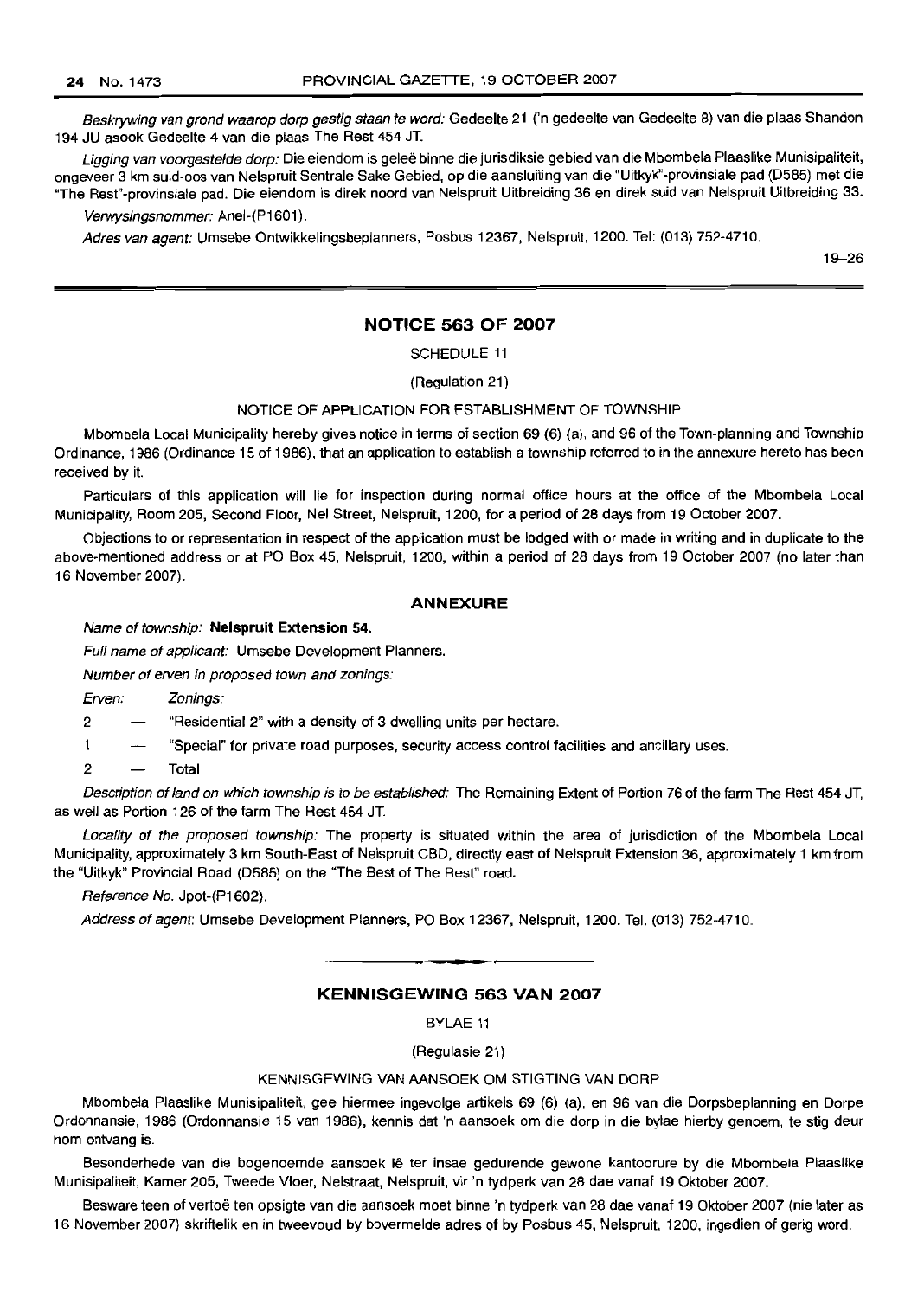*Beskrywing van grond waarop dorp gestig staan te word:* Gedeelte 21 ('n gedeelte van Gedeelte 8) van die plaas Shandon 194 JU asook Gedeelte 4 van die plaas The Rest 454 JT.

*Ligging van voorgestelde dorp:* Die eiendom is geleë binne die jurisdiksie gebied van die Mbombela Plaaslike Munisipaliteit, ongeveer 3 km suid-oos van Nelspruit Sentrale Sake Gebied, op die aansluiting van die "Uitkyk"-provinsiale pad (D585) met die "The Rest"-provinsiale pad. Die eiendom is direk noord van Nelspruit Uitbreiding 36 en direk suid van Nelspruit Uitbreiding 33.

*Verwysingsnommer:* Anel-(P1601).

*Adres van agent:* Umsebe Ontwikkelingsbeplanners, Posbus 12367, Nelspruit, 1200. Tel: (013) 752-4710.

19–26

## NOTICE 563 OF 2007

SCHEDULE 11

(Regulation 21)

NOTICE OF APPLICATION FOR ESTABLISHMENT OF TOWNSHIP

Mbombela Local Municipality hereby gives notice in terms of section 69 (6) (a), and 96 of the Town-planning and Township Ordinance, 1986 (Ordinance 15 of 1986), that an application to establish a township referred to in the annexure hereto has been received by it.

Particulars of this application will lie for inspection during normal office hours at the office of the Mbombela Local Municipality, Room 205, Second Floor, Nel Street, Nelspruit, 1200, for a period of 28 days from 19 October 2007.

Objections to or representation in respect of the application must be lodged with or made in writing and in duplicate to the above-mentioned address or at PO Box 45, Nelspruit, 1200, within a period of 28 days from 19 October 2007 (no later than 16 November 2007).

### ANNEXURE

*Name of township:* **Nelspruit Extension 54.**

*Full name of applicant:* Umsebe Development Planners.

*Number of erven in proposed town and zonings:*

*Erven:* *Zonings:*

2 — "Residential 2" with a density of 3 dwelling units per hectare.

1 — "Special" for private road purposes, security access control facilities and ancillary uses.

2 — Total

*Description of land on which township is to be established:* The Remaining Extent of Portion 76 of the farm The Rest 454 JT, as well as Portion 126 of the farm The Rest 454 JT.

*Locality of the proposed township:* The property is situated within the area of jurisdiction of the Mbombela Local Municipality, approximately 3 km South-East of Nelspruit CBD, directly east of Nelspruit Extension 36, approximately 1 km from the "Uitkyk" Provincial Road (D585) on the "The Best of The Rest" road.

*Reference No.* Jpot-(P1602).

*Address of agent:* Umsebe Development Planners, PO Box 12367, Nelspruit, 1200. Tel: (013) 752-4710.

## KENNISGEWING 563 VAN 2007

BYLAE 11

(Regulasie 21)

KENNISGEWING VAN AANSOEK OM STIGTING VAN DORP

Mbombela Plaaslike Munisipaliteit, gee hiermee ingevolge artikels 69 (6) (a), en 96 van die Dorpsbeplanning en Dorpe Ordonnansie, 1986 (Ordonnansie 15 van 1986), kennis dat 'n aansoek om die dorp in die bylae hierby genoem, te stig deur hom ontvang is.

Besonderhede van die bogenoemde aansoek lê ter insae gedurende gewone kantoorure by die Mbombela Plaaslike Munisipaliteit, Kamer 205, Tweede Vloer, Nelstraat, Nelspruit, vir 'n tydperk van 28 dae vanaf 19 Oktober 2007.

Besware teen of vertoë ten opsigte van die aansoek moet binne 'n tydperk van 28 dae vanaf 19 Oktober 2007 (nie later as 16 November 2007) skriftelik en in tweevoud by bovermelde adres of by Posbus 45, Nelspruit, 1200, ingedien of gerig word.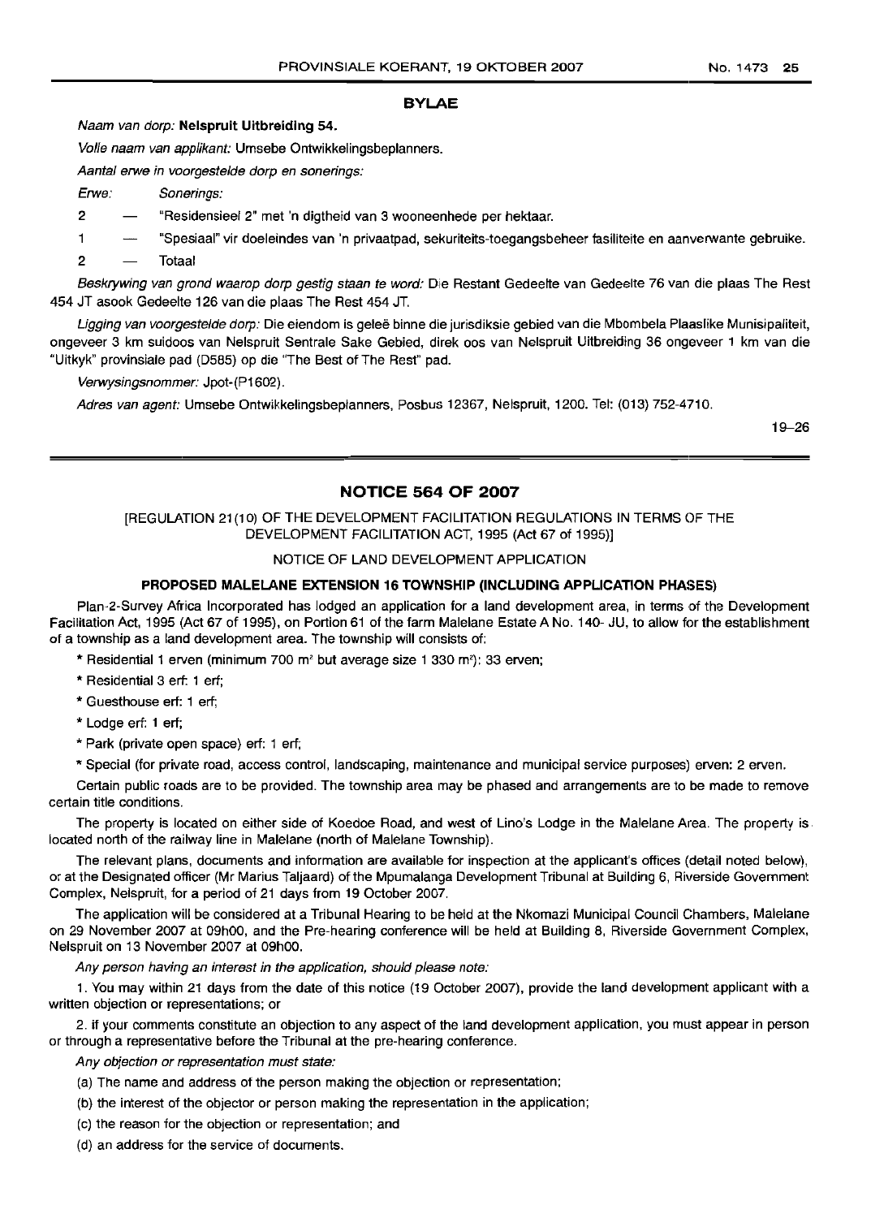## BYLAE

*Naam van dorp:* **Nelspruit Uitbreiding 54.**

*Volle naam van applikant:* Umsebe Ontwikkelingsbeplanners.

*Aantal erwe in voorgestelde dorp en sonerings:*

| *Erwe:* | | *Sonerings:* |
|---|---|---|
| 2 | — | "Residensieel 2" met 'n digtheid van 3 wooneenhede per hektaar. |
| 1 | — | "Spesiaal" vir doeleindes van 'n privaatpad, sekuriteits-toegangsbeheer fasiliteite en aanverwante gebruike. |
| 2 | — | Totaal |

*Beskrywing van grond waarop dorp gestig staan te word:* Die Restant Gedeelte van Gedeelte 76 van die plaas The Rest 454 JT asook Gedeelte 126 van die plaas The Rest 454 JT.

*Ligging van voorgestelde dorp:* Die eiendom is geleë binne die jurisdiksie gebied van die Mbombela Plaaslike Munisipaliteit, ongeveer 3 km suidoos van Nelspruit Sentrale Sake Gebied, direk oos van Nelspruit Uitbreiding 36 ongeveer 1 km van die "Uitkyk" provinsiale pad (D585) op die "The Best of The Rest" pad.

*Verwysingsnommer:* Jpot-(P1602).

*Adres van agent:* Umsebe Ontwikkelingsbeplanners, Posbus 12367, Nelspruit, 1200. Tel: (013) 752-4710.

19–26

---

## NOTICE 564 OF 2007

[REGULATION 21(10) OF THE DEVELOPMENT FACILITATION REGULATIONS IN TERMS OF THE DEVELOPMENT FACILITATION ACT, 1995 (Act 67 of 1995)]

NOTICE OF LAND DEVELOPMENT APPLICATION

**PROPOSED MALELANE EXTENSION 16 TOWNSHIP (INCLUDING APPLICATION PHASES)**

Plan-2-Survey Africa Incorporated has lodged an application for a land development area, in terms of the Development Facilitation Act, 1995 (Act 67 of 1995), on Portion 61 of the farm Malelane Estate A No. 140- JU, to allow for the establishment of a township as a land development area. The township will consists of:

* Residential 1 erven (minimum 700 m² but average size 1 330 m²): 33 erven;

* Residential 3 erf: 1 erf;

* Guesthouse erf: 1 erf;

* Lodge erf: 1 erf;

* Park (private open space) erf: 1 erf;

* Special (for private road, access control, landscaping, maintenance and municipal service purposes) erven: 2 erven.

Certain public roads are to be provided. The township area may be phased and arrangements are to be made to remove certain title conditions.

The property is located on either side of Koedoe Road, and west of Lino's Lodge in the Malelane Area. The property is located north of the railway line in Malelane (north of Malelane Township).

The relevant plans, documents and information are available for inspection at the applicant's offices (detail noted below), or at the Designated officer (Mr Marius Taljaard) of the Mpumalanga Development Tribunal at Building 6, Riverside Government Complex, Nelspruit, for a period of 21 days from 19 October 2007.

The application will be considered at a Tribunal Hearing to be held at the Nkomazi Municipal Council Chambers, Malelane on 29 November 2007 at 09h00, and the Pre-hearing conference will be held at Building 8, Riverside Government Complex, Nelspruit on 13 November 2007 at 09h00.

*Any person having an interest in the application, should please note:*

1. You may within 21 days from the date of this notice (19 October 2007), provide the land development applicant with a written objection or representations; or

2. if your comments constitute an objection to any aspect of the land development application, you must appear in person or through a representative before the Tribunal at the pre-hearing conference.

*Any objection or representation must state:*

(a) The name and address of the person making the objection or representation;

(b) the interest of the objector or person making the representation in the application;

(c) the reason for the objection or representation; and

(d) an address for the service of documents.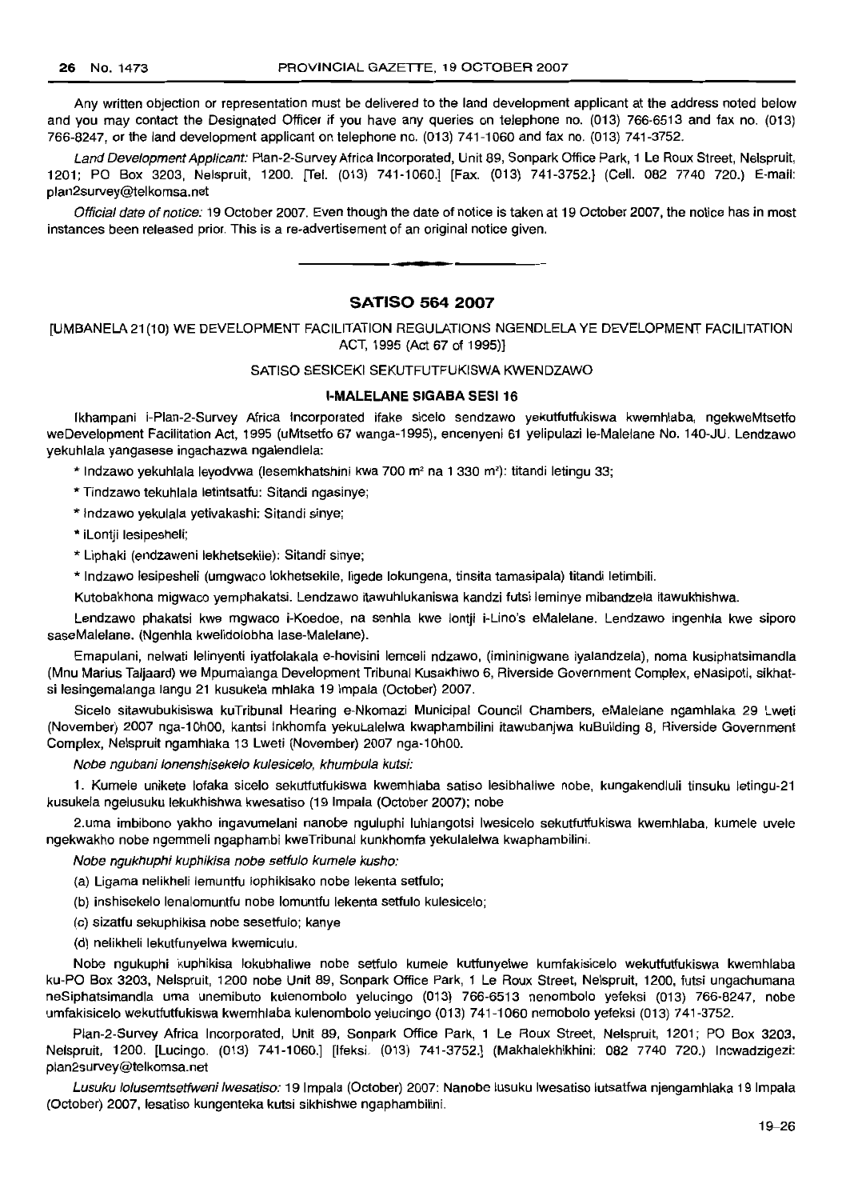Any written objection or representation must be delivered to the land development applicant at the address noted below and you may contact the Designated Officer if you have any queries on telephone no. (013) 766-6513 and fax no. (013) 766-8247, or the land development applicant on telephone no. (013) 741-1060 and fax no. (013) 741-3752.

*Land Development Applicant:* Plan-2-Survey Africa Incorporated, Unit 89, Sonpark Office Park, 1 Le Roux Street, Nelspruit, 1201; PO Box 3203, Nelspruit, 1200. [Tel. (013) 741-1060.] [Fax. (013) 741-3752.] (Cell. 082 7740 720.) E-mail: plan2survey@telkomsa.net

*Official date of notice:* 19 October 2007. Even though the date of notice is taken at 19 October 2007, the notice has in most instances been released prior. This is a re-advertisement of an original notice given.

---

## SATISO 564 2007

[UMBANELA 21(10) WE DEVELOPMENT FACILITATION REGULATIONS NGENDLELA YE DEVELOPMENT FACILITATION ACT, 1995 (Act 67 of 1995)]

SATISO SESICEKI SEKUTFUTFUKISWA KWENDZAWO

### I-MALELANE SIGABA SESI 16

Ikhampani i-Plan-2-Survey Africa Incorporated ifake sicelo sendzawo yekutfutfukiswa kwemhlaba, ngekweMtsetfo weDevelopment Facilitation Act, 1995 (uMtsetfo 67 wanga-1995), encenyeni 61 yelipulazi le-Malelane No. 140-JU. Lendzawo yekuhlala yangasese ingachazwa ngalendlela:

* Indzawo yekuhlala leyodvwa (lesemkhatshini kwa 700 m² na 1 330 m²): titandi letingu 33;
* Tindzawo tekuhlala letintsatfu: Sitandi ngasinye;
* Indzawo yekulala yetivakashi: Sitandi sinye;
* iLontji lesipesheli;
* Liphaki (endzaweni lekhetsekile): Sitandi sinye;
* Indzawo lesipesheli (umgwaco lokhetsekile, ligede lokungena, tinsita tamasipala) titandi letimbili.

Kutobakhona migwaco yemphakatsi. Lendzawo itawuhlukaniswa kandzi futsi leminye mibandzela itawukhishwa.

Lendzawo phakatsi kwe mgwaco i-Koedoe, na senhla kwe lontji i-Lino's eMalelane. Lendzawo ingenhla kwe siporo saseMalelane. (Ngenhla kwelidolobha lase-Malelane).

Emapulani, nelwati lelinyenti iyatfolakala e-hovisini lemceli ndzawo, (imininigwane iyalandzela), noma kusiphatsimandla (Mnu Marius Taljaard) we Mpumalanga Development Tribunal Kusakhiwo 6, Riverside Government Complex, eNasipoti, sikhatsi lesingemalanga langu 21 kusukela mhlaka 19 Impala (October) 2007.

Sicelo sitawubukisiswa kuTribunal Hearing e-Nkomazi Municipal Council Chambers, eMalelane ngamhlaka 29 Lweti (November) 2007 nga-10h00, kantsi Inkhomfa yekuLalelwa kwaphambilini itawubanjwa kuBuilding 8, Riverside Government Complex, Nelspruit ngamhlaka 13 Lweti (November) 2007 nga-10h00.

*Nobe ngubani lonenshisekelo kulesicelo, khumbula kutsi:*

1. Kumele unikete lofaka sicelo sekutfutfukiswa kwemhlaba satiso lesibhaliwe nobe, kungakendluli tinsuku letingu-21 kusukela ngelusuku lekukhishwa kwesatiso (19 Impala (October 2007); nobe

2. uma imbibono yakho ingavumelani nanobe nguluphi luhlangotsi lwesicelo sekutfutfukiswa kwemhlaba, kumele uvele ngekwakho nobe ngemmeli ngaphambi kweTribunal kunkhomfa yekulalelwa kwaphambilini.

*Nobe ngukhuphi kuphikisa nobe setfulo kumele kusho:*

(a) Ligama nelikheli lemuntfu lophikisako nobe lekenta setfulo;

(b) inshisekelo lenalomuntfu nobe lomuntfu lekenta setfulo kulesicelo;

(c) sizatfu sekuphikisa nobe sesetfulo; kanye

(d) nelikheli lekutfunyelwa kwemiculu.

Nobe ngukuphi kuphikisa lokubhaliwe nobe setfulo kumele kutfunyelwe kumfakisicelo wekutfutfukiswa kwemhlaba ku-PO Box 3203, Nelspruit, 1200 nobe Unit 89, Sonpark Office Park, 1 Le Roux Street, Nelspruit, 1200, futsi ungachumana neSiphatsimandla uma unemibuto kulenombolo yelucingo (013) 766-6513 nenombolo yefeksi (013) 766-8247, nobe umfakisicelo wekutfutfukiswa kwemhlaba kulenombolo yelucingo (013) 741-1060 nemobolo yefeksi (013) 741-3752.

Plan-2-Survey Africa Incorporated, Unit 89, Sonpark Office Park, 1 Le Roux Street, Nelspruit, 1201; PO Box 3203, Nelspruit, 1200. [Lucingo. (013) 741-1060.] [Ifeksi. (013) 741-3752.] (Makhalekhikhini: 082 7740 720.) Incwadzigezi: plan2survey@telkomsa.net

*Lusuku lolusemtsetfweni lwesatiso:* 19 Impala (October) 2007: Nanobe lusuku lwesatiso lutsatfwa njengamhlaka 19 Impala (October) 2007, lesatiso kungenteka kutsi sikhishwe ngaphambilini.

19–26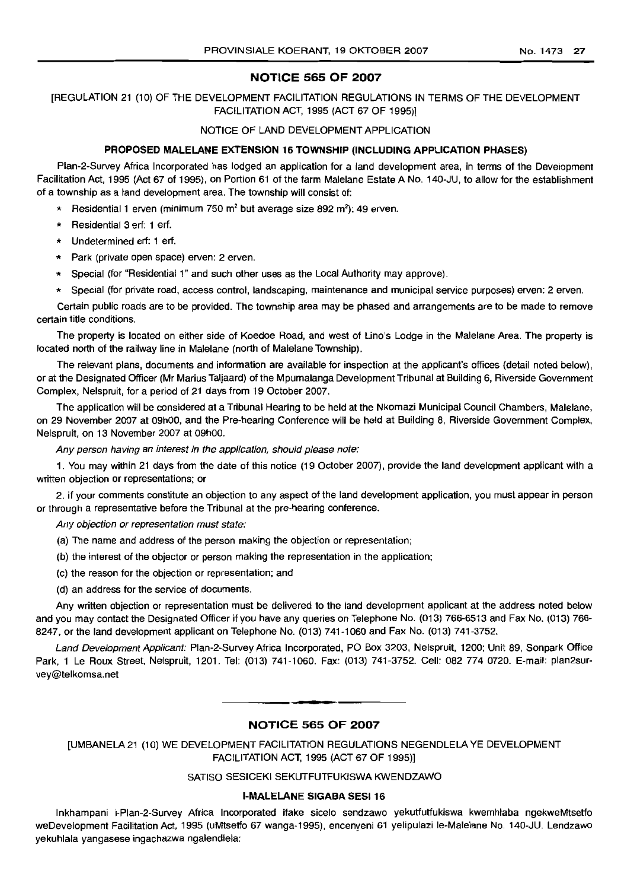## NOTICE 565 OF 2007

[REGULATION 21 (10) OF THE DEVELOPMENT FACILITATION REGULATIONS IN TERMS OF THE DEVELOPMENT FACILITATION ACT, 1995 (ACT 67 OF 1995)]

NOTICE OF LAND DEVELOPMENT APPLICATION

**PROPOSED MALELANE EXTENSION 16 TOWNSHIP (INCLUDING APPLICATION PHASES)**

Plan-2-Survey Africa Incorporated has lodged an application for a land development area, in terms of the Development Facilitation Act, 1995 (Act 67 of 1995), on Portion 61 of the farm Malelane Estate A No. 140-JU, to allow for the establishment of a township as a land development area. The township will consist of:

- Residential 1 erven (minimum 750 m² but average size 892 m²): 49 erven.
- Residential 3 erf: 1 erf.
- Undetermined erf: 1 erf.
- Park (private open space) erven: 2 erven.
- Special (for "Residential 1" and such other uses as the Local Authority may approve).
- Special (for private road, access control, landscaping, maintenance and municipal service purposes) erven: 2 erven.

Certain public roads are to be provided. The township area may be phased and arrangements are to be made to remove certain title conditions.

The property is located on either side of Koedoe Road, and west of Lino's Lodge in the Malelane Area. The property is located north of the railway line in Malelane (north of Malelane Township).

The relevant plans, documents and information are available for inspection at the applicant's offices (detail noted below), or at the Designated Officer (Mr Marius Taljaard) of the Mpumalanga Development Tribunal at Building 6, Riverside Government Complex, Nelspruit, for a period of 21 days from 19 October 2007.

The application will be considered at a Tribunal Hearing to be held at the Nkomazi Municipal Council Chambers, Malelane, on 29 November 2007 at 09h00, and the Pre-hearing Conference will be held at Building 8, Riverside Government Complex, Nelspruit, on 13 November 2007 at 09h00.

*Any person having an interest in the application, should please note:*

1. You may within 21 days from the date of this notice (19 October 2007), provide the land development applicant with a written objection or representations; or

2. if your comments constitute an objection to any aspect of the land development application, you must appear in person or through a representative before the Tribunal at the pre-hearing conference.

*Any objection or representation must state:*

(a) The name and address of the person making the objection or representation;

(b) the interest of the objector or person making the representation in the application;

(c) the reason for the objection or representation; and

(d) an address for the service of documents.

Any written objection or representation must be delivered to the land development applicant at the address noted below and you may contact the Designated Officer if you have any queries on Telephone No. (013) 766-6513 and Fax No. (013) 766-8247, or the land development applicant on Telephone No. (013) 741-1060 and Fax No. (013) 741-3752.

*Land Development Applicant:* Plan-2-Survey Africa Incorporated, PO Box 3203, Nelspruit, 1200; Unit 89, Sonpark Office Park, 1 Le Roux Street, Nelspruit, 1201. Tel: (013) 741-1060. Fax: (013) 741-3752. Cell: 082 774 0720. E-mail: plan2survey@telkomsa.net

---

## NOTICE 565 OF 2007

[UMBANELA 21 (10) WE DEVELOPMENT FACILITATION REGULATIONS NEGENDLELA YE DEVELOPMENT FACILITATION ACT, 1995 (ACT 67 OF 1995)]

SATISO SESICEKI SEKUTFUTFUKISWA KWENDZAWO

**I-MALELANE SIGABA SESI 16**

Inkhampani i-Plan-2-Survey Africa Incorporated ifake sicelo sendzawo yekutfutfukiswa kwemhlaba ngekweMtsetfo weDevelopment Facilitation Act, 1995 (uMtsetfo 67 wanga-1995), encenyeni 61 yelipulazi le-Malelane No. 140-JU. Lendzawo yekuhlala yangasese ingachazwa ngalendlela: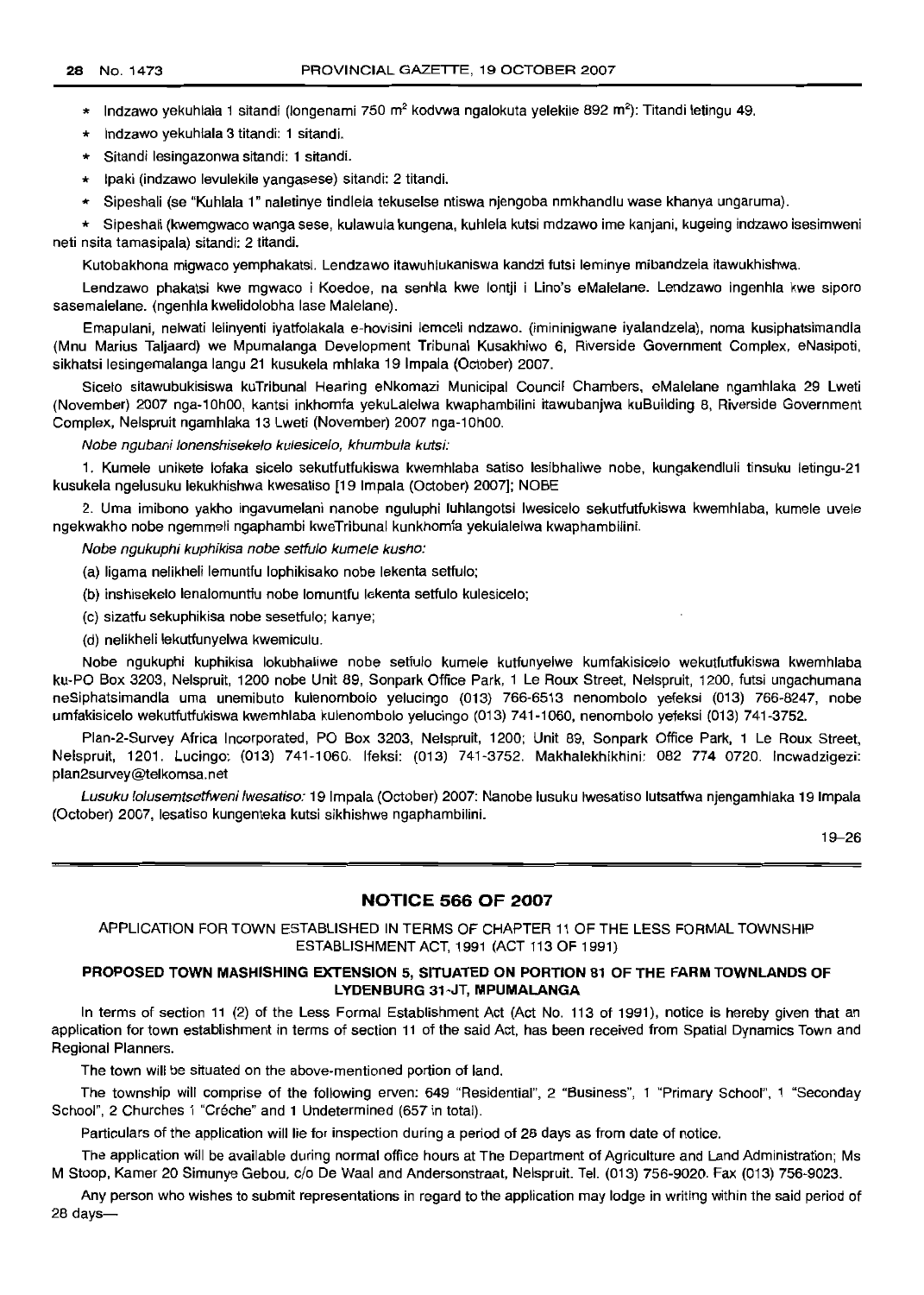* Indzawo yekuhlala 1 sitandi (longenami 750 $m^2$ kodvwa ngalokuta yelekile 892 $m^2$): Titandi letingu 49.
* Indzawo yekuhlala 3 titandi: 1 sitandi.
* Sitandi lesingazonwa sitandi: 1 sitandi.
* Ipaki (indzawo levulekile yangasese) sitandi: 2 titandi.
* Sipeshali (se "Kuhlala 1" naletinye tindlela tekuselse ntiswa njengoba nmkhandlu wase khanya ungaruma).
* Sipeshali (kwemgwaco wanga sese, kulawula kungena, kuhlela kutsi mdzawo ime kanjani, kugeing indzawo isesimweni neti nsita tamasipala) sitandi: 2 titandi.

Kutobakhona migwaco yemphakatsi. Lendzawo itawuhlukaniswa kandzi futsi leminye mibandzela itawukhishwa.

Lendzawo phakatsi kwe mgwaco i Koedoe, na senhla kwe lontji i Lino's eMalelane. Lendzawo ingenhla kwe siporo sasemalelane. (ngenhla kwelidolobha lase Malelane).

Emapulani, nelwati lelinyenti iyatfolakala e-hovisini lemceli ndzawo. (iminingwane iyalandzela), noma kusiphatsimandla (Mnu Marius Taljaard) we Mpumalanga Development Tribunal Kusakhiwo 6, Riverside Government Complex, eNasipoti, sikhatsi lesingemalanga langu 21 kusukela mhlaka 19 Impala (October) 2007.

Sicelo sitawubukisiswa kuTribunal Hearing eNkomazi Municipal Council Chambers, eMalelane ngamhlaka 29 Lweti (November) 2007 nga-10h00, kantsi inkhomfa yekuLalelwa kwaphambilini itawubanjwa kuBuilding 8, Riverside Government Complex, Nelspruit ngamhlaka 13 Lweti (November) 2007 nga-10h00.

*Nobe ngubani lonenshisekelo kulesicelo, khumbula kutsi:*

1. Kumele unikete lofaka sicelo sekutfutfukiswa kwemhlaba satiso lesibhaliwe nobe, kungakendluli tinsuku letingu-21 kusukela ngelusuku lekukhishwa kwesatiso [19 Impala (October) 2007]; NOBE

2. Uma imibono yakho ingavumelani nanobe nguluphi luhlangotsi lwesicelo sekutfutfukiswa kwemhlaba, kumele uvele ngekwakho nobe ngemmeli ngaphambi kweTribunal kunkhomfa yekulalelwa kwaphambilini.

*Nobe ngukuphi kuphikisa nobe setfulo kumele kusho:*

(a) ligama nelikheli lemuntfu lophikisako nobe lekenta setfulo;

(b) inshisekelo lenalomuntfu nobe lomuntfu lekenta setfulo kulesicelo;

(c) sizatfu sekuphikisa nobe sesetfulo; kanye;

(d) nelikheli lekutfunyelwa kwemiculu.

Nobe ngukuphi kuphikisa lokubhaliwe nobe setfulo kumele kutfunyelwe kumfakisicelo wekutfutfukiswa kwemhlaba ku-PO Box 3203, Nelspruit, 1200 nobe Unit 89, Sonpark Office Park, 1 Le Roux Street, Nelspruit, 1200, futsi ungachumana neSiphatsimandla uma unemibuto kulenombolo yelucingo (013) 766-6513 nenombolo yefeksi (013) 766-8247, nobe umfakisicelo wekutfutfukiswa kwemhlaba kulenombolo yelucingo (013) 741-1060, nenombolo yefeksi (013) 741-3752.

Plan-2-Survey Africa Incorporated, PO Box 3203, Nelspruit, 1200; Unit 89, Sonpark Office Park, 1 Le Roux Street, Nelspruit, 1201. Lucingo: (013) 741-1060. Ifeksi: (013) 741-3752. Makhalekhikhini: 082 774 0720. Incwadzigezi: plan2survey@telkomsa.net

*Lusuku lolusemtsetfweni lwesatiso:* 19 Impala (October) 2007: Nanobe lusuku lwesatiso lutsatfwa njengamhlaka 19 Impala (October) 2007, lesatiso kungenteka kutsi sikhishwe ngaphambilini.

19–26

## NOTICE 566 OF 2007

APPLICATION FOR TOWN ESTABLISHED IN TERMS OF CHAPTER 11 OF THE LESS FORMAL TOWNSHIP ESTABLISHMENT ACT, 1991 (ACT 113 OF 1991)

**PROPOSED TOWN MASHISHING EXTENSION 5, SITUATED ON PORTION 81 OF THE FARM TOWNLANDS OF LYDENBURG 31-JT, MPUMALANGA**

In terms of section 11 (2) of the Less Formal Establishment Act (Act No. 113 of 1991), notice is hereby given that an application for town establishment in terms of section 11 of the said Act, has been received from Spatial Dynamics Town and Regional Planners.

The town will be situated on the above-mentioned portion of land.

The township will comprise of the following erven: 649 "Residential", 2 "Business", 1 "Primary School", 1 "Seconday School", 2 Churches 1 "Créche" and 1 Undetermined (657 in total).

Particulars of the application will lie for inspection during a period of 28 days as from date of notice.

The application will be available during normal office hours at The Department of Agriculture and Land Administration; Ms M Stoop, Kamer 20 Simunye Gebou, c/o De Waal and Andersonstraat, Nelspruit. Tel. (013) 756-9020. Fax (013) 756-9023.

Any person who wishes to submit representations in regard to the application may lodge in writing within the said period of 28 days—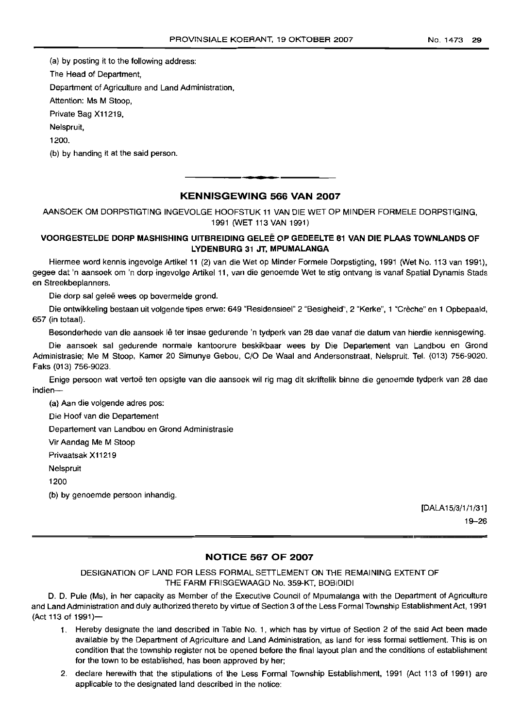(a) by posting it to the following address:

The Head of Department,

Department of Agriculture and Land Administration,

Attention: Ms M Stoop,

Private Bag X11219,

Nelspruit,

1200.

(b) by handing it at the said person.

---

## KENNISGEWING 566 VAN 2007

AANSOEK OM DORPSTIGTING INGEVOLGE HOOFSTUK 11 VAN DIE WET OP MINDER FORMELE DORPSTIGING, 1991 (WET 113 VAN 1991)

### VOORGESTELDE DORP MASHISHING UITBREIDING GELEË OP GEDEELTE 81 VAN DIE PLAAS TOWNLANDS OF LYDENBURG 31 JT, MPUMALANGA

Hiermee word kennis ingevolge Artikel 11 (2) van die Wet op Minder Formele Dorpstigting, 1991 (Wet No. 113 van 1991), gegee dat 'n aansoek om 'n dorp ingevolge Artikel 11, van die genoemde Wet te stig ontvang is vanaf Spatial Dynamis Stads en Streekbeplanners.

Die dorp sal geleë wees op bovermelde grond.

Die ontwikkeling bestaan uit volgende tipes erwe: 649 "Residensieel" 2 "Besigheid", 2 "Kerke", 1 "Crèche" en 1 Opbepaald, 657 (in totaal).

Besonderhede van die aansoek lê ter insae gedurende 'n tydperk van 28 dae vanaf die datum van hierdie kennisgewing.

Die aansoek sal gedurende normale kantoorure beskikbaar wees by Die Departement van Landbou en Grond Administrasie; Me M Stoop, Kamer 20 Simunye Gebou, C/O De Waal and Andersonstraat, Nelspruit. Tel. (013) 756-9020. Faks (013) 756-9023.

Enige persoon wat vertoë ten opsigte van die aansoek wil rig mag dit skriftelik binne die genoemde tydperk van 28 dae indien—

(a) Aan die volgende adres pos:

Die Hoof van die Departement

Departement van Landbou en Grond Administrasie

Vir Aandag Me M Stoop

Privaatsak X11219

Nelspruit

1200

(b) by genoemde persoon inhandig.

[DALA15/3/1/1/31]

19–26

---

## NOTICE 567 OF 2007

DESIGNATION OF LAND FOR LESS FORMAL SETTLEMENT ON THE REMAINING EXTENT OF THE FARM FRISGEWAAGD No. 359-KT, BOBIDIDI

D. D. Pule (Ms), in her capacity as Member of the Executive Council of Mpumalanga with the Department of Agriculture and Land Administration and duly authorized thereto by virtue of Section 3 of the Less Formal Township Establishment Act, 1991 (Act 113 of 1991)—

1. Hereby designate the land described in Table No. 1, which has by virtue of Section 2 of the said Act been made available by the Department of Agriculture and Land Administration, as land for less formal settlement. This is on condition that the township register not be opened before the final layout plan and the conditions of establishment for the town to be established, has been approved by her;
2. declare herewith that the stipulations of the Less Formal Township Establishment, 1991 (Act 113 of 1991) are applicable to the designated land described in the notice: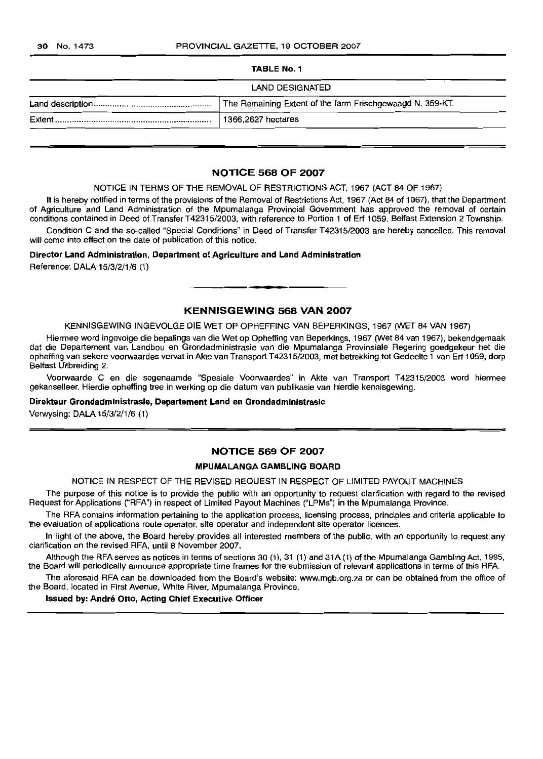**TABLE No. 1**

| LAND DESIGNATED | |
|---|---|
| Land description | The Remaining Extent of the farm Frischgewaagd N. 359-KT. |
| Extent | 1366,2627 hectares |

## NOTICE 568 OF 2007

NOTICE IN TERMS OF THE REMOVAL OF RESTRICTIONS ACT, 1967 (ACT 84 OF 1967)

It is hereby notified in terms of the provisions of the Removal of Restrictions Act, 1967 (Act 84 of 1967), that the Department of Agriculture and Land Administration of the Mpumalanga Provincial Government has approved the removal of certain conditions contained in Deed of Transfer T42315/2003, with reference to Portion 1 of Erf 1059, Belfast Extension 2 Township.

Condition C and the so-called "Special Conditions" in Deed of Transfer T42315/2003 are hereby cancelled. This removal will come into effect on the date of publication of this notice.

**Director Land Administration, Department of Agriculture and Land Administration**

Reference: DALA 15/3/2/1/6 (1)

## KENNISGEWING 568 VAN 2007

KENNISGEWING INGEVOLGE DIE WET OP OPHEFFING VAN BEPERKINGS, 1967 (WET 84 VAN 1967)

Hiermee word ingevolge die bepalings van die Wet op Opheffing van Beperkings, 1967 (Wet 84 van 1967), bekendgemaak dat die Departement van Landbou en Grondadministrasie van die Mpumalanga Provinsiale Regering goedgekeur het die opheffing van sekere voorwaardes vervat in Akte van Transport T42315/2003, met betrekking tot Gedeelte 1 van Erf 1059, dorp Belfast Uitbreiding 2.

Voorwaarde C en die sogenaamde "Spesiale Voorwaardes" in Akte van Transport T42315/2003 word hiermee gekanselleer. Hierdie opheffing tree in werking op die datum van publikasie van hierdie kennisgewing.

**Direkteur Grondadministrasie, Departement Land en Grondadministrasie**

Verwysing: DALA 15/3/2/1/6 (1)

## NOTICE 569 OF 2007

### MPUMALANGA GAMBLING BOARD

NOTICE IN RESPECT OF THE REVISED REQUEST IN RESPECT OF LIMITED PAYOUT MACHINES

The purpose of this notice is to provide the public with an opportunity to request clarification with regard to the revised Request for Applications ("RFA") in respect of Limited Payout Machines ("LPMs") in the Mpumalanga Province.

The RFA contains information pertaining to the application process, licensing process, principles and criteria applicable to the evaluation of applications route operator, site operator and independent site operator licences.

In light of the above, the Board hereby provides all interested members of the public, with an opportunity to request any clarification on the revised RFA, until 8 November 2007.

Although the RFA serves as notices in terms of sections 30 (1), 31 (1) and 31A (1) of the Mpumalanga Gambling Act, 1995, the Board will periodically announce appropriate time frames for the submission of relevant applications in terms of this RFA.

The aforesaid RFA can be downloaded from the Board's website: www.mgb.org.za or can be obtained from the office of the Board, located in First Avenue, White River, Mpumalanga Province.

**Issued by: André Otto, Acting Chief Executive Officer**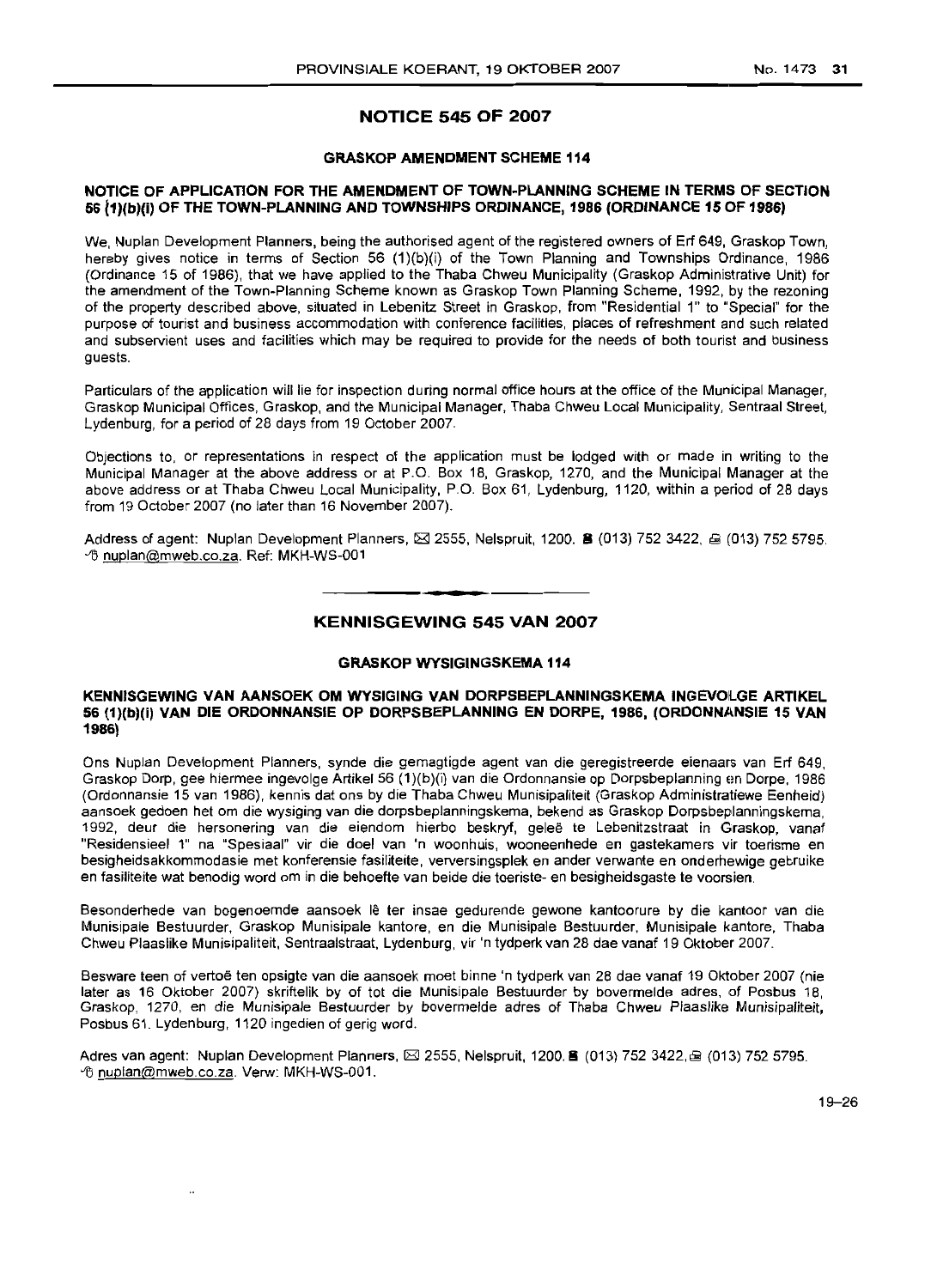## NOTICE 545 OF 2007

### GRASKOP AMENDMENT SCHEME 114

**NOTICE OF APPLICATION FOR THE AMENDMENT OF TOWN-PLANNING SCHEME IN TERMS OF SECTION 56 (1)(b)(i) OF THE TOWN-PLANNING AND TOWNSHIPS ORDINANCE, 1986 (ORDINANCE 15 OF 1986)**

We, Nuplan Development Planners, being the authorised agent of the registered owners of Erf 649, Graskop Town, hereby gives notice in terms of Section 56 (1)(b)(i) of the Town Planning and Townships Ordinance, 1986 (Ordinance 15 of 1986), that we have applied to the Thaba Chweu Municipality (Graskop Administrative Unit) for the amendment of the Town-Planning Scheme known as Graskop Town Planning Scheme, 1992, by the rezoning of the property described above, situated in Lebenitz Street in Graskop, from "Residential 1" to "Special" for the purpose of tourist and business accommodation with conference facilities, places of refreshment and such related and subservient uses and facilities which may be required to provide for the needs of both tourist and business guests.

Particulars of the application will lie for inspection during normal office hours at the office of the Municipal Manager, Graskop Municipal Offices, Graskop, and the Municipal Manager, Thaba Chweu Local Municipality, Sentraal Street, Lydenburg, for a period of 28 days from 19 October 2007.

Objections to, or representations in respect of the application must be lodged with or made in writing to the Municipal Manager at the above address or at P.O. Box 18, Graskop, 1270, and the Municipal Manager at the above address or at Thaba Chweu Local Municipality, P.O. Box 61, Lydenburg, 1120, within a period of 28 days from 19 October 2007 (no later than 16 November 2007).

Address of agent: Nuplan Development Planners, ✉ 2555, Nelspruit, 1200. ☎ (013) 752 3422, 🖷 (013) 752 5795. nuplan@mweb.co.za. Ref: MKH-WS-001

---

## KENNISGEWING 545 VAN 2007

### GRASKOP WYSIGINGSKEMA 114

**KENNISGEWING VAN AANSOEK OM WYSIGING VAN DORPSBEPLANNINGSKEMA INGEVOLGE ARTIKEL 56 (1)(b)(i) VAN DIE ORDONNANSIE OP DORPSBEPLANNING EN DORPE, 1986, (ORDONNANSIE 15 VAN 1986)**

Ons Nuplan Development Planners, synde die gemagtigde agent van die geregistreerde eienaars van Erf 649, Graskop Dorp, gee hiermee ingevolge Artikel 56 (1)(b)(i) van die Ordonnansie op Dorpsbeplanning en Dorpe, 1986 (Ordonnansie 15 van 1986), kennis dat ons by die Thaba Chweu Munisipaliteit (Graskop Administratiewe Eenheid) aansoek gedoen het om die wysiging van die dorpsbeplanningskema, bekend as Graskop Dorpsbeplanningskema, 1992, deur die hersonering van die eiendom hierbo beskryf, geleë te Lebenitzstraat in Graskop, vanaf "Residensieel 1" na "Spesiaal" vir die doel van 'n woonhuis, wooneenhede en gastekamers vir toerisme en besigheidsakkommodasie met konferensie fasiliteite, verversingsplek en ander verwante en onderhewige gebruike en fasiliteite wat benodig word om in die behoefte van beide die toeriste- en besigheidsgaste te voorsien.

Besonderhede van bogenoemde aansoek lê ter insae gedurende gewone kantoorure by die kantoor van die Munisipale Bestuurder, Graskop Munisipale kantore, en die Munisipale Bestuurder, Munisipale kantore, Thaba Chweu Plaaslike Munisipaliteit, Sentraalstraat, Lydenburg, vir 'n tydperk van 28 dae vanaf 19 Oktober 2007.

Besware teen of vertoë ten opsigte van die aansoek moet binne 'n tydperk van 28 dae vanaf 19 Oktober 2007 (nie later as 16 Oktober 2007) skriftelik by of tot die Munisipale Bestuurder by bovermelde adres, of Posbus 18, Graskop, 1270, en die Munisipale Bestuurder by bovermelde adres of Thaba Chweu Plaaslike Munisipaliteit, Posbus 61, Lydenburg, 1120 ingedien of gerig word.

Adres van agent: Nuplan Development Planners, ✉ 2555, Nelspruit, 1200. ☎ (013) 752 3422, 🖷 (013) 752 5795. nuplan@mweb.co.za. Verw: MKH-WS-001.

19–26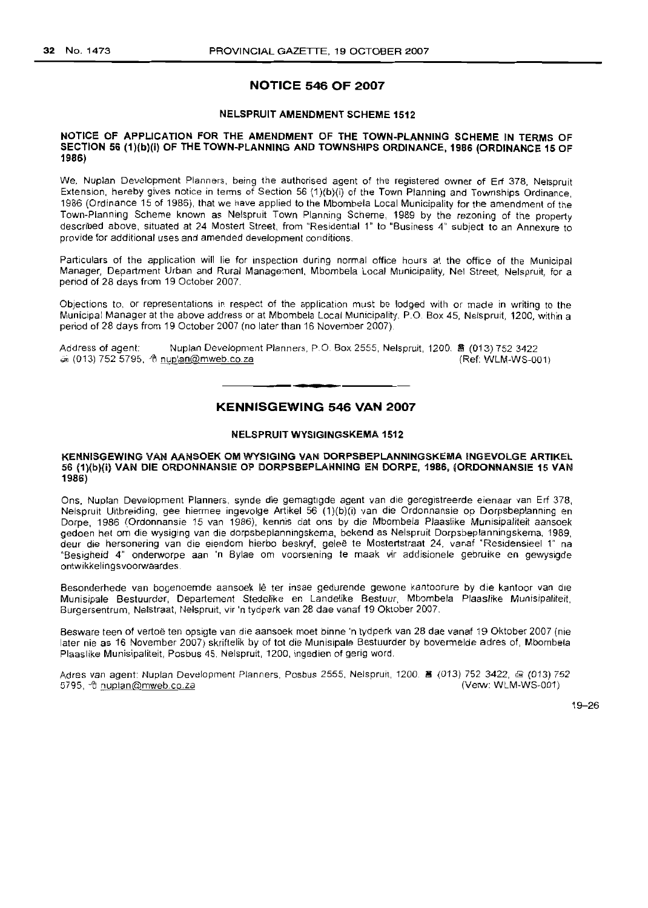## NOTICE 546 OF 2007

### NELSPRUIT AMENDMENT SCHEME 1512

**NOTICE OF APPLICATION FOR THE AMENDMENT OF THE TOWN-PLANNING SCHEME IN TERMS OF SECTION 56 (1)(b)(i) OF THE TOWN-PLANNING AND TOWNSHIPS ORDINANCE, 1986 (ORDINANCE 15 OF 1986)**

We, Nuplan Development Planners, being the authorised agent of the registered owner of Erf 378, Nelspruit Extension, hereby gives notice in terms of Section 56 (1)(b)(i) of the Town Planning and Townships Ordinance, 1986 (Ordinance 15 of 1986), that we have applied to the Mbombela Local Municipality for the amendment of the Town-Planning Scheme known as Nelspruit Town Planning Scheme, 1989 by the rezoning of the property described above, situated at 24 Mostert Street, from "Residential 1" to "Business 4" subject to an Annexure to provide for additional uses and amended development conditions.

Particulars of the application will lie for inspection during normal office hours at the office of the Municipal Manager, Department Urban and Rural Management, Mbombela Local Municipality, Nel Street, Nelspruit, for a period of 28 days from 19 October 2007.

Objections to, or representations in respect of the application must be lodged with or made in writing to the Municipal Manager at the above address or at Mbombela Local Municipality, P.O. Box 45, Nelspruit, 1200, within a period of 28 days from 19 October 2007 (no later than 16 November 2007).

Address of agent: Nuplan Development Planners, P.O. Box 2555, Nelspruit, 1200. ☎ (013) 752 3422 ✉ (013) 752 5795, nuplan@mweb.co.za (Ref: WLM-WS-001)

---

## KENNISGEWING 546 VAN 2007

### NELSPRUIT WYSIGINGSKEMA 1512

**KENNISGEWING VAN AANSOEK OM WYSIGING VAN DORPSBEPLANNINGSKEMA INGEVOLGE ARTIKEL 56 (1)(b)(i) VAN DIE ORDONNANSIE OP DORPSBEPLANNING EN DORPE, 1986, (ORDONNANSIE 15 VAN 1986)**

Ons, Nuplan Development Planners, synde die gemagtigde agent van die geregistreerde eienaar van Erf 378, Nelspruit Uitbreiding, gee hiermee ingevolge Artikel 56 (1)(b)(i) van die Ordonnansie op Dorpsbeplanning en Dorpe, 1986 (Ordonnansie 15 van 1986), kennis dat ons by die Mbombela Plaaslike Munisipaliteit aansoek gedoen het om die wysiging van die dorpsbeplanningskema, bekend as Nelspruit Dorpsbeplanningskema, 1989, deur die hersonering van die eiendom hierbo beskryf, geleë te Mostertstraat 24, vanaf "Residensieel 1" na "Besigheid 4" onderworpe aan 'n Bylae om voorsiening te maak vir addisionele gebruike en gewysigde ontwikkelingsvoorwaardes.

Besonderhede van bogenoemde aansoek lê ter insae gedurende gewone kantoorure by die kantoor van die Munisipale Bestuurder, Departement Stedelike en Landelike Bestuur, Mbombela Plaaslike Munisipaliteit, Burgersentrum, Nelstraat, Nelspruit, vir 'n tydperk van 28 dae vanaf 19 Oktober 2007.

Besware teen of vertoë ten opsigte van die aansoek moet binne 'n tydperk van 28 dae vanaf 19 Oktober 2007 (nie later nie as 16 November 2007) skriftelik by of tot die Munisipale Bestuurder by bovermelde adres of, Mbombela Plaaslike Munisipaliteit, Posbus 45, Nelspruit, 1200, ingedien of gerig word.

Adres van agent: Nuplan Development Planners, Posbus 2555, Nelspruit, 1200. ☎ (013) 752 3422, ✉ (013) 752 5795, nuplan@mweb.co.za (Verw: WLM-WS-001)

19–26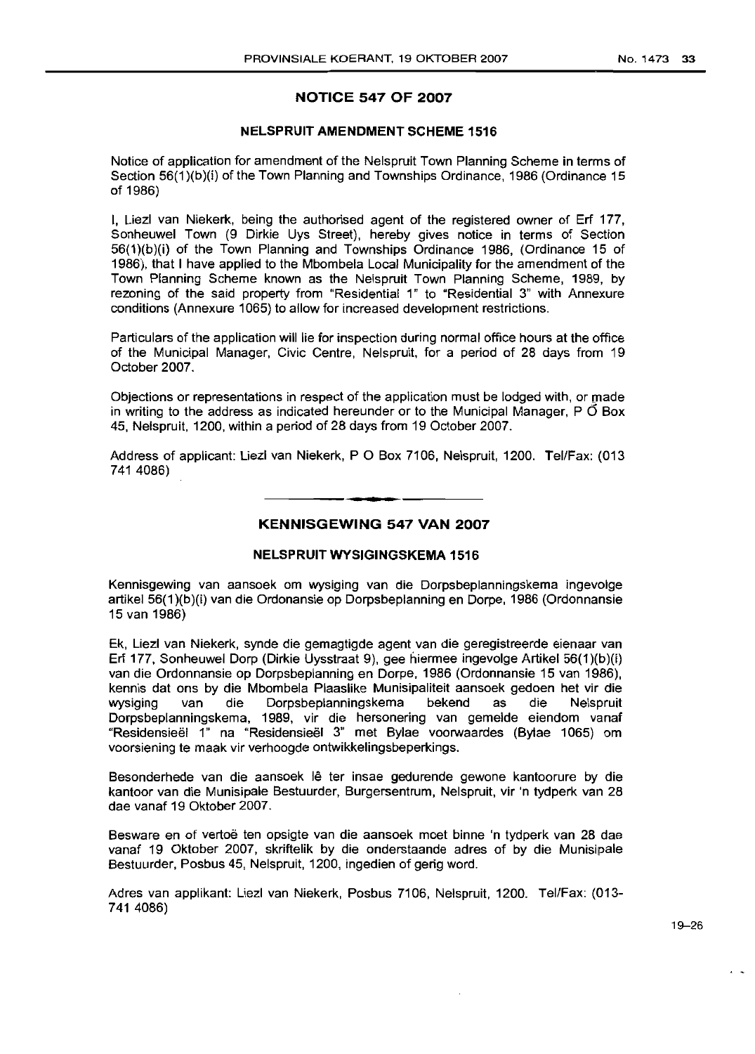## NOTICE 547 OF 2007

### NELSPRUIT AMENDMENT SCHEME 1516

Notice of application for amendment of the Nelspruit Town Planning Scheme in terms of Section 56(1)(b)(i) of the Town Planning and Townships Ordinance, 1986 (Ordinance 15 of 1986)

I, Liezl van Niekerk, being the authorised agent of the registered owner of Erf 177, Sonheuwel Town (9 Dirkie Uys Street), hereby gives notice in terms of Section 56(1)(b)(i) of the Town Planning and Townships Ordinance 1986, (Ordinance 15 of 1986), that I have applied to the Mbombela Local Municipality for the amendment of the Town Planning Scheme known as the Nelspruit Town Planning Scheme, 1989, by rezoning of the said property from "Residential 1" to "Residential 3" with Annexure conditions (Annexure 1065) to allow for increased development restrictions.

Particulars of the application will lie for inspection during normal office hours at the office of the Municipal Manager, Civic Centre, Nelspruit, for a period of 28 days from 19 October 2007.

Objections or representations in respect of the application must be lodged with, or made in writing to the address as indicated hereunder or to the Municipal Manager, P O Box 45, Nelspruit, 1200, within a period of 28 days from 19 October 2007.

Address of applicant: Liezl van Niekerk, P O Box 7106, Nelspruit, 1200. Tel/Fax: (013 741 4086)

---

## KENNISGEWING 547 VAN 2007

### NELSPRUIT WYSIGINGSKEMA 1516

Kennisgewing van aansoek om wysiging van die Dorpsbeplanningskema ingevolge artikel 56(1)(b)(i) van die Ordonansie op Dorpsbeplanning en Dorpe, 1986 (Ordonnansie 15 van 1986)

Ek, Liezl van Niekerk, synde die gemagtigde agent van die geregistreerde eienaar van Erf 177, Sonheuwel Dorp (Dirkie Uysstraat 9), gee hiermee ingevolge Artikel 56(1)(b)(i) van die Ordonnansie op Dorpsbeplanning en Dorpe, 1986 (Ordonnansie 15 van 1986), kennis dat ons by die Mbombela Plaaslike Munisipaliteit aansoek gedoen het vir die wysiging van die Dorpsbeplanningskema bekend as die Nelspruit Dorpsbeplanningskema, 1989, vir die hersonering van gemelde eiendom vanaf "Residensieël 1" na "Residensieël 3" met Bylae voorwaardes (Bylae 1065) om voorsiening te maak vir verhoogde ontwikkelingsbeperkings.

Besonderhede van die aansoek lê ter insae gedurende gewone kantoorure by die kantoor van die Munisipale Bestuurder, Burgersentrum, Nelspruit, vir 'n tydperk van 28 dae vanaf 19 Oktober 2007.

Besware en of vertoë ten opsigte van die aansoek moet binne 'n tydperk van 28 dae vanaf 19 Oktober 2007, skriftelik by die onderstaande adres of by die Munisipale Bestuurder, Posbus 45, Nelspruit, 1200, ingedien of gerig word.

Adres van applikant: Liezl van Niekerk, Posbus 7106, Nelspruit, 1200. Tel/Fax: (013-741 4086)

19–26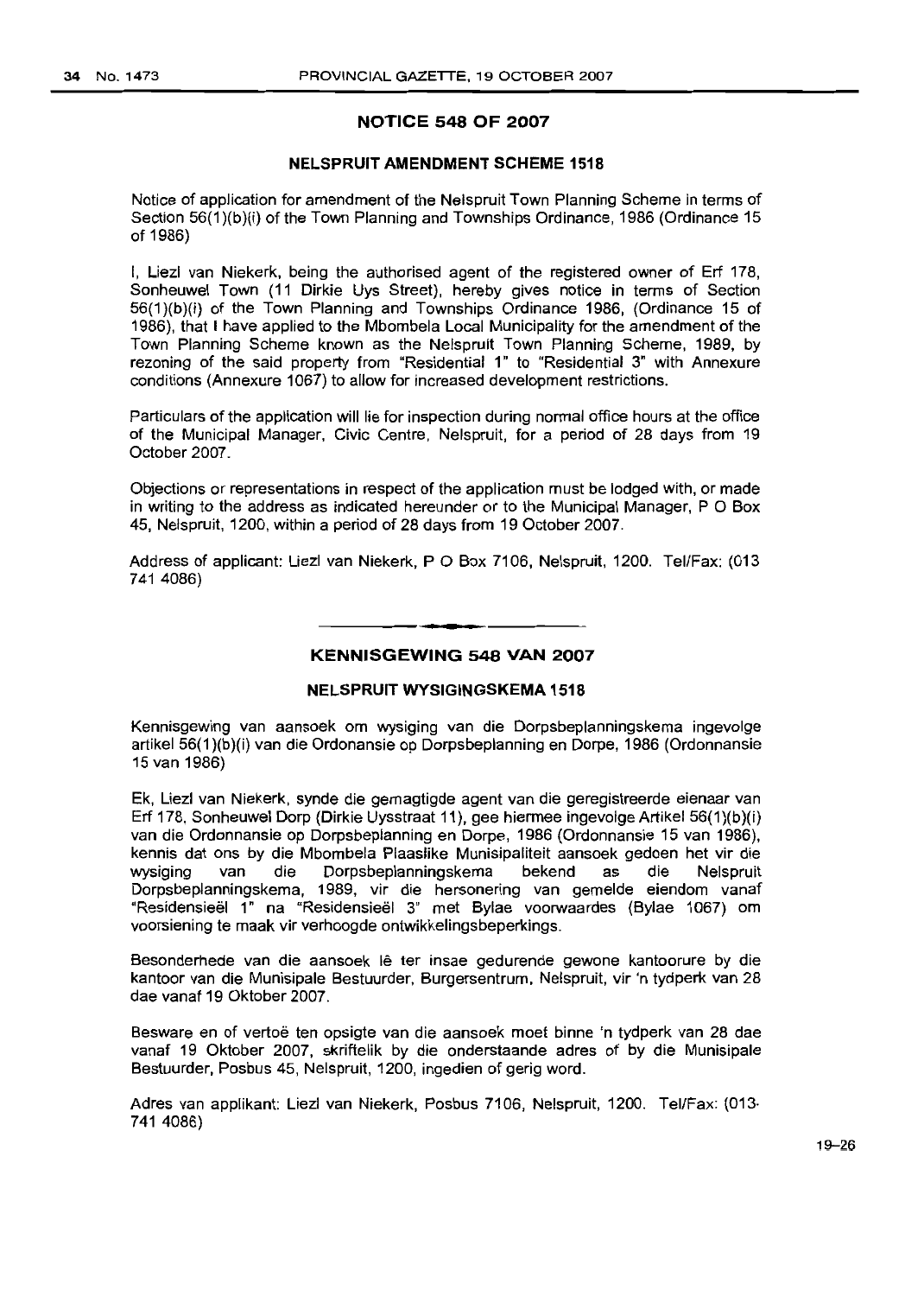## NOTICE 548 OF 2007

### NELSPRUIT AMENDMENT SCHEME 1518

Notice of application for amendment of the Nelspruit Town Planning Scheme in terms of Section 56(1)(b)(i) of the Town Planning and Townships Ordinance, 1986 (Ordinance 15 of 1986)

I, Liezl van Niekerk, being the authorised agent of the registered owner of Erf 178, Sonheuwel Town (11 Dirkie Uys Street), hereby gives notice in terms of Section 56(1)(b)(i) of the Town Planning and Townships Ordinance 1986, (Ordinance 15 of 1986), that I have applied to the Mbombela Local Municipality for the amendment of the Town Planning Scheme known as the Nelspruit Town Planning Scheme, 1989, by rezoning of the said property from "Residential 1" to "Residential 3" with Annexure conditions (Annexure 1067) to allow for increased development restrictions.

Particulars of the application will lie for inspection during normal office hours at the office of the Municipal Manager, Civic Centre, Nelspruit, for a period of 28 days from 19 October 2007.

Objections or representations in respect of the application must be lodged with, or made in writing to the address as indicated hereunder or to the Municipal Manager, P O Box 45, Nelspruit, 1200, within a period of 28 days from 19 October 2007.

Address of applicant: Liezl van Niekerk, P O Box 7106, Nelspruit, 1200. Tel/Fax: (013 741 4086)

---

## KENNISGEWING 548 VAN 2007

### NELSPRUIT WYSIGINGSKEMA 1518

Kennisgewing van aansoek om wysiging van die Dorpsbeplanningskema ingevolge artikel 56(1)(b)(i) van die Ordonansie op Dorpsbeplanning en Dorpe, 1986 (Ordonnansie 15 van 1986)

Ek, Liezl van Niekerk, synde die gemagtigde agent van die geregistreerde eienaar van Erf 178, Sonheuwel Dorp (Dirkie Uysstraat 11), gee hiermee ingevolge Artikel 56(1)(b)(i) van die Ordonnansie op Dorpsbeplanning en Dorpe, 1986 (Ordonnansie 15 van 1986), kennis dat ons by die Mbombela Plaaslike Munisipaliteit aansoek gedoen het vir die wysiging van die Dorpsbeplanningskema bekend as die Nelspruit Dorpsbeplanningskema, 1989, vir die hersonering van gemelde eiendom vanaf "Residensieël 1" na "Residensieël 3" met Bylae voorwaardes (Bylae 1067) om voorsiening te maak vir verhoogde ontwikkelingsbeperkings.

Besonderhede van die aansoek lê ter insae gedurende gewone kantoorure by die kantoor van die Munisipale Bestuurder, Burgersentrum, Nelspruit, vir 'n tydperk van 28 dae vanaf 19 Oktober 2007.

Besware en of vertoë ten opsigte van die aansoek moet binne 'n tydperk van 28 dae vanaf 19 Oktober 2007, skriftelik by die onderstaande adres of by die Munisipale Bestuurder, Posbus 45, Nelspruit, 1200, ingedien of gerig word.

Adres van applikant: Liezl van Niekerk, Posbus 7106, Nelspruit, 1200. Tel/Fax: (013-741 4086)

19–26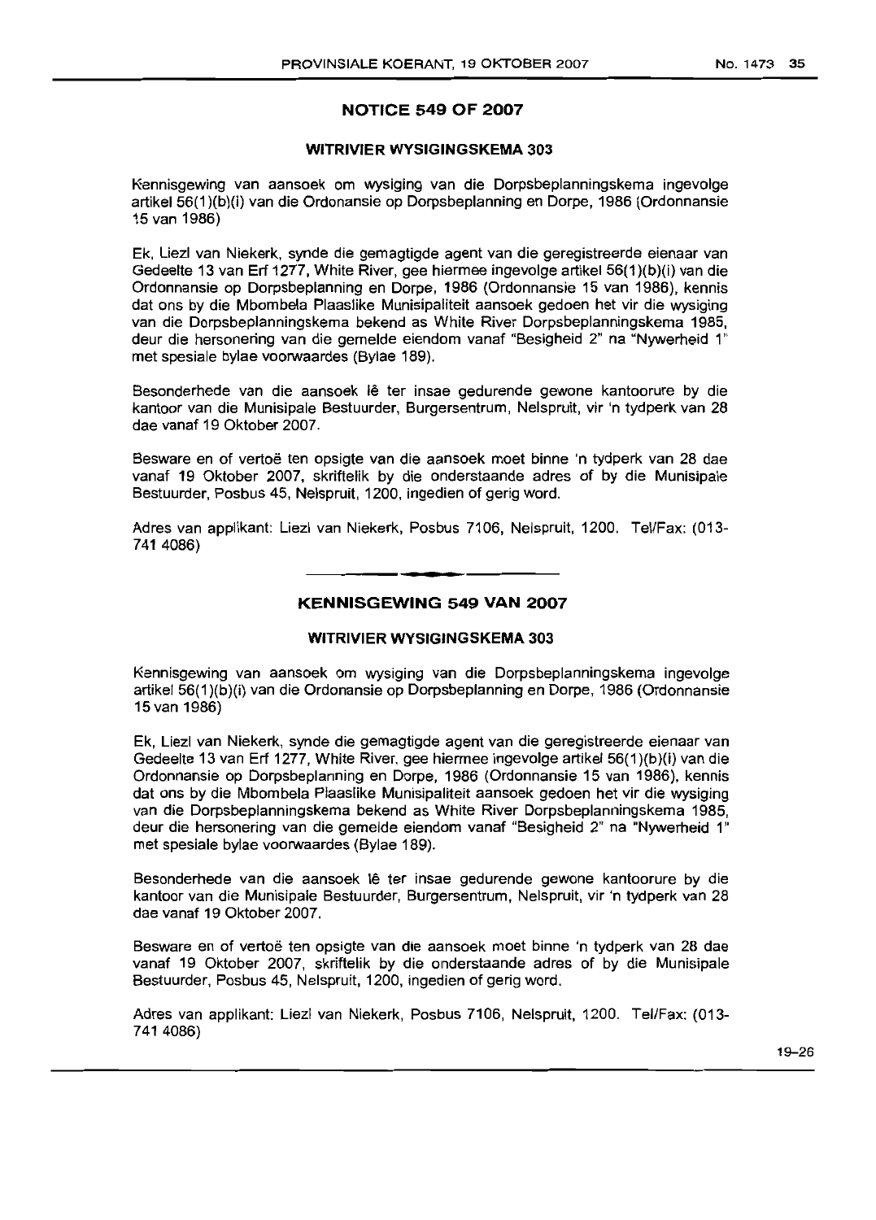## NOTICE 549 OF 2007

### WITRIVIER WYSIGINGSKEMA 303

Kennisgewing van aansoek om wysiging van die Dorpsbeplanningskema ingevolge artikel 56(1)(b)(i) van die Ordonansie op Dorpsbeplanning en Dorpe, 1986 (Ordonnansie 15 van 1986)

Ek, Liezl van Niekerk, synde die gemagtigde agent van die geregistreerde eienaar van Gedeelte 13 van Erf 1277, White River, gee hiermee ingevolge artikel 56(1)(b)(i) van die Ordonnansie op Dorpsbeplanning en Dorpe, 1986 (Ordonnansie 15 van 1986), kennis dat ons by die Mbombela Plaaslike Munisipaliteit aansoek gedoen het vir die wysiging van die Dorpsbeplanningskema bekend as White River Dorpsbeplanningskema 1985, deur die hersonering van die gemelde eiendom vanaf "Besigheid 2" na "Nywerheid 1" met spesiale bylae voorwaardes (Bylae 189).

Besonderhede van die aansoek lê ter insae gedurende gewone kantoorure by die kantoor van die Munisipale Bestuurder, Burgersentrum, Nelspruit, vir 'n tydperk van 28 dae vanaf 19 Oktober 2007.

Besware en of vertoë ten opsigte van die aansoek moet binne 'n tydperk van 28 dae vanaf 19 Oktober 2007, skriftelik by die onderstaande adres of by die Munisipale Bestuurder, Posbus 45, Nelspruit, 1200, ingedien of gerig word.

Adres van applikant: Liezl van Niekerk, Posbus 7106, Nelspruit, 1200. Tel/Fax: (013-741 4086)

## KENNISGEWING 549 VAN 2007

### WITRIVIER WYSIGINGSKEMA 303

Kennisgewing van aansoek om wysiging van die Dorpsbeplanningskema ingevolge artikel 56(1)(b)(i) van die Ordonansie op Dorpsbeplanning en Dorpe, 1986 (Ordonnansie 15 van 1986)

Ek, Liezl van Niekerk, synde die gemagtigde agent van die geregistreerde eienaar van Gedeelte 13 van Erf 1277, White River, gee hiermee ingevolge artikel 56(1)(b)(i) van die Ordonnansie op Dorpsbeplanning en Dorpe, 1986 (Ordonnansie 15 van 1986), kennis dat ons by die Mbombela Plaaslike Munisipaliteit aansoek gedoen het vir die wysiging van die Dorpsbeplanningskema bekend as White River Dorpsbeplanningskema 1985, deur die hersonering van die gemelde eiendom vanaf "Besigheid 2" na "Nywerheid 1" met spesiale bylae voorwaardes (Bylae 189).

Besonderhede van die aansoek lê ter insae gedurende gewone kantoorure by die kantoor van die Munisipale Bestuurder, Burgersentrum, Nelspruit, vir 'n tydperk van 28 dae vanaf 19 Oktober 2007.

Besware en of vertoë ten opsigte van die aansoek moet binne 'n tydperk van 28 dae vanaf 19 Oktober 2007, skriftelik by die onderstaande adres of by die Munisipale Bestuurder, Posbus 45, Nelspruit, 1200, ingedien of gerig word.

Adres van applikant: Liezl van Niekerk, Posbus 7106, Nelspruit, 1200. Tel/Fax: (013-741 4086)

19–26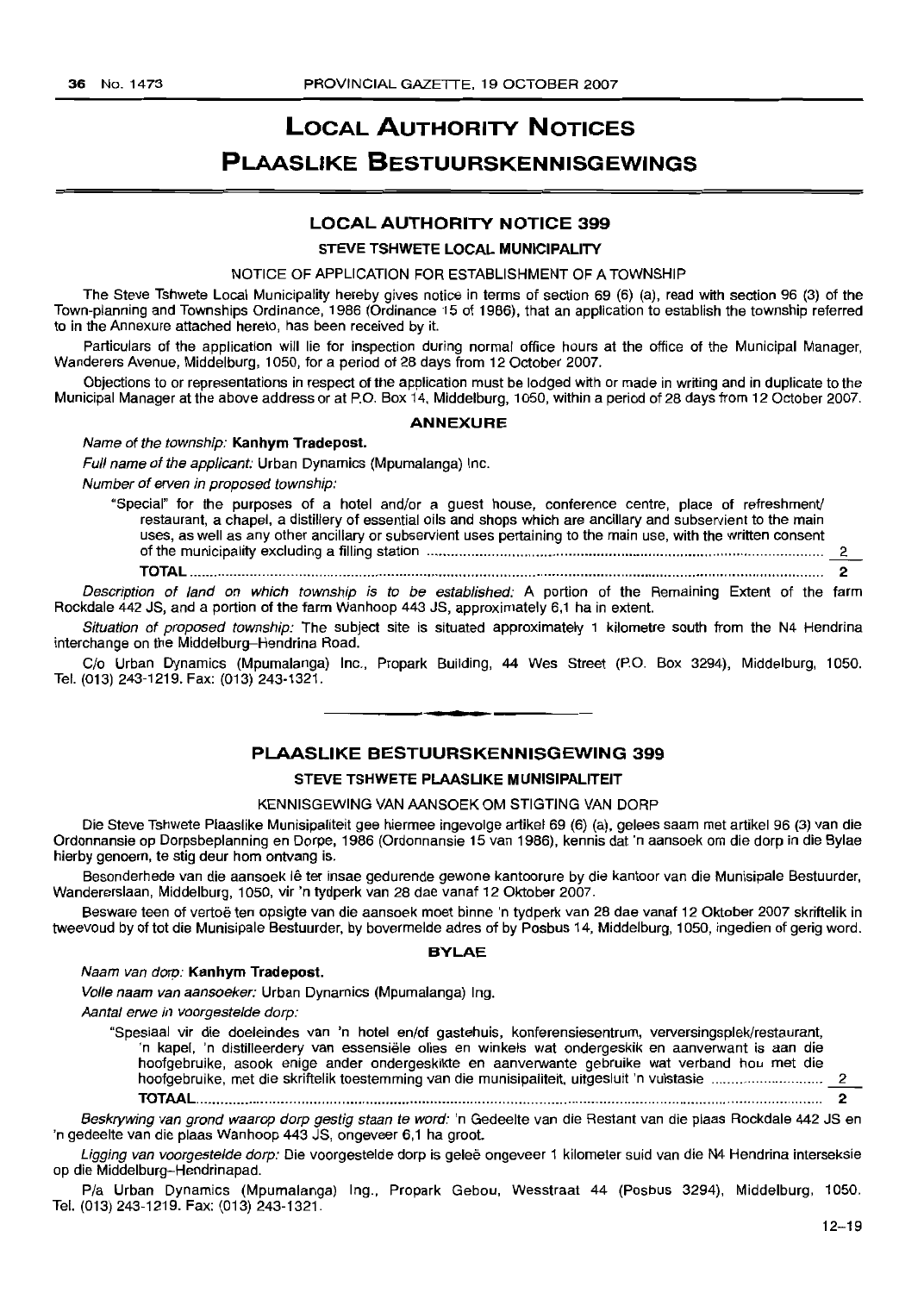# LOCAL AUTHORITY NOTICES

# PLAASLIKE BESTUURSKENNISGEWINGS

## LOCAL AUTHORITY NOTICE 399

### STEVE TSHWETE LOCAL MUNICIPALITY

NOTICE OF APPLICATION FOR ESTABLISHMENT OF A TOWNSHIP

The Steve Tshwete Local Municipality hereby gives notice in terms of section 69 (6) (a), read with section 96 (3) of the Town-planning and Townships Ordinance, 1986 (Ordinance 15 of 1986), that an application to establish the township referred to in the Annexure attached hereto, has been received by it.

Particulars of the application will lie for inspection during normal office hours at the office of the Municipal Manager, Wanderers Avenue, Middelburg, 1050, for a period of 28 days from 12 October 2007.

Objections to or representations in respect of the application must be lodged with or made in writing and in duplicate to the Municipal Manager at the above address or at P.O. Box 14, Middelburg, 1050, within a period of 28 days from 12 October 2007.

**ANNEXURE**

*Name of the township:* **Kanhym Tradepost.**

*Full name of the applicant:* Urban Dynamics (Mpumalanga) Inc.

*Number of erven in proposed township:*

"Special" for the purposes of a hotel and/or a guest house, conference centre, place of refreshment/restaurant, a chapel, a distillery of essential oils and shops which are ancillary and subservient to the main uses, as well as any other ancillary or subservient uses pertaining to the main use, with the written consent of the municipality excluding a filling station ........ 2

**TOTAL** ........ **2**

*Description of land on which township is to be established:* A portion of the Remaining Extent of the farm Rockdale 442 JS, and a portion of the farm Wanhoop 443 JS, approximately 6,1 ha in extent.

*Situation of proposed township:* The subject site is situated approximately 1 kilometre south from the N4 Hendrina interchange on the Middelburg–Hendrina Road.

C/o Urban Dynamics (Mpumalanga) Inc., Propark Building, 44 Wes Street (P.O. Box 3294), Middelburg, 1050. Tel. (013) 243-1219. Fax: (013) 243-1321.

---

## PLAASLIKE BESTUURSKENNISGEWING 399

### STEVE TSHWETE PLAASLIKE MUNISIPALITEIT

KENNISGEWING VAN AANSOEK OM STIGTING VAN DORP

Die Steve Tshwete Plaaslike Munisipaliteit gee hiermee ingevolge artikel 69 (6) (a), gelees saam met artikel 96 (3) van die Ordonnansie op Dorpsbeplanning en Dorpe, 1986 (Ordonnansie 15 van 1986), kennis dat 'n aansoek om die dorp in die Bylae hierby genoem, te stig deur hom ontvang is.

Besonderhede van die aansoek lê ter insae gedurende gewone kantoorure by die kantoor van die Munisipale Bestuurder, Wandererslaan, Middelburg, 1050, vir 'n tydperk van 28 dae vanaf 12 Oktober 2007.

Besware teen of vertoë ten opsigte van die aansoek moet binne 'n tydperk van 28 dae vanaf 12 Oktober 2007 skriftelik in tweevoud by of tot die Munisipale Bestuurder, by bovermelde adres of by Posbus 14, Middelburg, 1050, ingedien of gerig word.

**BYLAE**

*Naam van dorp:* **Kanhym Tradepost.**

*Volle naam van aansoeker:* Urban Dynamics (Mpumalanga) Ing.

*Aantal erwe in voorgestelde dorp:*

"Spesiaal vir die doeleindes van 'n hotel en/of gastehuis, konferensiesentrum, verversingsplek/restaurant, 'n kapel, 'n distilleerdery van essensiële olies en winkels wat ondergeskik en aanverwant is aan die hoofgebruike, asook enige ander ondergeskikte en aanverwante gebruike wat verband hou met die hoofgebruike, met die skriftelik toestemming van die munisipaliteit, uitgesluit 'n vulstasie ........ 2

**TOTAAL** ........ **2**

*Beskrywing van grond waarop dorp gestig staan te word:* 'n Gedeelte van die Restant van die plaas Rockdale 442 JS en 'n gedeelte van die plaas Wanhoop 443 JS, ongeveer 6,1 ha groot.

*Ligging van voorgestelde dorp:* Die voorgestelde dorp is geleë ongeveer 1 kilometer suid van die N4 Hendrina interseksie op die Middelburg–Hendrinapad.

P/a Urban Dynamics (Mpumalanga) Ing., Propark Gebou, Wesstraat 44 (Posbus 3294), Middelburg, 1050. Tel. (013) 243-1219. Fax: (013) 243-1321.

12–19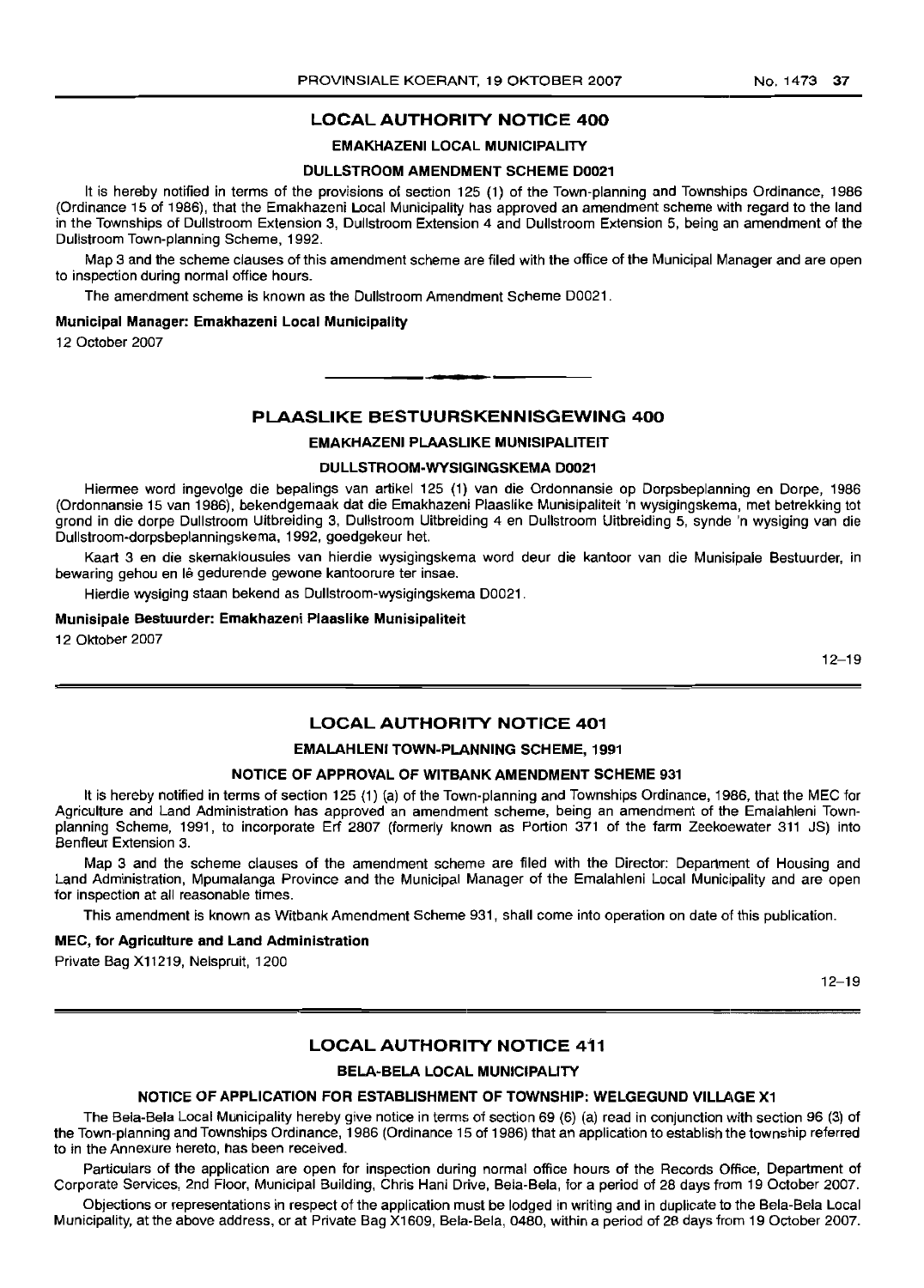## LOCAL AUTHORITY NOTICE 400

### EMAKHAZENI LOCAL MUNICIPALITY

### DULLSTROOM AMENDMENT SCHEME D0021

It is hereby notified in terms of the provisions of section 125 (1) of the Town-planning and Townships Ordinance, 1986 (Ordinance 15 of 1986), that the Emakhazeni Local Municipality has approved an amendment scheme with regard to the land in the Townships of Dullstroom Extension 3, Dullstroom Extension 4 and Dullstroom Extension 5, being an amendment of the Dullstroom Town-planning Scheme, 1992.

Map 3 and the scheme clauses of this amendment scheme are filed with the office of the Municipal Manager and are open to inspection during normal office hours.

The amendment scheme is known as the Dullstroom Amendment Scheme D0021.

**Municipal Manager: Emakhazeni Local Municipality**

12 October 2007

---

## PLAASLIKE BESTUURSKENNISGEWING 400

### EMAKHAZENI PLAASLIKE MUNISIPALITEIT

### DULLSTROOM-WYSIGINGSKEMA D0021

Hiermee word ingevolge die bepalings van artikel 125 (1) van die Ordonnansie op Dorpsbeplanning en Dorpe, 1986 (Ordonnansie 15 van 1986), bekendgemaak dat die Emakhazeni Plaaslike Munisipaliteit 'n wysigingskema, met betrekking tot grond in die dorpe Dullstroom Uitbreiding 3, Dullstroom Uitbreiding 4 en Dullstroom Uitbreiding 5, synde 'n wysiging van die Dullstroom-dorpsbeplanningskema, 1992, goedgekeur het.

Kaart 3 en die skemaklousules van hierdie wysigingskema word deur die kantoor van die Munisipale Bestuurder, in bewaring gehou en lê gedurende gewone kantoorure ter insae.

Hierdie wysiging staan bekend as Dullstroom-wysigingskema D0021.

**Munisipale Bestuurder: Emakhazeni Plaaslike Munisipaliteit**

12 Oktober 2007

12–19

---

## LOCAL AUTHORITY NOTICE 401

### EMALAHLENI TOWN-PLANNING SCHEME, 1991

### NOTICE OF APPROVAL OF WITBANK AMENDMENT SCHEME 931

It is hereby notified in terms of section 125 (1) (a) of the Town-planning and Townships Ordinance, 1986, that the MEC for Agriculture and Land Administration has approved an amendment scheme, being an amendment of the Emalahleni Town-planning Scheme, 1991, to incorporate Erf 2807 (formerly known as Portion 371 of the farm Zeekoewater 311 JS) into Benfleur Extension 3.

Map 3 and the scheme clauses of the amendment scheme are filed with the Director: Department of Housing and Land Administration, Mpumalanga Province and the Municipal Manager of the Emalahleni Local Municipality and are open for inspection at all reasonable times.

This amendment is known as Witbank Amendment Scheme 931, shall come into operation on date of this publication.

**MEC, for Agriculture and Land Administration**

Private Bag X11219, Nelspruit, 1200

12–19

---

## LOCAL AUTHORITY NOTICE 411

### BELA-BELA LOCAL MUNICIPALITY

### NOTICE OF APPLICATION FOR ESTABLISHMENT OF TOWNSHIP: WELGEGUND VILLAGE X1

The Bela-Bela Local Municipality hereby give notice in terms of section 69 (6) (a) read in conjunction with section 96 (3) of the Town-planning and Townships Ordinance, 1986 (Ordinance 15 of 1986) that an application to establish the township referred to in the Annexure hereto, has been received.

Particulars of the application are open for inspection during normal office hours of the Records Office, Department of Corporate Services, 2nd Floor, Municipal Building, Chris Hani Drive, Bela-Bela, for a period of 28 days from 19 October 2007.

Objections or representations in respect of the application must be lodged in writing and in duplicate to the Bela-Bela Local Municipality, at the above address, or at Private Bag X1609, Bela-Bela, 0480, within a period of 28 days from 19 October 2007.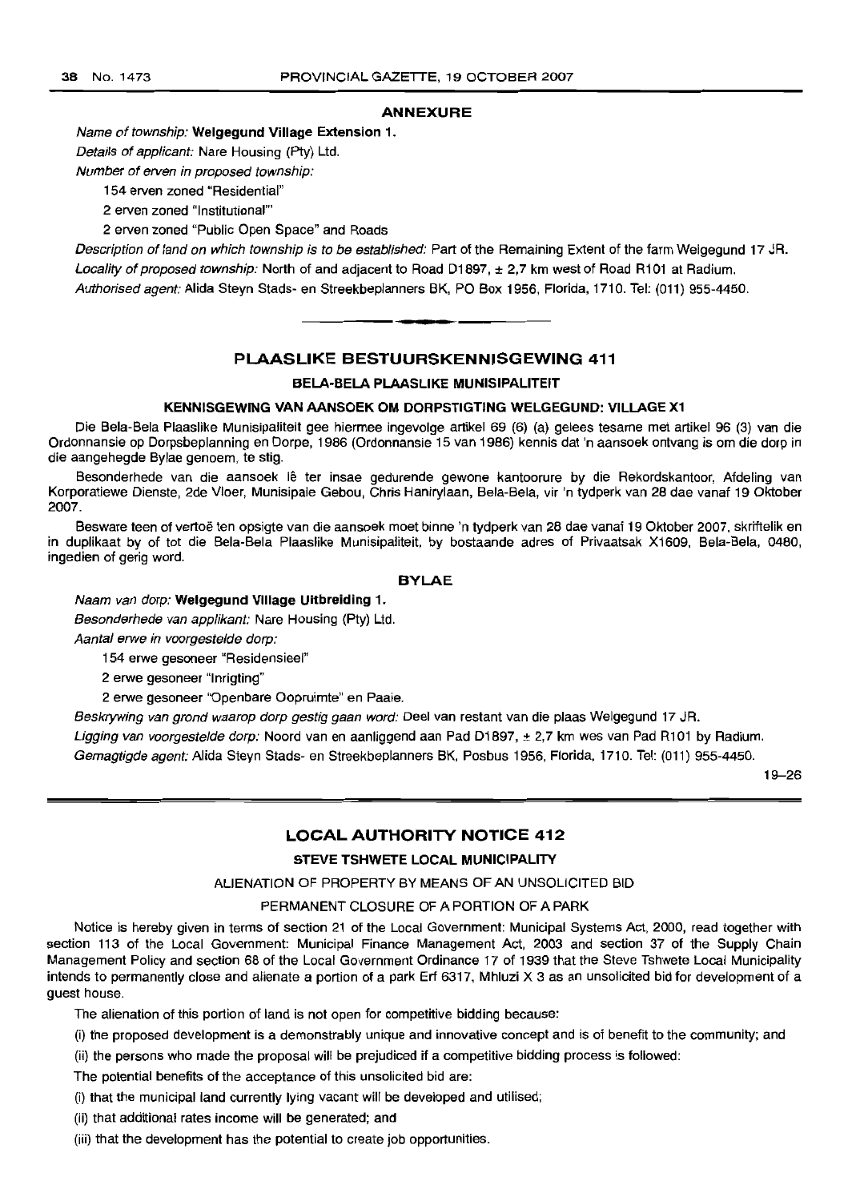## ANNEXURE

*Name of township:* **Welgegund Village Extension 1.**

*Details of applicant:* Nare Housing (Pty) Ltd.

*Number of erven in proposed township:*

154 erven zoned "Residential"

2 erven zoned "Institutional"

2 erven zoned "Public Open Space" and Roads

*Description of land on which township is to be established:* Part of the Remaining Extent of the farm Welgegund 17 JR.

*Locality of proposed township:* North of and adjacent to Road D1897, ± 2,7 km west of Road R101 at Radium.

*Authorised agent:* Alida Steyn Stads- en Streekbeplanners BK, PO Box 1956, Florida, 1710. Tel: (011) 955-4450.

---

## PLAASLIKE BESTUURSKENNISGEWING 411

### BELA-BELA PLAASLIKE MUNISIPALITEIT

### KENNISGEWING VAN AANSOEK OM DORPSTIGTING WELGEGUND: VILLAGE X1

Die Bela-Bela Plaaslike Munisipaliteit gee hiermee ingevolge artikel 69 (6) (a) gelees tesame met artikel 96 (3) van die Ordonnansie op Dorpsbeplanning en Dorpe, 1986 (Ordonnansie 15 van 1986) kennis dat 'n aansoek ontvang is om die dorp in die aangehegde Bylae genoem, te stig.

Besonderhede van die aansoek lê ter insae gedurende gewone kantoorure by die Rekordskantoor, Afdeling van Korporatiewe Dienste, 2de Vloer, Munisipale Gebou, Chris Hanirylaan, Bela-Bela, vir 'n tydperk van 28 dae vanaf 19 Oktober 2007.

Besware teen of vertoë ten opsigte van die aansoek moet binne 'n tydperk van 28 dae vanaf 19 Oktober 2007, skriftelik en in duplikaat by of tot die Bela-Bela Plaaslike Munisipaliteit, by bostaande adres of Privaatsak X1609, Bela-Bela, 0480, ingedien of gerig word.

## BYLAE

*Naam van dorp:* **Welgegund Village Uitbreiding 1.**

*Besonderhede van applikant:* Nare Housing (Pty) Ltd.

*Aantal erwe in voorgestelde dorp:*

154 erwe gesoneer "Residensieel"

2 erwe gesoneer "Inrigting"

2 erwe gesoneer "Openbare Oopruimte" en Paaie.

*Beskrywing van grond waarop dorp gestig gaan word:* Deel van restant van die plaas Welgegund 17 JR.

*Ligging van voorgestelde dorp:* Noord van en aanliggend aan Pad D1897, ± 2,7 km wes van Pad R101 by Radium.

*Gemagtigde agent:* Alida Steyn Stads- en Streekbeplanners BK, Posbus 1956, Florida, 1710. Tel: (011) 955-4450.

19–26

---

## LOCAL AUTHORITY NOTICE 412

### STEVE TSHWETE LOCAL MUNICIPALITY

ALIENATION OF PROPERTY BY MEANS OF AN UNSOLICITED BID

PERMANENT CLOSURE OF A PORTION OF A PARK

Notice is hereby given in terms of section 21 of the Local Government: Municipal Systems Act, 2000, read together with section 113 of the Local Government: Municipal Finance Management Act, 2003 and section 37 of the Supply Chain Management Policy and section 68 of the Local Government Ordinance 17 of 1939 that the Steve Tshwete Local Municipality intends to permanently close and alienate a portion of a park Erf 6317, Mhluzi X 3 as an unsolicited bid for development of a guest house.

The alienation of this portion of land is not open for competitive bidding because:

(i) the proposed development is a demonstrably unique and innovative concept and is of benefit to the community; and

(ii) the persons who made the proposal will be prejudiced if a competitive bidding process is followed:

The potential benefits of the acceptance of this unsolicited bid are:

(i) that the municipal land currently lying vacant will be developed and utilised;

(ii) that additional rates income will be generated; and

(iii) that the development has the potential to create job opportunities.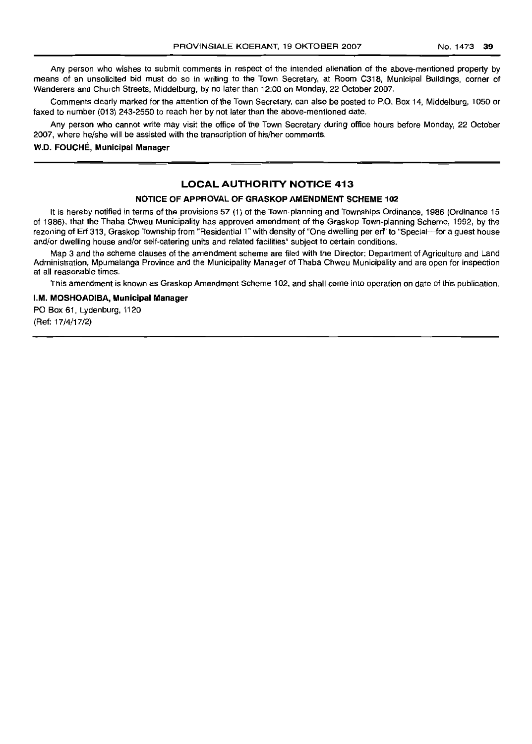Any person who wishes to submit comments in respect of the intended alienation of the above-mentioned property by means of an unsolicited bid must do so in writing to the Town Secretary, at Room C318, Municipal Buildings, corner of Wanderers and Church Streets, Middelburg, by no later than 12:00 on Monday, 22 October 2007.

Comments clearly marked for the attention of the Town Secretary, can also be posted to P.O. Box 14, Middelburg, 1050 or faxed to number (013) 243-2550 to reach her by not later than the above-mentioned date.

Any person who cannot write may visit the office of the Town Secretary during office hours before Monday, 22 October 2007, where he/she will be assisted with the transcription of his/her comments.

**W.D. FOUCHÉ, Municipal Manager**

---

## LOCAL AUTHORITY NOTICE 413

### NOTICE OF APPROVAL OF GRASKOP AMENDMENT SCHEME 102

It is hereby notified in terms of the provisions 57 (1) of the Town-planning and Townships Ordinance, 1986 (Ordinance 15 of 1986), that the Thaba Chweu Municipality has approved amendment of the Graskop Town-planning Scheme, 1992, by the rezoning of Erf 313, Graskop Township from "Residential 1" with density of "One dwelling per erf" to "Special—for a guest house and/or dwelling house and/or self-catering units and related facilities" subject to certain conditions.

Map 3 and the scheme clauses of the amendment scheme are filed with the Director: Department of Agriculture and Land Administration, Mpumalanga Province and the Municipality Manager of Thaba Chweu Municipality and are open for inspection at all reasonable times.

This amendment is known as Graskop Amendment Scheme 102, and shall come into operation on date of this publication.

**I.M. MOSHOADIBA, Municipal Manager**

PO Box 61, Lydenburg, 1120

(Ref: 17/4/17/2)